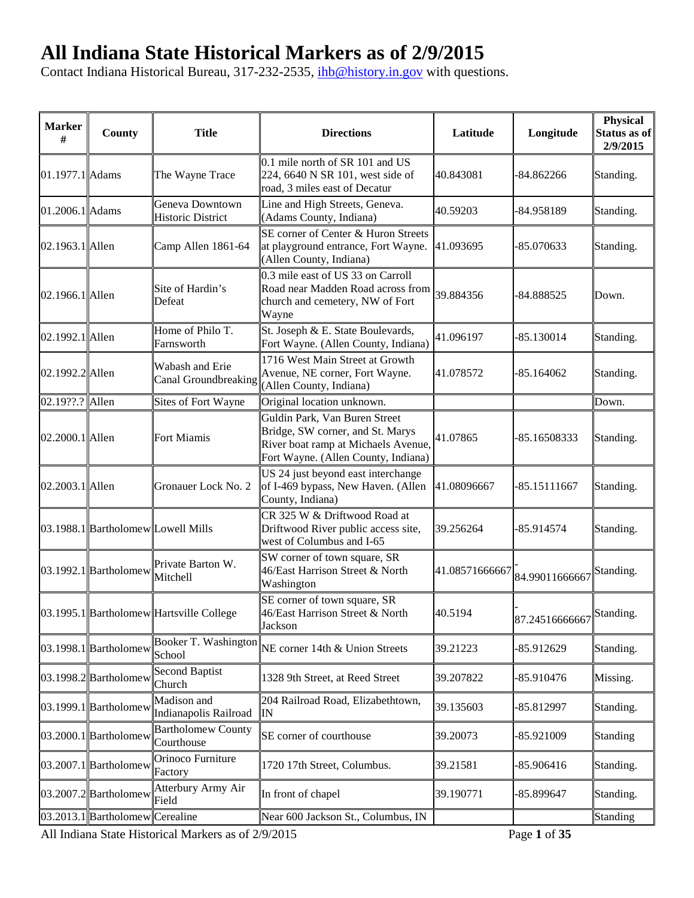# All Indiana State Historical Markers as of 2/9/2015

Contact Indiana Historical Bureau, 317-232-2535, ihb@history.in.gov with questions.

| Marker # | County | Title | Directions | Latitude | Longitude | Physical Status as of 2/9/2015 |
|---|---|---|---|---|---|---|
| 01.1977.1 | Adams | The Wayne Trace | 0.1 mile north of SR 101 and US 224, 6640 N SR 101, west side of road, 3 miles east of Decatur | 40.843081 | -84.862266 | Standing. |
| 01.2006.1 | Adams | Geneva Downtown Historic District | Line and High Streets, Geneva. (Adams County, Indiana) | 40.59203 | -84.958189 | Standing. |
| 02.1963.1 | Allen | Camp Allen 1861-64 | SE corner of Center & Huron Streets at playground entrance, Fort Wayne. (Allen County, Indiana) | 41.093695 | -85.070633 | Standing. |
| 02.1966.1 | Allen | Site of Hardin's Defeat | 0.3 mile east of US 33 on Carroll Road near Madden Road across from church and cemetery, NW of Fort Wayne | 39.884356 | -84.888525 | Down. |
| 02.1992.1 | Allen | Home of Philo T. Farnsworth | St. Joseph & E. State Boulevards, Fort Wayne. (Allen County, Indiana) | 41.096197 | -85.130014 | Standing. |
| 02.1992.2 | Allen | Wabash and Erie Canal Groundbreaking | 1716 West Main Street at Growth Avenue, NE corner, Fort Wayne. (Allen County, Indiana) | 41.078572 | -85.164062 | Standing. |
| 02.19??.? | Allen | Sites of Fort Wayne | Original location unknown. | | | Down. |
| 02.2000.1 | Allen | Fort Miamis | Guldin Park, Van Buren Street Bridge, SW corner, and St. Marys River boat ramp at Michaels Avenue, Fort Wayne. (Allen County, Indiana) | 41.07865 | -85.16508333 | Standing. |
| 02.2003.1 | Allen | Gronauer Lock No. 2 | US 24 just beyond east interchange of I-469 bypass, New Haven. (Allen County, Indiana) | 41.08096667 | -85.15111667 | Standing. |
| 03.1988.1 | Bartholomew | Lowell Mills | CR 325 W & Driftwood Road at Driftwood River public access site, west of Columbus and I-65 | 39.256264 | -85.914574 | Standing. |
| 03.1992.1 | Bartholomew | Private Barton W. Mitchell | SW corner of town square, SR 46/East Harrison Street & North Washington | 41.08571666667 | -84.99011666667 | Standing. |
| 03.1995.1 | Bartholomew | Hartsville College | SE corner of town square, SR 46/East Harrison Street & North Jackson | 40.5194 | -87.24516666667 | Standing. |
| 03.1998.1 | Bartholomew | Booker T. Washington School | NE corner 14th & Union Streets | 39.21223 | -85.912629 | Standing. |
| 03.1998.2 | Bartholomew | Second Baptist Church | 1328 9th Street, at Reed Street | 39.207822 | -85.910476 | Missing. |
| 03.1999.1 | Bartholomew | Madison and Indianapolis Railroad | 204 Railroad Road, Elizabethtown, IN | 39.135603 | -85.812997 | Standing. |
| 03.2000.1 | Bartholomew | Bartholomew County Courthouse | SE corner of courthouse | 39.20073 | -85.921009 | Standing |
| 03.2007.1 | Bartholomew | Orinoco Furniture Factory | 1720 17th Street, Columbus. | 39.21581 | -85.906416 | Standing. |
| 03.2007.2 | Bartholomew | Atterbury Army Air Field | In front of chapel | 39.190771 | -85.899647 | Standing. |
| 03.2013.1 | Bartholomew | Cerealine | Near 600 Jackson St., Columbus, IN | | | Standing |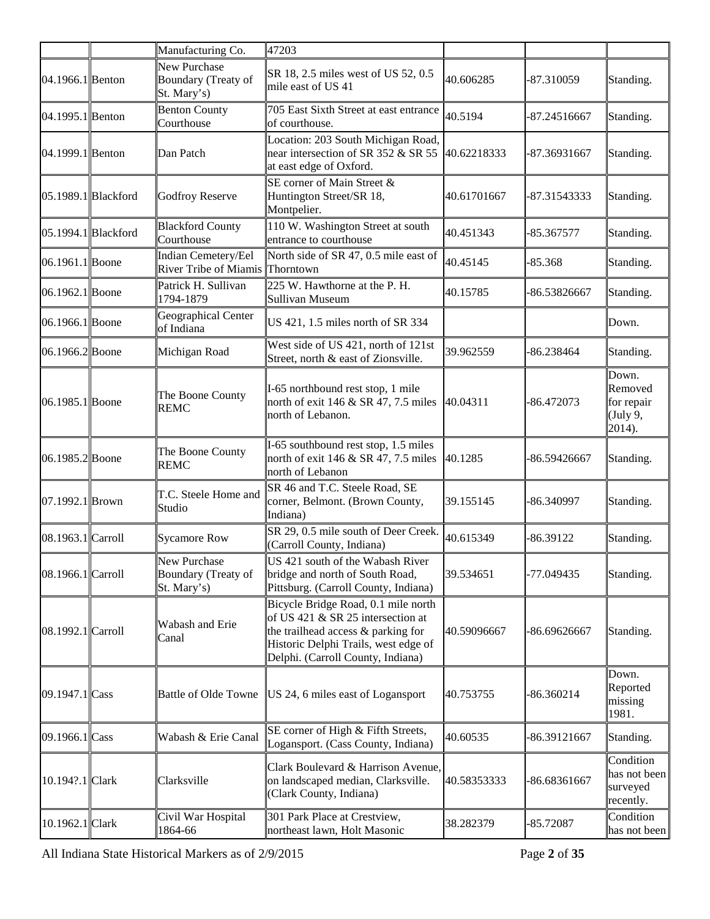| | | | | | | |
|---|---|---|---|---|---|---|
| | | Manufacturing Co. | 47203 | | | |
| 04.1966.1 | Benton | New Purchase Boundary (Treaty of St. Mary's) | SR 18, 2.5 miles west of US 52, 0.5 mile east of US 41 | 40.606285 | -87.310059 | Standing. |
| 04.1995.1 | Benton | Benton County Courthouse | 705 East Sixth Street at east entrance of courthouse. | 40.5194 | -87.24516667 | Standing. |
| 04.1999.1 | Benton | Dan Patch | Location: 203 South Michigan Road, near intersection of SR 352 & SR 55 at east edge of Oxford. | 40.62218333 | -87.36931667 | Standing. |
| 05.1989.1 | Blackford | Godfroy Reserve | SE corner of Main Street & Huntington Street/SR 18, Montpelier. | 40.61701667 | -87.31543333 | Standing. |
| 05.1994.1 | Blackford | Blackford County Courthouse | 110 W. Washington Street at south entrance to courthouse | 40.451343 | -85.367577 | Standing. |
| 06.1961.1 | Boone | Indian Cemetery/Eel River Tribe of Miamis | North side of SR 47, 0.5 mile east of Thorntown | 40.45145 | -85.368 | Standing. |
| 06.1962.1 | Boone | Patrick H. Sullivan 1794-1879 | 225 W. Hawthorne at the P. H. Sullivan Museum | 40.15785 | -86.53826667 | Standing. |
| 06.1966.1 | Boone | Geographical Center of Indiana | US 421, 1.5 miles north of SR 334 | | | Down. |
| 06.1966.2 | Boone | Michigan Road | West side of US 421, north of 121st Street, north & east of Zionsville. | 39.962559 | -86.238464 | Standing. |
| 06.1985.1 | Boone | The Boone County REMC | I-65 northbound rest stop, 1 mile north of exit 146 & SR 47, 7.5 miles north of Lebanon. | 40.04311 | -86.472073 | Down. Removed for repair (July 9, 2014). |
| 06.1985.2 | Boone | The Boone County REMC | I-65 southbound rest stop, 1.5 miles north of exit 146 & SR 47, 7.5 miles north of Lebanon | 40.1285 | -86.59426667 | Standing. |
| 07.1992.1 | Brown | T.C. Steele Home and Studio | SR 46 and T.C. Steele Road, SE corner, Belmont. (Brown County, Indiana) | 39.155145 | -86.340997 | Standing. |
| 08.1963.1 | Carroll | Sycamore Row | SR 29, 0.5 mile south of Deer Creek. (Carroll County, Indiana) | 40.615349 | -86.39122 | Standing. |
| 08.1966.1 | Carroll | New Purchase Boundary (Treaty of St. Mary's) | US 421 south of the Wabash River bridge and north of South Road, Pittsburg. (Carroll County, Indiana) | 39.534651 | -77.049435 | Standing. |
| 08.1992.1 | Carroll | Wabash and Erie Canal | Bicycle Bridge Road, 0.1 mile north of US 421 & SR 25 intersection at the trailhead access & parking for Historic Delphi Trails, west edge of Delphi. (Carroll County, Indiana) | 40.59096667 | -86.69626667 | Standing. |
| 09.1947.1 | Cass | Battle of Olde Towne | US 24, 6 miles east of Logansport | 40.753755 | -86.360214 | Down. Reported missing 1981. |
| 09.1966.1 | Cass | Wabash & Erie Canal | SE corner of High & Fifth Streets, Logansport. (Cass County, Indiana) | 40.60535 | -86.39121667 | Standing. |
| 10.194?.1 | Clark | Clarksville | Clark Boulevard & Harrison Avenue, on landscaped median, Clarksville. (Clark County, Indiana) | 40.58353333 | -86.68361667 | Condition has not been surveyed recently. |
| 10.1962.1 | Clark | Civil War Hospital 1864-66 | 301 Park Place at Crestview, northeast lawn, Holt Masonic | 38.282379 | -85.72087 | Condition has not been |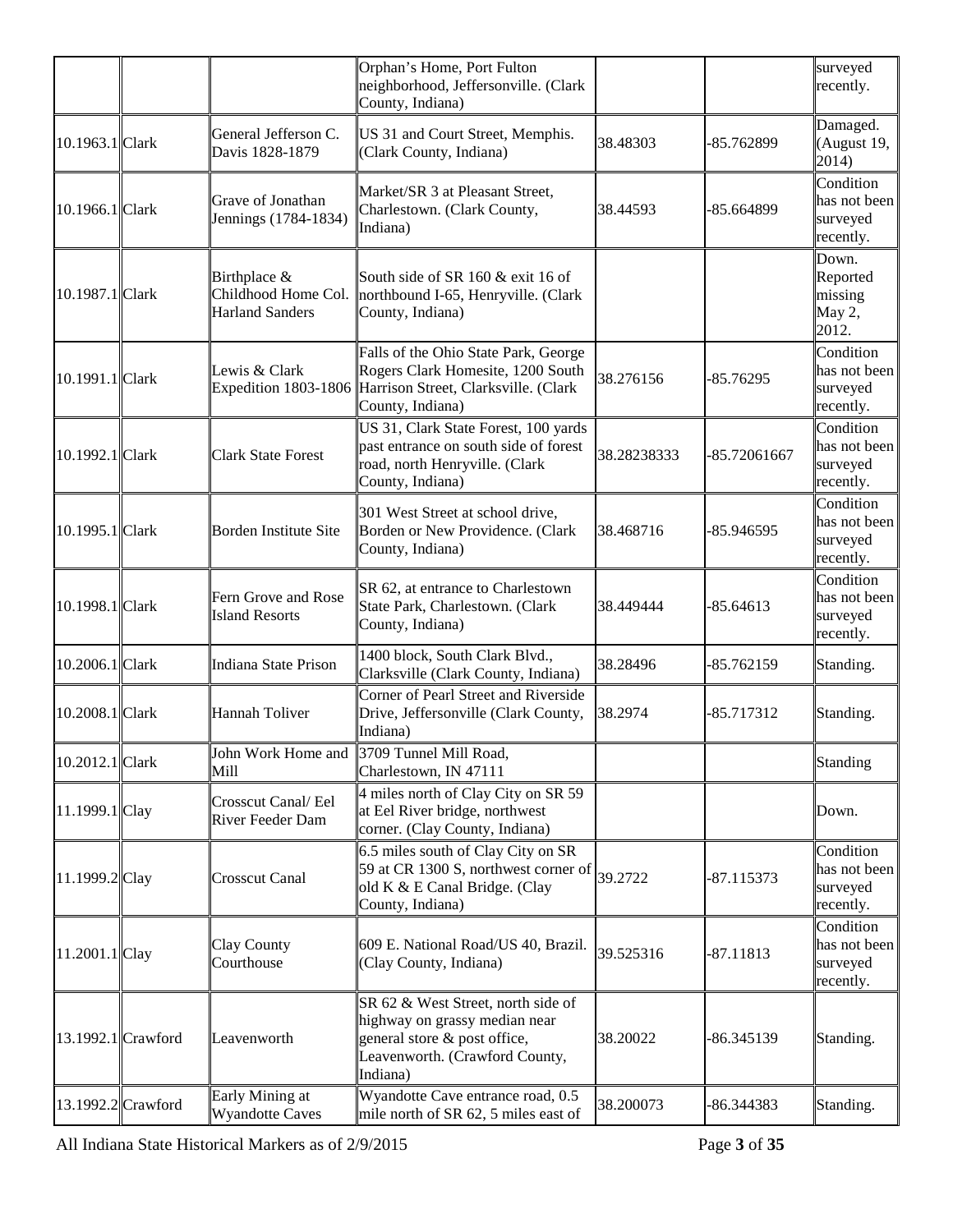| | | | | | | |
|---|---|---|---|---|---|---|
| | | | Orphan's Home, Port Fulton neighborhood, Jeffersonville. (Clark County, Indiana) | | | surveyed recently. |
| 10.1963.1 | Clark | General Jefferson C. Davis 1828-1879 | US 31 and Court Street, Memphis. (Clark County, Indiana) | 38.48303 | -85.762899 | Damaged. (August 19, 2014) |
| 10.1966.1 | Clark | Grave of Jonathan Jennings (1784-1834) | Market/SR 3 at Pleasant Street, Charlestown. (Clark County, Indiana) | 38.44593 | -85.664899 | Condition has not been surveyed recently. |
| 10.1987.1 | Clark | Birthplace & Childhood Home Col. Harland Sanders | South side of SR 160 & exit 16 of northbound I-65, Henryville. (Clark County, Indiana) | | | Down. Reported missing May 2, 2012. |
| 10.1991.1 | Clark | Lewis & Clark Expedition 1803-1806 | Falls of the Ohio State Park, George Rogers Clark Homesite, 1200 South Harrison Street, Clarksville. (Clark County, Indiana) | 38.276156 | -85.76295 | Condition has not been surveyed recently. |
| 10.1992.1 | Clark | Clark State Forest | US 31, Clark State Forest, 100 yards past entrance on south side of forest road, north Henryville. (Clark County, Indiana) | 38.28238333 | -85.72061667 | Condition has not been surveyed recently. |
| 10.1995.1 | Clark | Borden Institute Site | 301 West Street at school drive, Borden or New Providence. (Clark County, Indiana) | 38.468716 | -85.946595 | Condition has not been surveyed recently. |
| 10.1998.1 | Clark | Fern Grove and Rose Island Resorts | SR 62, at entrance to Charlestown State Park, Charlestown. (Clark County, Indiana) | 38.449444 | -85.64613 | Condition has not been surveyed recently. |
| 10.2006.1 | Clark | Indiana State Prison | 1400 block, South Clark Blvd., Clarksville (Clark County, Indiana) | 38.28496 | -85.762159 | Standing. |
| 10.2008.1 | Clark | Hannah Toliver | Corner of Pearl Street and Riverside Drive, Jeffersonville (Clark County, Indiana) | 38.2974 | -85.717312 | Standing. |
| 10.2012.1 | Clark | John Work Home and Mill | 3709 Tunnel Mill Road, Charlestown, IN 47111 | | | Standing |
| 11.1999.1 | Clay | Crosscut Canal/ Eel River Feeder Dam | 4 miles north of Clay City on SR 59 at Eel River bridge, northwest corner. (Clay County, Indiana) | | | Down. |
| 11.1999.2 | Clay | Crosscut Canal | 6.5 miles south of Clay City on SR 59 at CR 1300 S, northwest corner of old K & E Canal Bridge. (Clay County, Indiana) | 39.2722 | -87.115373 | Condition has not been surveyed recently. |
| 11.2001.1 | Clay | Clay County Courthouse | 609 E. National Road/US 40, Brazil. (Clay County, Indiana) | 39.525316 | -87.11813 | Condition has not been surveyed recently. |
| 13.1992.1 | Crawford | Leavenworth | SR 62 & West Street, north side of highway on grassy median near general store & post office, Leavenworth. (Crawford County, Indiana) | 38.20022 | -86.345139 | Standing. |
| 13.1992.2 | Crawford | Early Mining at Wyandotte Caves | Wyandotte Cave entrance road, 0.5 mile north of SR 62, 5 miles east of | 38.200073 | -86.344383 | Standing. |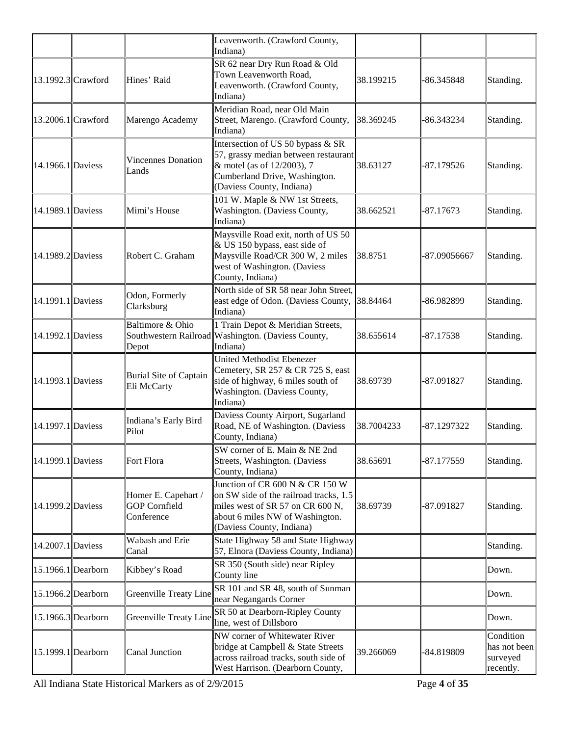| | | | Leavenworth. (Crawford County, Indiana) | | | |
|---|---|---|---|---|---|---|
| 13.1992.3 | Crawford | Hines' Raid | SR 62 near Dry Run Road & Old Town Leavenworth Road, Leavenworth. (Crawford County, Indiana) | 38.199215 | -86.345848 | Standing. |
| 13.2006.1 | Crawford | Marengo Academy | Meridian Road, near Old Main Street, Marengo. (Crawford County, Indiana) | 38.369245 | -86.343234 | Standing. |
| 14.1966.1 | Daviess | Vincennes Donation Lands | Intersection of US 50 bypass & SR 57, grassy median between restaurant & motel (as of 12/2003), 7 Cumberland Drive, Washington. (Daviess County, Indiana) | 38.63127 | -87.179526 | Standing. |
| 14.1989.1 | Daviess | Mimi's House | 101 W. Maple & NW 1st Streets, Washington. (Daviess County, Indiana) | 38.662521 | -87.17673 | Standing. |
| 14.1989.2 | Daviess | Robert C. Graham | Maysville Road exit, north of US 50 & US 150 bypass, east side of Maysville Road/CR 300 W, 2 miles west of Washington. (Daviess County, Indiana) | 38.8751 | -87.09056667 | Standing. |
| 14.1991.1 | Daviess | Odon, Formerly Clarksburg | North side of SR 58 near John Street, east edge of Odon. (Daviess County, Indiana) | 38.84464 | -86.982899 | Standing. |
| 14.1992.1 | Daviess | Baltimore & Ohio Southwestern Railroad Depot | 1 Train Depot & Meridian Streets, Washington. (Daviess County, Indiana) | 38.655614 | -87.17538 | Standing. |
| 14.1993.1 | Daviess | Burial Site of Captain Eli McCarty | United Methodist Ebenezer Cemetery, SR 257 & CR 725 S, east side of highway, 6 miles south of Washington. (Daviess County, Indiana) | 38.69739 | -87.091827 | Standing. |
| 14.1997.1 | Daviess | Indiana's Early Bird Pilot | Daviess County Airport, Sugarland Road, NE of Washington. (Daviess County, Indiana) | 38.7004233 | -87.1297322 | Standing. |
| 14.1999.1 | Daviess | Fort Flora | SW corner of E. Main & NE 2nd Streets, Washington. (Daviess County, Indiana) | 38.65691 | -87.177559 | Standing. |
| 14.1999.2 | Daviess | Homer E. Capehart / GOP Cornfield Conference | Junction of CR 600 N & CR 150 W on SW side of the railroad tracks, 1.5 miles west of SR 57 on CR 600 N, about 6 miles NW of Washington. (Daviess County, Indiana) | 38.69739 | -87.091827 | Standing. |
| 14.2007.1 | Daviess | Wabash and Erie Canal | State Highway 58 and State Highway 57, Elnora (Daviess County, Indiana) | | | Standing. |
| 15.1966.1 | Dearborn | Kibbey's Road | SR 350 (South side) near Ripley County line | | | Down. |
| 15.1966.2 | Dearborn | Greenville Treaty Line | SR 101 and SR 48, south of Sunman near Negangards Corner | | | Down. |
| 15.1966.3 | Dearborn | Greenville Treaty Line | SR 50 at Dearborn-Ripley County line, west of Dillsboro | | | Down. |
| 15.1999.1 | Dearborn | Canal Junction | NW corner of Whitewater River bridge at Campbell & State Streets across railroad tracks, south side of West Harrison. (Dearborn County, | 39.266069 | -84.819809 | Condition has not been surveyed recently. |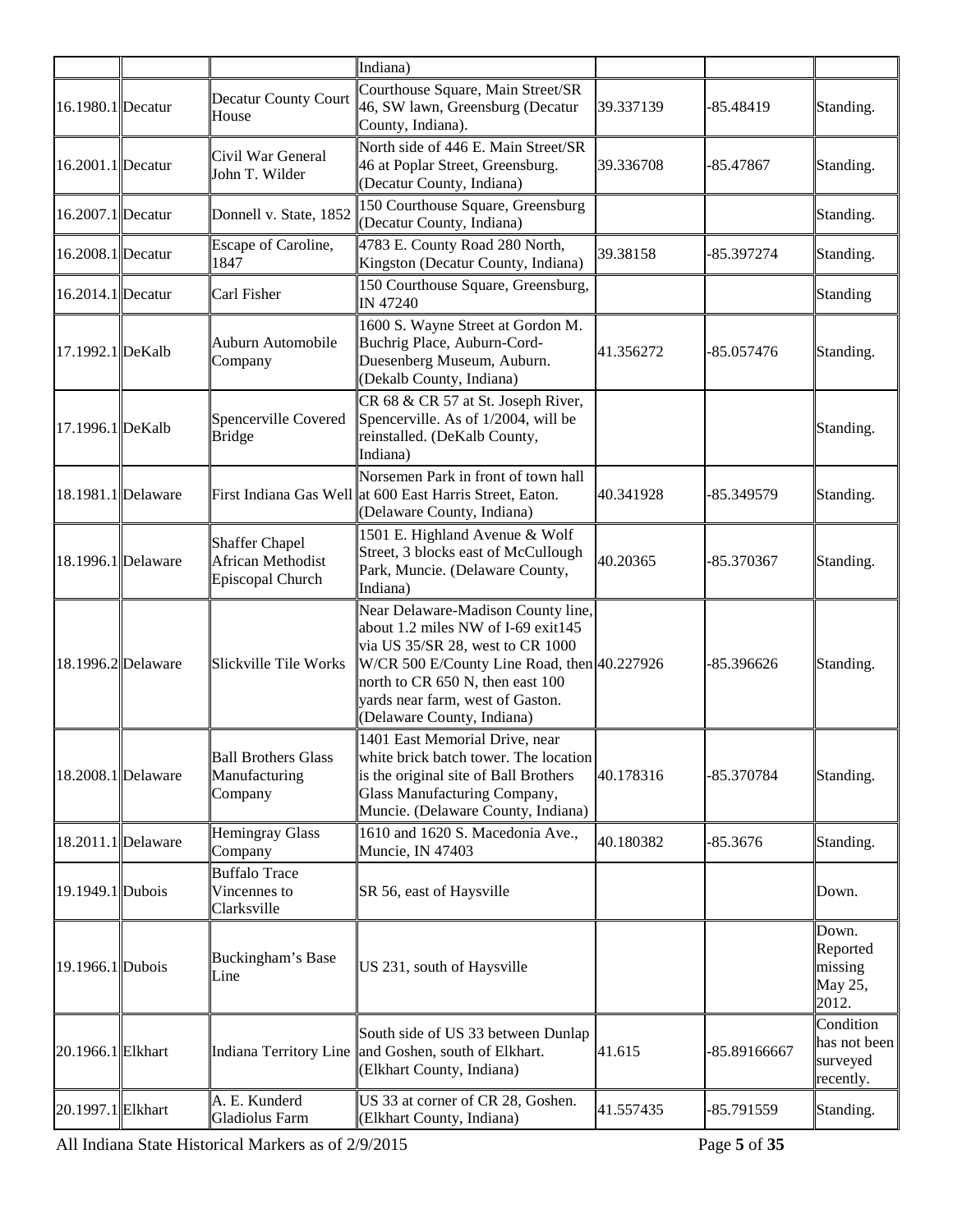| | | | | | | |
|---|---|---|---|---|---|---|
| | | | Indiana) | | | |
| 16.1980.1 | Decatur | Decatur County Court House | Courthouse Square, Main Street/SR 46, SW lawn, Greensburg (Decatur County, Indiana). | 39.337139 | -85.48419 | Standing. |
| 16.2001.1 | Decatur | Civil War General John T. Wilder | North side of 446 E. Main Street/SR 46 at Poplar Street, Greensburg. (Decatur County, Indiana) | 39.336708 | -85.47867 | Standing. |
| 16.2007.1 | Decatur | Donnell v. State, 1852 | 150 Courthouse Square, Greensburg (Decatur County, Indiana) | | | Standing. |
| 16.2008.1 | Decatur | Escape of Caroline, 1847 | 4783 E. County Road 280 North, Kingston (Decatur County, Indiana) | 39.38158 | -85.397274 | Standing. |
| 16.2014.1 | Decatur | Carl Fisher | 150 Courthouse Square, Greensburg, IN 47240 | | | Standing |
| 17.1992.1 | DeKalb | Auburn Automobile Company | 1600 S. Wayne Street at Gordon M. Buchrig Place, Auburn-Cord-Duesenberg Museum, Auburn. (Dekalb County, Indiana) | 41.356272 | -85.057476 | Standing. |
| 17.1996.1 | DeKalb | Spencerville Covered Bridge | CR 68 & CR 57 at St. Joseph River, Spencerville. As of 1/2004, will be reinstalled. (DeKalb County, Indiana) | | | Standing. |
| 18.1981.1 | Delaware | First Indiana Gas Well | Norsemen Park in front of town hall at 600 East Harris Street, Eaton. (Delaware County, Indiana) | 40.341928 | -85.349579 | Standing. |
| 18.1996.1 | Delaware | Shaffer Chapel African Methodist Episcopal Church | 1501 E. Highland Avenue & Wolf Street, 3 blocks east of McCullough Park, Muncie. (Delaware County, Indiana) | 40.20365 | -85.370367 | Standing. |
| 18.1996.2 | Delaware | Slickville Tile Works | Near Delaware-Madison County line, about 1.2 miles NW of I-69 exit145 via US 35/SR 28, west to CR 1000 W/CR 500 E/County Line Road, then north to CR 650 N, then east 100 yards near farm, west of Gaston. (Delaware County, Indiana) | 40.227926 | -85.396626 | Standing. |
| 18.2008.1 | Delaware | Ball Brothers Glass Manufacturing Company | 1401 East Memorial Drive, near white brick batch tower. The location is the original site of Ball Brothers Glass Manufacturing Company, Muncie. (Delaware County, Indiana) | 40.178316 | -85.370784 | Standing. |
| 18.2011.1 | Delaware | Hemingray Glass Company | 1610 and 1620 S. Macedonia Ave., Muncie, IN 47403 | 40.180382 | -85.3676 | Standing. |
| 19.1949.1 | Dubois | Buffalo Trace Vincennes to Clarksville | SR 56, east of Haysville | | | Down. |
| 19.1966.1 | Dubois | Buckingham's Base Line | US 231, south of Haysville | | | Down. Reported missing May 25, 2012. |
| 20.1966.1 | Elkhart | Indiana Territory Line | South side of US 33 between Dunlap and Goshen, south of Elkhart. (Elkhart County, Indiana) | 41.615 | -85.89166667 | Condition has not been surveyed recently. |
| 20.1997.1 | Elkhart | A. E. Kunderd Gladiolus Farm | US 33 at corner of CR 28, Goshen. (Elkhart County, Indiana) | 41.557435 | -85.791559 | Standing. |

All Indiana State Historical Markers as of 2/9/2015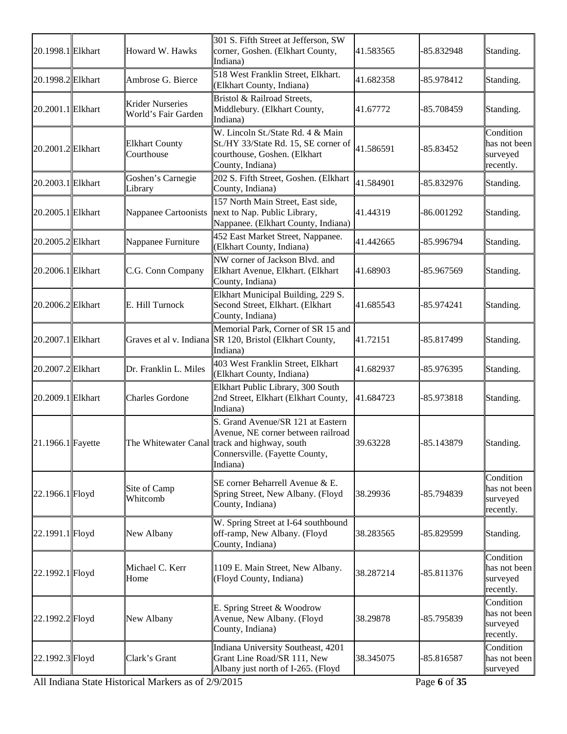| 20.1998.1 | Elkhart | Howard W. Hawks | 301 S. Fifth Street at Jefferson, SW corner, Goshen. (Elkhart County, Indiana) | 41.583565 | -85.832948 | Standing. |
|---|---|---|---|---|---|---|
| 20.1998.2 | Elkhart | Ambrose G. Bierce | 518 West Franklin Street, Elkhart. (Elkhart County, Indiana) | 41.682358 | -85.978412 | Standing. |
| 20.2001.1 | Elkhart | Krider Nurseries World's Fair Garden | Bristol & Railroad Streets, Middlebury. (Elkhart County, Indiana) | 41.67772 | -85.708459 | Standing. |
| 20.2001.2 | Elkhart | Elkhart County Courthouse | W. Lincoln St./State Rd. 4 & Main St./HY 33/State Rd. 15, SE corner of courthouse, Goshen. (Elkhart County, Indiana) | 41.586591 | -85.83452 | Condition has not been surveyed recently. |
| 20.2003.1 | Elkhart | Goshen's Carnegie Library | 202 S. Fifth Street, Goshen. (Elkhart County, Indiana) | 41.584901 | -85.832976 | Standing. |
| 20.2005.1 | Elkhart | Nappanee Cartoonists | 157 North Main Street, East side, next to Nap. Public Library, Nappanee. (Elkhart County, Indiana) | 41.44319 | -86.001292 | Standing. |
| 20.2005.2 | Elkhart | Nappanee Furniture | 452 East Market Street, Nappanee. (Elkhart County, Indiana) | 41.442665 | -85.996794 | Standing. |
| 20.2006.1 | Elkhart | C.G. Conn Company | NW corner of Jackson Blvd. and Elkhart Avenue, Elkhart. (Elkhart County, Indiana) | 41.68903 | -85.967569 | Standing. |
| 20.2006.2 | Elkhart | E. Hill Turnock | Elkhart Municipal Building, 229 S. Second Street, Elkhart. (Elkhart County, Indiana) | 41.685543 | -85.974241 | Standing. |
| 20.2007.1 | Elkhart | Graves et al v. Indiana | Memorial Park, Corner of SR 15 and SR 120, Bristol (Elkhart County, Indiana) | 41.72151 | -85.817499 | Standing. |
| 20.2007.2 | Elkhart | Dr. Franklin L. Miles | 403 West Franklin Street, Elkhart (Elkhart County, Indiana) | 41.682937 | -85.976395 | Standing. |
| 20.2009.1 | Elkhart | Charles Gordone | Elkhart Public Library, 300 South 2nd Street, Elkhart County, Indiana) | 41.684723 | -85.973818 | Standing. |
| 21.1966.1 | Fayette | The Whitewater Canal | S. Grand Avenue/SR 121 at Eastern Avenue, NE corner between railroad track and highway, south Connersville. (Fayette County, Indiana) | 39.63228 | -85.143879 | Standing. |
| 22.1966.1 | Floyd | Site of Camp Whitcomb | SE corner Beharrell Avenue & E. Spring Street, New Albany. (Floyd County, Indiana) | 38.29936 | -85.794839 | Condition has not been surveyed recently. |
| 22.1991.1 | Floyd | New Albany | W. Spring Street at I-64 southbound off-ramp, New Albany. (Floyd County, Indiana) | 38.283565 | -85.829599 | Standing. |
| 22.1992.1 | Floyd | Michael C. Kerr Home | 1109 E. Main Street, New Albany. (Floyd County, Indiana) | 38.287214 | -85.811376 | Condition has not been surveyed recently. |
| 22.1992.2 | Floyd | New Albany | E. Spring Street & Woodrow Avenue, New Albany. (Floyd County, Indiana) | 38.29878 | -85.795839 | Condition has not been surveyed recently. |
| 22.1992.3 | Floyd | Clark's Grant | Indiana University Southeast, 4201 Grant Line Road/SR 111, New Albany just north of I-265. (Floyd | 38.345075 | -85.816587 | Condition has not been surveyed |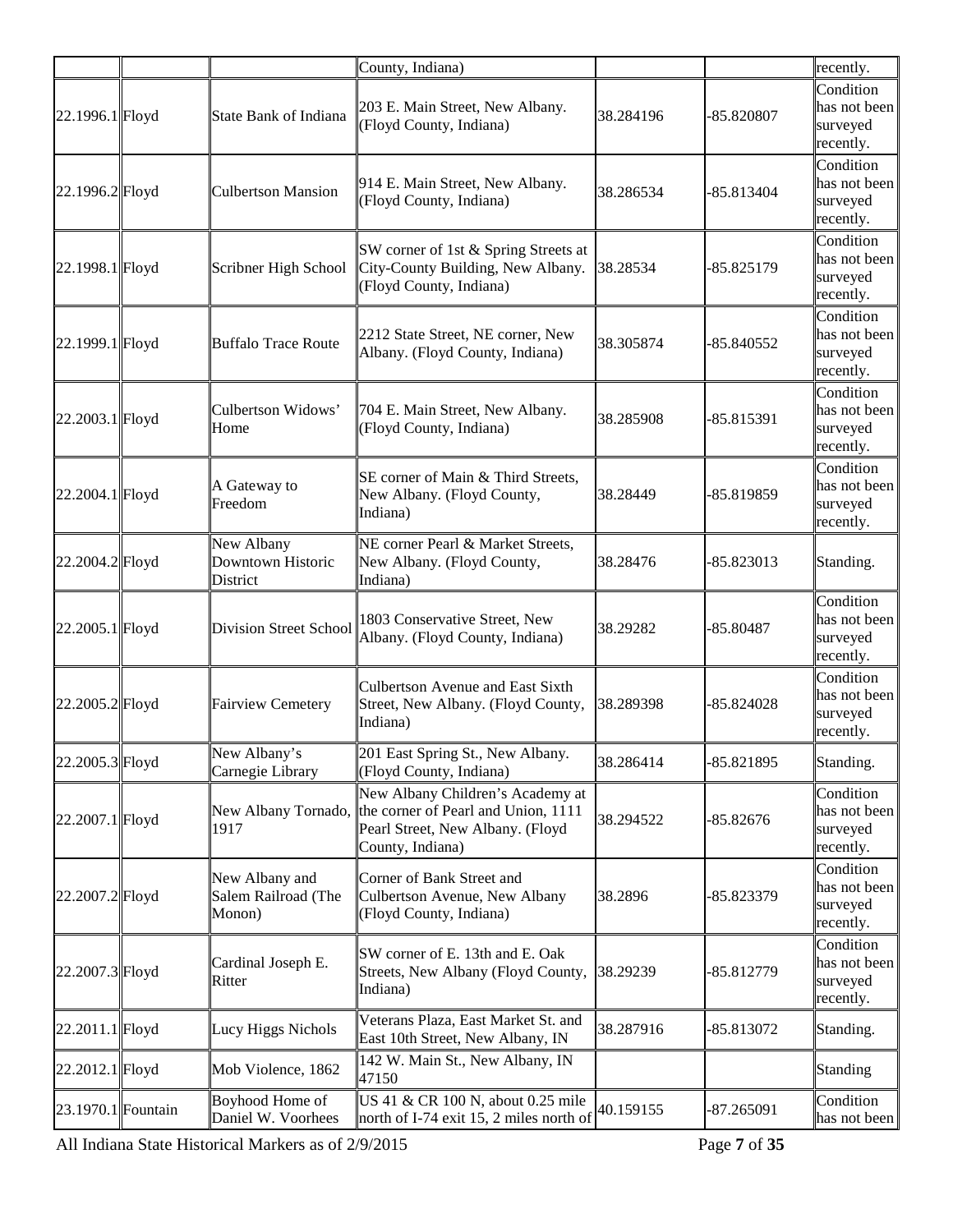| | | | County, Indiana) | | | recently. |
|---|---|---|---|---|---|---|
| 22.1996.1 | Floyd | State Bank of Indiana | 203 E. Main Street, New Albany. (Floyd County, Indiana) | 38.284196 | -85.820807 | Condition has not been surveyed recently. |
| 22.1996.2 | Floyd | Culbertson Mansion | 914 E. Main Street, New Albany. (Floyd County, Indiana) | 38.286534 | -85.813404 | Condition has not been surveyed recently. |
| 22.1998.1 | Floyd | Scribner High School | SW corner of 1st & Spring Streets at City-County Building, New Albany. (Floyd County, Indiana) | 38.28534 | -85.825179 | Condition has not been surveyed recently. |
| 22.1999.1 | Floyd | Buffalo Trace Route | 2212 State Street, NE corner, New Albany. (Floyd County, Indiana) | 38.305874 | -85.840552 | Condition has not been surveyed recently. |
| 22.2003.1 | Floyd | Culbertson Widows' Home | 704 E. Main Street, New Albany. (Floyd County, Indiana) | 38.285908 | -85.815391 | Condition has not been surveyed recently. |
| 22.2004.1 | Floyd | A Gateway to Freedom | SE corner of Main & Third Streets, New Albany. (Floyd County, Indiana) | 38.28449 | -85.819859 | Condition has not been surveyed recently. |
| 22.2004.2 | Floyd | New Albany Downtown Historic District | NE corner Pearl & Market Streets, New Albany. (Floyd County, Indiana) | 38.28476 | -85.823013 | Standing. |
| 22.2005.1 | Floyd | Division Street School | 1803 Conservative Street, New Albany. (Floyd County, Indiana) | 38.29282 | -85.80487 | Condition has not been surveyed recently. |
| 22.2005.2 | Floyd | Fairview Cemetery | Culbertson Avenue and East Sixth Street, New Albany. (Floyd County, Indiana) | 38.289398 | -85.824028 | Condition has not been surveyed recently. |
| 22.2005.3 | Floyd | New Albany's Carnegie Library | 201 East Spring St., New Albany. (Floyd County, Indiana) | 38.286414 | -85.821895 | Standing. |
| 22.2007.1 | Floyd | New Albany Tornado, 1917 | New Albany Children's Academy at the corner of Pearl and Union, 1111 Pearl Street, New Albany. (Floyd County, Indiana) | 38.294522 | -85.82676 | Condition has not been surveyed recently. |
| 22.2007.2 | Floyd | New Albany and Salem Railroad (The Monon) | Corner of Bank Street and Culbertson Avenue, New Albany (Floyd County, Indiana) | 38.2896 | -85.823379 | Condition has not been surveyed recently. |
| 22.2007.3 | Floyd | Cardinal Joseph E. Ritter | SW corner of E. 13th and E. Oak Streets, New Albany (Floyd County, Indiana) | 38.29239 | -85.812779 | Condition has not been surveyed recently. |
| 22.2011.1 | Floyd | Lucy Higgs Nichols | Veterans Plaza, East Market St. and East 10th Street, New Albany, IN | 38.287916 | -85.813072 | Standing. |
| 22.2012.1 | Floyd | Mob Violence, 1862 | 142 W. Main St., New Albany, IN 47150 | | | Standing |
| 23.1970.1 | Fountain | Boyhood Home of Daniel W. Voorhees | US 41 & CR 100 N, about 0.25 mile north of I-74 exit 15, 2 miles north of | 40.159155 | -87.265091 | Condition has not been |

All Indiana State Historical Markers as of 2/9/2015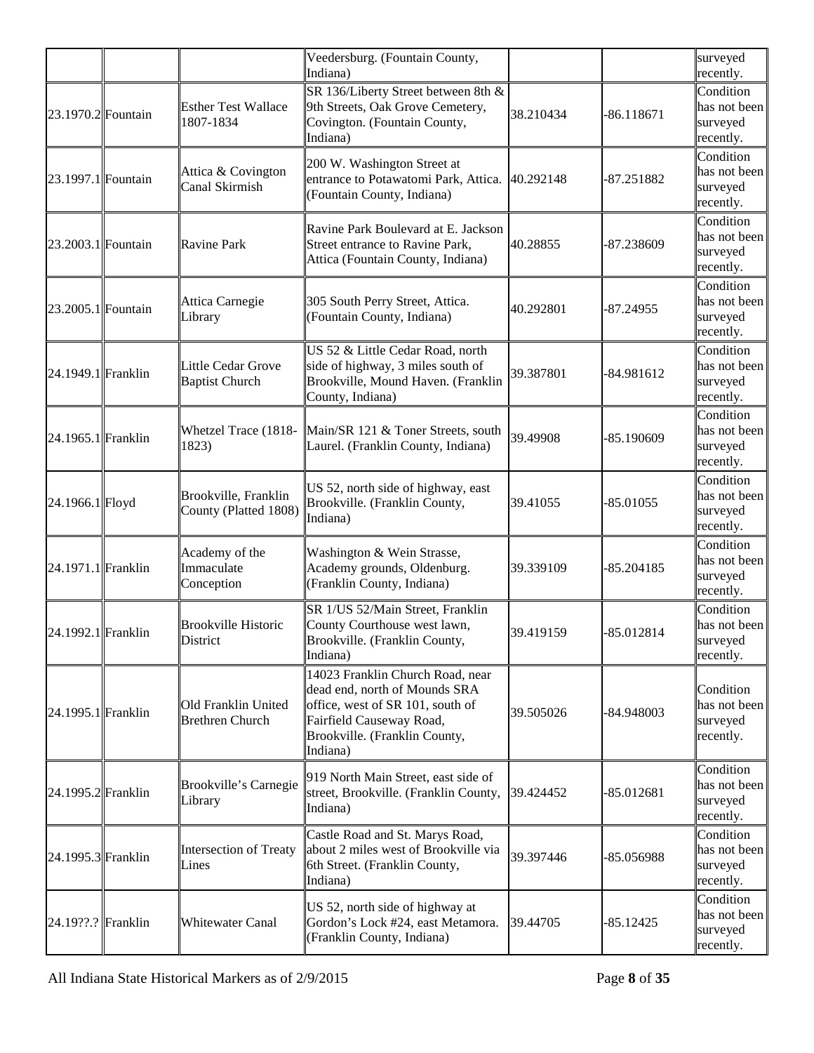| | | | Veedersburg. (Fountain County, Indiana) | | | surveyed recently. |
|---|---|---|---|---|---|---|
| 23.1970.2 | Fountain | Esther Test Wallace 1807-1834 | SR 136/Liberty Street between 8th & 9th Streets, Oak Grove Cemetery, Covington. (Fountain County, Indiana) | 38.210434 | -86.118671 | Condition has not been surveyed recently. |
| 23.1997.1 | Fountain | Attica & Covington Canal Skirmish | 200 W. Washington Street at entrance to Potawatomi Park, Attica. (Fountain County, Indiana) | 40.292148 | -87.251882 | Condition has not been surveyed recently. |
| 23.2003.1 | Fountain | Ravine Park | Ravine Park Boulevard at E. Jackson Street entrance to Ravine Park, Attica (Fountain County, Indiana) | 40.28855 | -87.238609 | Condition has not been surveyed recently. |
| 23.2005.1 | Fountain | Attica Carnegie Library | 305 South Perry Street, Attica. (Fountain County, Indiana) | 40.292801 | -87.24955 | Condition has not been surveyed recently. |
| 24.1949.1 | Franklin | Little Cedar Grove Baptist Church | US 52 & Little Cedar Road, north side of highway, 3 miles south of Brookville, Mound Haven. (Franklin County, Indiana) | 39.387801 | -84.981612 | Condition has not been surveyed recently. |
| 24.1965.1 | Franklin | Whetzel Trace (1818-1823) | Main/SR 121 & Toner Streets, south Laurel. (Franklin County, Indiana) | 39.49908 | -85.190609 | Condition has not been surveyed recently. |
| 24.1966.1 | Floyd | Brookville, Franklin County (Platted 1808) | US 52, north side of highway, east Brookville. (Franklin County, Indiana) | 39.41055 | -85.01055 | Condition has not been surveyed recently. |
| 24.1971.1 | Franklin | Academy of the Immaculate Conception | Washington & Wein Strasse, Academy grounds, Oldenburg. (Franklin County, Indiana) | 39.339109 | -85.204185 | Condition has not been surveyed recently. |
| 24.1992.1 | Franklin | Brookville Historic District | SR 1/US 52/Main Street, Franklin County Courthouse west lawn, Brookville. (Franklin County, Indiana) | 39.419159 | -85.012814 | Condition has not been surveyed recently. |
| 24.1995.1 | Franklin | Old Franklin United Brethren Church | 14023 Franklin Church Road, near dead end, north of Mounds SRA office, west of SR 101, south of Fairfield Causeway Road, Brookville. (Franklin County, Indiana) | 39.505026 | -84.948003 | Condition has not been surveyed recently. |
| 24.1995.2 | Franklin | Brookville's Carnegie Library | 919 North Main Street, east side of street, Brookville. (Franklin County, Indiana) | 39.424452 | -85.012681 | Condition has not been surveyed recently. |
| 24.1995.3 | Franklin | Intersection of Treaty Lines | Castle Road and St. Marys Road, about 2 miles west of Brookville via 6th Street. (Franklin County, Indiana) | 39.397446 | -85.056988 | Condition has not been surveyed recently. |
| 24.19??.? | Franklin | Whitewater Canal | US 52, north side of highway at Gordon's Lock #24, east Metamora. (Franklin County, Indiana) | 39.44705 | -85.12425 | Condition has not been surveyed recently. |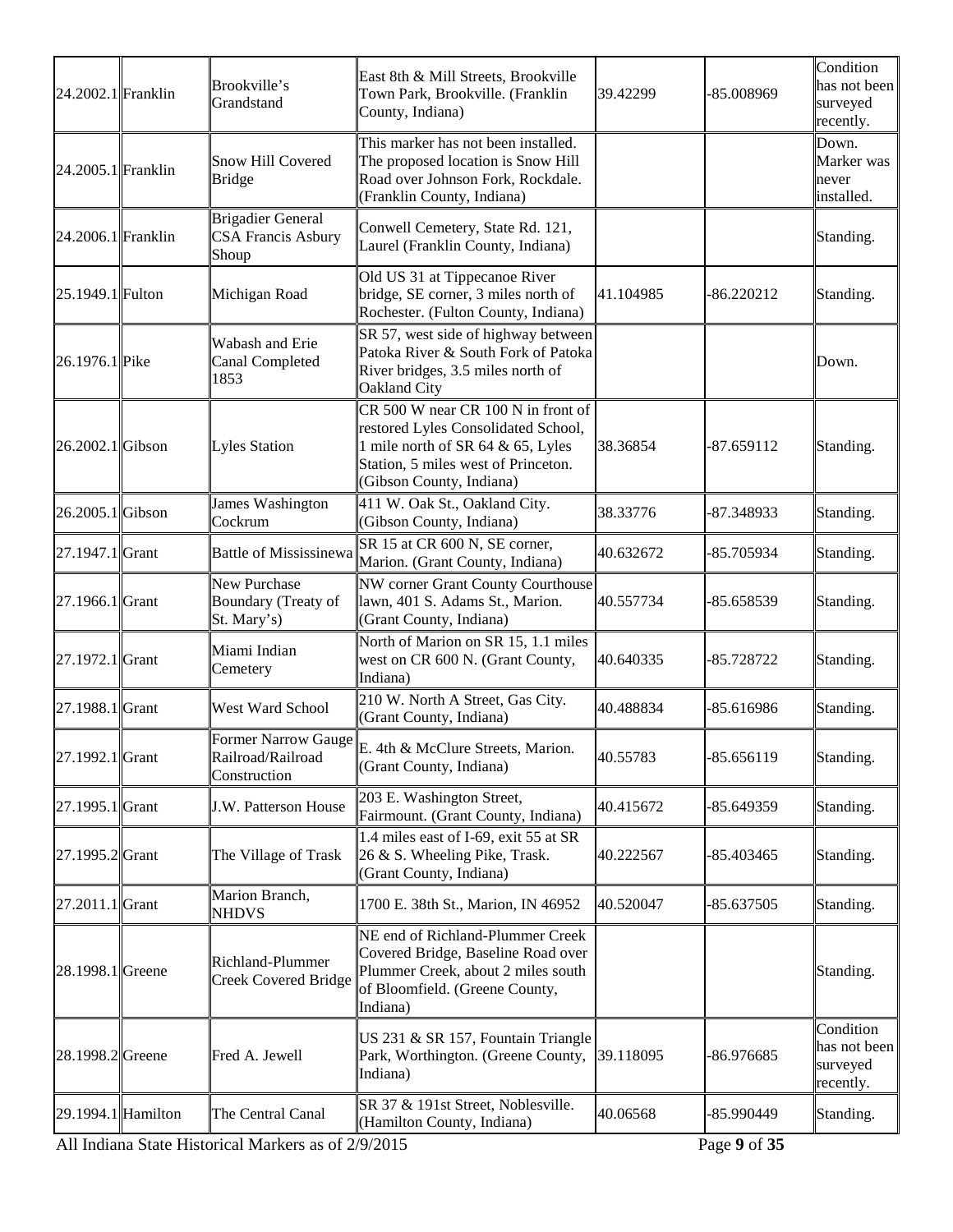| | | | | | | |
|---|---|---|---|---|---|---|
| 24.2002.1 | Franklin | Brookville's Grandstand | East 8th & Mill Streets, Brookville Town Park, Brookville. (Franklin County, Indiana) | 39.42299 | -85.008969 | Condition has not been surveyed recently. |
| 24.2005.1 | Franklin | Snow Hill Covered Bridge | This marker has not been installed. The proposed location is Snow Hill Road over Johnson Fork, Rockdale. (Franklin County, Indiana) | | | Down. Marker was never installed. |
| 24.2006.1 | Franklin | Brigadier General CSA Francis Asbury Shoup | Conwell Cemetery, State Rd. 121, Laurel (Franklin County, Indiana) | | | Standing. |
| 25.1949.1 | Fulton | Michigan Road | Old US 31 at Tippecanoe River bridge, SE corner, 3 miles north of Rochester. (Fulton County, Indiana) | 41.104985 | -86.220212 | Standing. |
| 26.1976.1 | Pike | Wabash and Erie Canal Completed 1853 | SR 57, west side of highway between Patoka River & South Fork of Patoka River bridges, 3.5 miles north of Oakland City | | | Down. |
| 26.2002.1 | Gibson | Lyles Station | CR 500 W near CR 100 N in front of restored Lyles Consolidated School, 1 mile north of SR 64 & 65, Lyles Station, 5 miles west of Princeton. (Gibson County, Indiana) | 38.36854 | -87.659112 | Standing. |
| 26.2005.1 | Gibson | James Washington Cockrum | 411 W. Oak St., Oakland City. (Gibson County, Indiana) | 38.33776 | -87.348933 | Standing. |
| 27.1947.1 | Grant | Battle of Mississinewa | SR 15 at CR 600 N, SE corner, Marion. (Grant County, Indiana) | 40.632672 | -85.705934 | Standing. |
| 27.1966.1 | Grant | New Purchase Boundary (Treaty of St. Mary's) | NW corner Grant County Courthouse lawn, 401 S. Adams St., Marion. (Grant County, Indiana) | 40.557734 | -85.658539 | Standing. |
| 27.1972.1 | Grant | Miami Indian Cemetery | North of Marion on SR 15, 1.1 miles west on CR 600 N. (Grant County, Indiana) | 40.640335 | -85.728722 | Standing. |
| 27.1988.1 | Grant | West Ward School | 210 W. North A Street, Gas City. (Grant County, Indiana) | 40.488834 | -85.616986 | Standing. |
| 27.1992.1 | Grant | Former Narrow Gauge Railroad/Railroad Construction | E. 4th & McClure Streets, Marion. (Grant County, Indiana) | 40.55783 | -85.656119 | Standing. |
| 27.1995.1 | Grant | J.W. Patterson House | 203 E. Washington Street, Fairmount. (Grant County, Indiana) | 40.415672 | -85.649359 | Standing. |
| 27.1995.2 | Grant | The Village of Trask | 1.4 miles east of I-69, exit 55 at SR 26 & S. Wheeling Pike, Trask. (Grant County, Indiana) | 40.222567 | -85.403465 | Standing. |
| 27.2011.1 | Grant | Marion Branch, NHDVS | 1700 E. 38th St., Marion, IN 46952 | 40.520047 | -85.637505 | Standing. |
| 28.1998.1 | Greene | Richland-Plummer Creek Covered Bridge | NE end of Richland-Plummer Creek Covered Bridge, Baseline Road over Plummer Creek, about 2 miles south of Bloomfield. (Greene County, Indiana) | | | Standing. |
| 28.1998.2 | Greene | Fred A. Jewell | US 231 & SR 157, Fountain Triangle Park, Worthington. (Greene County, Indiana) | 39.118095 | -86.976685 | Condition has not been surveyed recently. |
| 29.1994.1 | Hamilton | The Central Canal | SR 37 & 191st Street, Noblesville. (Hamilton County, Indiana) | 40.06568 | -85.990449 | Standing. |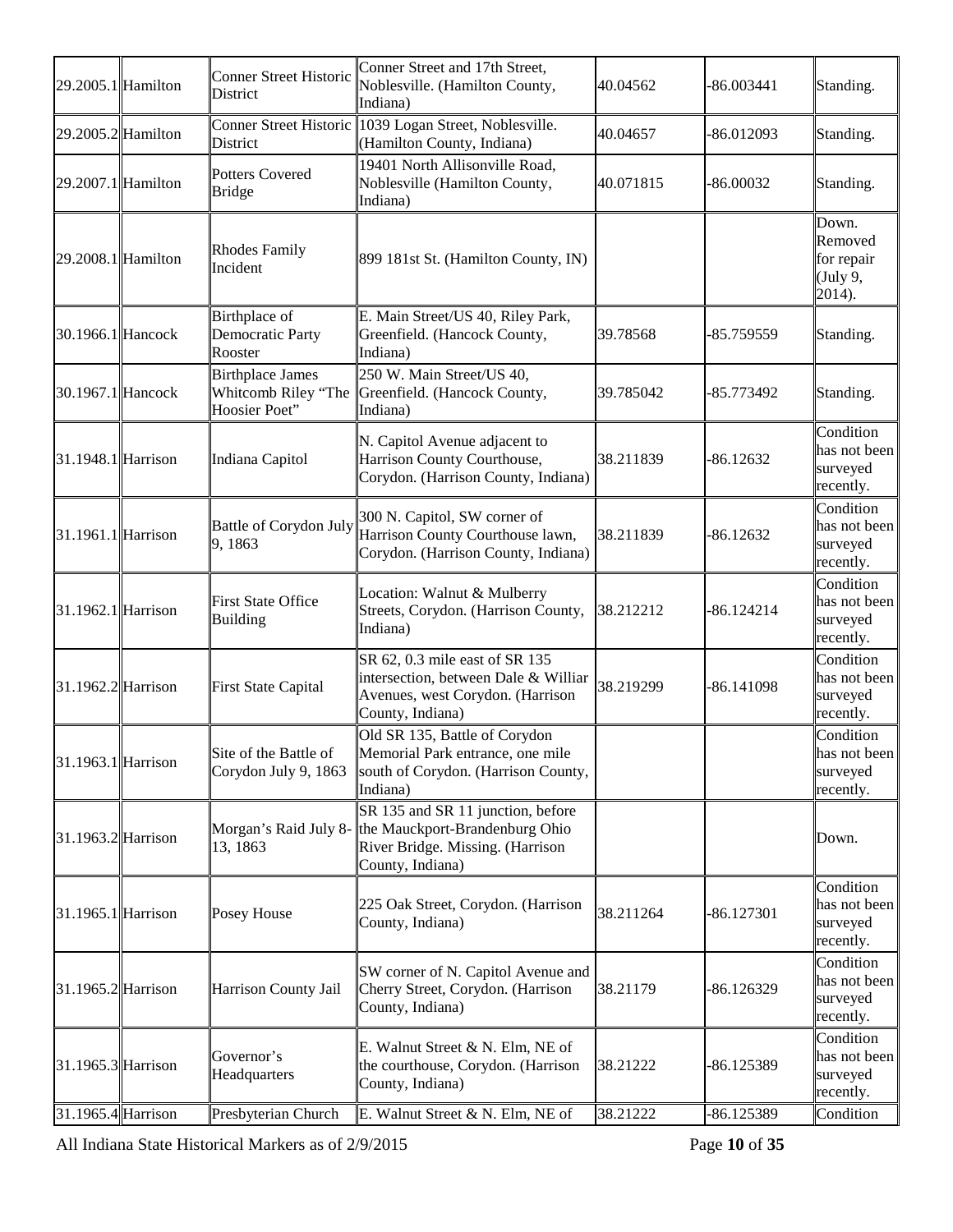| | | | | | | |
|---|---|---|---|---|---|---|
| 29.2005.1 | Hamilton | Conner Street Historic District | Conner Street and 17th Street, Noblesville. (Hamilton County, Indiana) | 40.04562 | -86.003441 | Standing. |
| 29.2005.2 | Hamilton | Conner Street Historic District | 1039 Logan Street, Noblesville. (Hamilton County, Indiana) | 40.04657 | -86.012093 | Standing. |
| 29.2007.1 | Hamilton | Potters Covered Bridge | 19401 North Allisonville Road, Noblesville (Hamilton County, Indiana) | 40.071815 | -86.00032 | Standing. |
| 29.2008.1 | Hamilton | Rhodes Family Incident | 899 181st St. (Hamilton County, IN) | | | Down. Removed for repair (July 9, 2014). |
| 30.1966.1 | Hancock | Birthplace of Democratic Party Rooster | E. Main Street/US 40, Riley Park, Greenfield. (Hancock County, Indiana) | 39.78568 | -85.759559 | Standing. |
| 30.1967.1 | Hancock | Birthplace James Whitcomb Riley "The Hoosier Poet" | 250 W. Main Street/US 40, Greenfield. (Hancock County, Indiana) | 39.785042 | -85.773492 | Standing. |
| 31.1948.1 | Harrison | Indiana Capitol | N. Capitol Avenue adjacent to Harrison County Courthouse, Corydon. (Harrison County, Indiana) | 38.211839 | -86.12632 | Condition has not been surveyed recently. |
| 31.1961.1 | Harrison | Battle of Corydon July 9, 1863 | 300 N. Capitol, SW corner of Harrison County Courthouse lawn, Corydon. (Harrison County, Indiana) | 38.211839 | -86.12632 | Condition has not been surveyed recently. |
| 31.1962.1 | Harrison | First State Office Building | Location: Walnut & Mulberry Streets, Corydon. (Harrison County, Indiana) | 38.212212 | -86.124214 | Condition has not been surveyed recently. |
| 31.1962.2 | Harrison | First State Capital | SR 62, 0.3 mile east of SR 135 intersection, between Dale & Williar Avenues, west Corydon. (Harrison County, Indiana) | 38.219299 | -86.141098 | Condition has not been surveyed recently. |
| 31.1963.1 | Harrison | Site of the Battle of Corydon July 9, 1863 | Old SR 135, Battle of Corydon Memorial Park entrance, one mile south of Corydon. (Harrison County, Indiana) | | | Condition has not been surveyed recently. |
| 31.1963.2 | Harrison | Morgan's Raid July 8-13, 1863 | SR 135 and SR 11 junction, before the Mauckport-Brandenburg Ohio River Bridge. Missing. (Harrison County, Indiana) | | | Down. |
| 31.1965.1 | Harrison | Posey House | 225 Oak Street, Corydon. (Harrison County, Indiana) | 38.211264 | -86.127301 | Condition has not been surveyed recently. |
| 31.1965.2 | Harrison | Harrison County Jail | SW corner of N. Capitol Avenue and Cherry Street, Corydon. (Harrison County, Indiana) | 38.21179 | -86.126329 | Condition has not been surveyed recently. |
| 31.1965.3 | Harrison | Governor's Headquarters | E. Walnut Street & N. Elm, NE of the courthouse, Corydon. (Harrison County, Indiana) | 38.21222 | -86.125389 | Condition has not been surveyed recently. |
| 31.1965.4 | Harrison | Presbyterian Church | E. Walnut Street & N. Elm, NE of | 38.21222 | -86.125389 | Condition |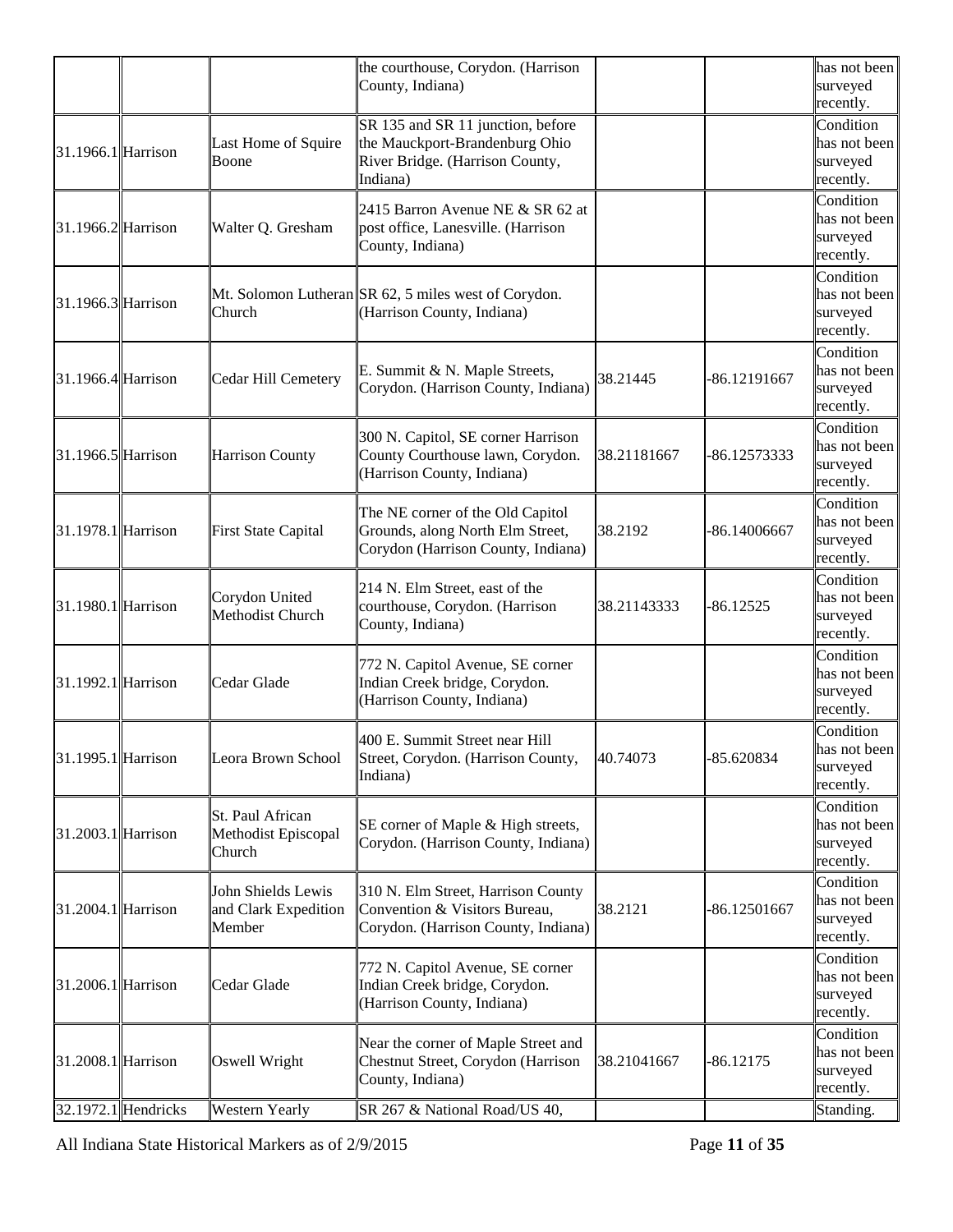| | | | the courthouse, Corydon. (Harrison County, Indiana) | | | has not been surveyed recently. |
|---|---|---|---|---|---|---|
| 31.1966.1 | Harrison | Last Home of Squire Boone | SR 135 and SR 11 junction, before the Mauckport-Brandenburg Ohio River Bridge. (Harrison County, Indiana) | | | Condition has not been surveyed recently. |
| 31.1966.2 | Harrison | Walter Q. Gresham | 2415 Barron Avenue NE & SR 62 at post office, Lanesville. (Harrison County, Indiana) | | | Condition has not been surveyed recently. |
| 31.1966.3 | Harrison | Mt. Solomon Lutheran Church | SR 62, 5 miles west of Corydon. (Harrison County, Indiana) | | | Condition has not been surveyed recently. |
| 31.1966.4 | Harrison | Cedar Hill Cemetery | E. Summit & N. Maple Streets, Corydon. (Harrison County, Indiana) | 38.21445 | -86.12191667 | Condition has not been surveyed recently. |
| 31.1966.5 | Harrison | Harrison County | 300 N. Capitol, SE corner Harrison County Courthouse lawn, Corydon. (Harrison County, Indiana) | 38.21181667 | -86.12573333 | Condition has not been surveyed recently. |
| 31.1978.1 | Harrison | First State Capital | The NE corner of the Old Capitol Grounds, along North Elm Street, Corydon (Harrison County, Indiana) | 38.2192 | -86.14006667 | Condition has not been surveyed recently. |
| 31.1980.1 | Harrison | Corydon United Methodist Church | 214 N. Elm Street, east of the courthouse, Corydon. (Harrison County, Indiana) | 38.21143333 | -86.12525 | Condition has not been surveyed recently. |
| 31.1992.1 | Harrison | Cedar Glade | 772 N. Capitol Avenue, SE corner Indian Creek bridge, Corydon. (Harrison County, Indiana) | | | Condition has not been surveyed recently. |
| 31.1995.1 | Harrison | Leora Brown School | 400 E. Summit Street near Hill Street, Corydon. (Harrison County, Indiana) | 40.74073 | -85.620834 | Condition has not been surveyed recently. |
| 31.2003.1 | Harrison | St. Paul African Methodist Episcopal Church | SE corner of Maple & High streets, Corydon. (Harrison County, Indiana) | | | Condition has not been surveyed recently. |
| 31.2004.1 | Harrison | John Shields Lewis and Clark Expedition Member | 310 N. Elm Street, Harrison County Convention & Visitors Bureau, Corydon. (Harrison County, Indiana) | 38.2121 | -86.12501667 | Condition has not been surveyed recently. |
| 31.2006.1 | Harrison | Cedar Glade | 772 N. Capitol Avenue, SE corner Indian Creek bridge, Corydon. (Harrison County, Indiana) | | | Condition has not been surveyed recently. |
| 31.2008.1 | Harrison | Oswell Wright | Near the corner of Maple Street and Chestnut Street, Corydon (Harrison County, Indiana) | 38.21041667 | -86.12175 | Condition has not been surveyed recently. |
| 32.1972.1 | Hendricks | Western Yearly | SR 267 & National Road/US 40, | | | Standing. |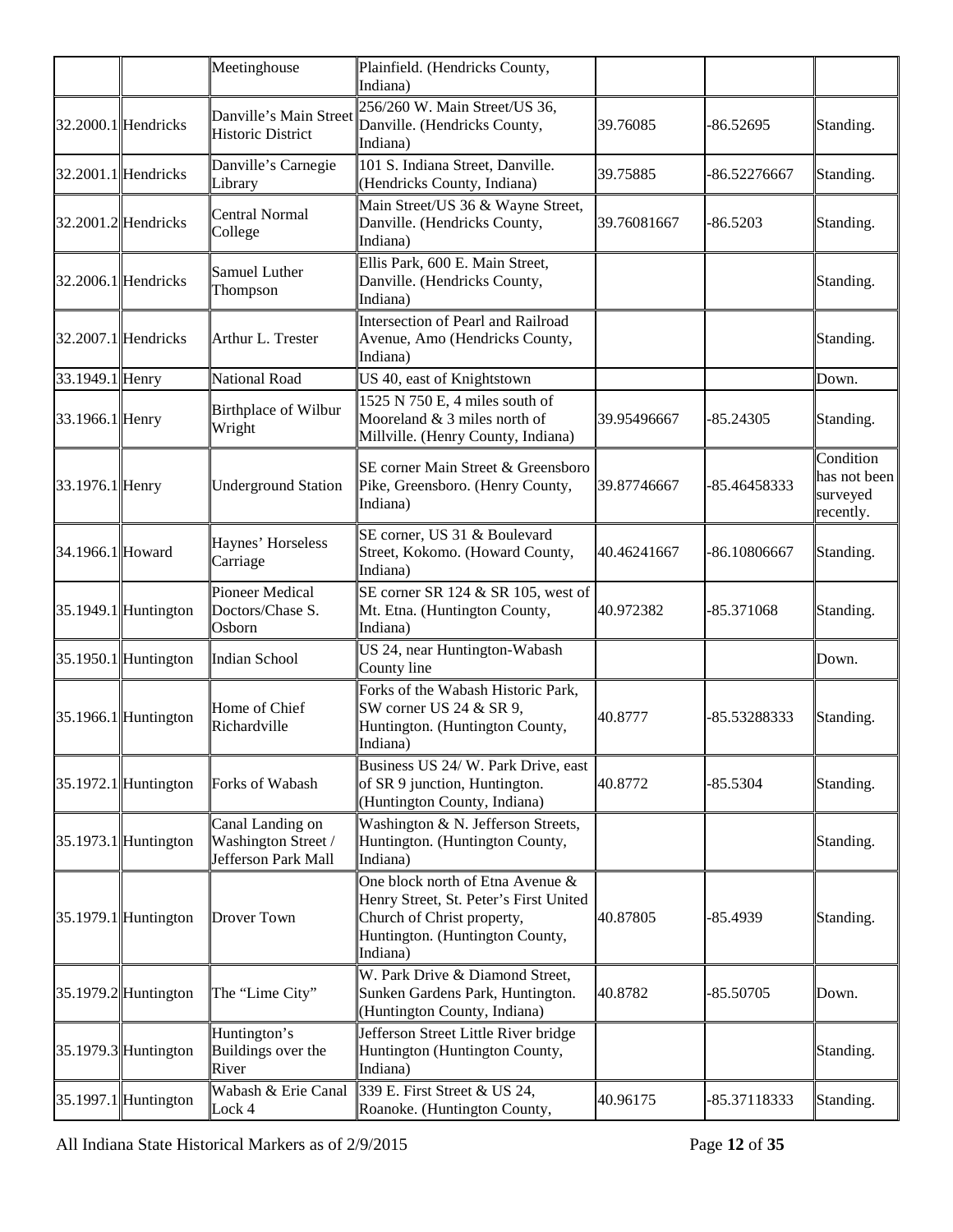| | | Meetinghouse | Plainfield. (Hendricks County, Indiana) | | | |
|---|---|---|---|---|---|---|
| 32.2000.1 | Hendricks | Danville's Main Street Historic District | 256/260 W. Main Street/US 36, Danville. (Hendricks County, Indiana) | 39.76085 | -86.52695 | Standing. |
| 32.2001.1 | Hendricks | Danville's Carnegie Library | 101 S. Indiana Street, Danville. (Hendricks County, Indiana) | 39.75885 | -86.52276667 | Standing. |
| 32.2001.2 | Hendricks | Central Normal College | Main Street/US 36 & Wayne Street, Danville. (Hendricks County, Indiana) | 39.76081667 | -86.5203 | Standing. |
| 32.2006.1 | Hendricks | Samuel Luther Thompson | Ellis Park, 600 E. Main Street, Danville. (Hendricks County, Indiana) | | | Standing. |
| 32.2007.1 | Hendricks | Arthur L. Trester | Intersection of Pearl and Railroad Avenue, Amo (Hendricks County, Indiana) | | | Standing. |
| 33.1949.1 | Henry | National Road | US 40, east of Knightstown | | | Down. |
| 33.1966.1 | Henry | Birthplace of Wilbur Wright | 1525 N 750 E, 4 miles south of Mooreland & 3 miles north of Millville. (Henry County, Indiana) | 39.95496667 | -85.24305 | Standing. |
| 33.1976.1 | Henry | Underground Station | SE corner Main Street & Greensboro Pike, Greensboro. (Henry County, Indiana) | 39.87746667 | -85.46458333 | Condition has not been surveyed recently. |
| 34.1966.1 | Howard | Haynes' Horseless Carriage | SE corner, US 31 & Boulevard Street, Kokomo. (Howard County, Indiana) | 40.46241667 | -86.10806667 | Standing. |
| 35.1949.1 | Huntington | Pioneer Medical Doctors/Chase S. Osborn | SE corner SR 124 & SR 105, west of Mt. Etna. (Huntington County, Indiana) | 40.972382 | -85.371068 | Standing. |
| 35.1950.1 | Huntington | Indian School | US 24, near Huntington-Wabash County line | | | Down. |
| 35.1966.1 | Huntington | Home of Chief Richardville | Forks of the Wabash Historic Park, SW corner US 24 & SR 9, Huntington. (Huntington County, Indiana) | 40.8777 | -85.53288333 | Standing. |
| 35.1972.1 | Huntington | Forks of Wabash | Business US 24/ W. Park Drive, east of SR 9 junction, Huntington. (Huntington County, Indiana) | 40.8772 | -85.5304 | Standing. |
| 35.1973.1 | Huntington | Canal Landing on Washington Street / Jefferson Park Mall | Washington & N. Jefferson Streets, Huntington. (Huntington County, Indiana) | | | Standing. |
| 35.1979.1 | Huntington | Drover Town | One block north of Etna Avenue & Henry Street, St. Peter's First United Church of Christ property, Huntington. (Huntington County, Indiana) | 40.87805 | -85.4939 | Standing. |
| 35.1979.2 | Huntington | The "Lime City" | W. Park Drive & Diamond Street, Sunken Gardens Park, Huntington. (Huntington County, Indiana) | 40.8782 | -85.50705 | Down. |
| 35.1979.3 | Huntington | Huntington's Buildings over the River | Jefferson Street Little River bridge Huntington (Huntington County, Indiana) | | | Standing. |
| 35.1997.1 | Huntington | Wabash & Erie Canal Lock 4 | 339 E. First Street & US 24, Roanoke. (Huntington County, | 40.96175 | -85.37118333 | Standing. |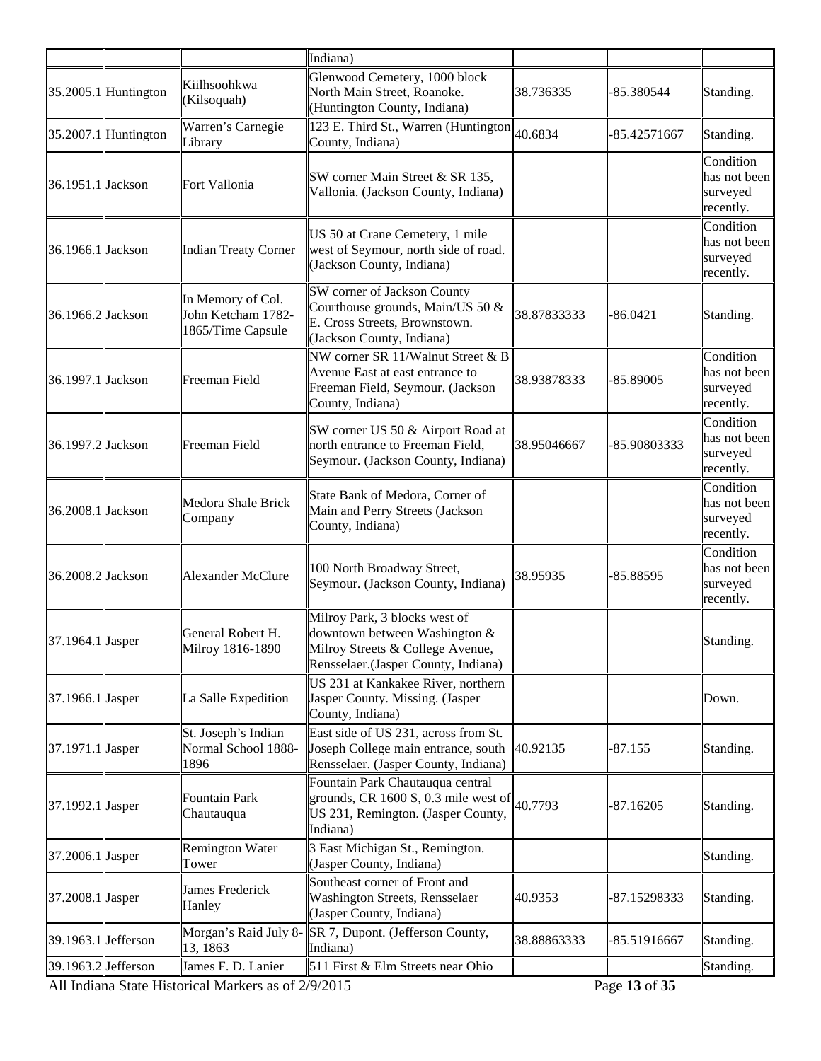| | | | Indiana) | | | |
|---|---|---|---|---|---|---|
| 35.2005.1 | Huntington | Kiilhsoohkwa (Kilsoquah) | Glenwood Cemetery, 1000 block North Main Street, Roanoke. (Huntington County, Indiana) | 38.736335 | -85.380544 | Standing. |
| 35.2007.1 | Huntington | Warren's Carnegie Library | 123 E. Third St., Warren (Huntington County, Indiana) | 40.6834 | -85.42571667 | Standing. |
| 36.1951.1 | Jackson | Fort Vallonia | SW corner Main Street & SR 135, Vallonia. (Jackson County, Indiana) | | | Condition has not been surveyed recently. |
| 36.1966.1 | Jackson | Indian Treaty Corner | US 50 at Crane Cemetery, 1 mile west of Seymour, north side of road. (Jackson County, Indiana) | | | Condition has not been surveyed recently. |
| 36.1966.2 | Jackson | In Memory of Col. John Ketcham 1782-1865/Time Capsule | SW corner of Jackson County Courthouse grounds, Main/US 50 & E. Cross Streets, Brownstown. (Jackson County, Indiana) | 38.87833333 | -86.0421 | Standing. |
| 36.1997.1 | Jackson | Freeman Field | NW corner SR 11/Walnut Street & B Avenue East at east entrance to Freeman Field, Seymour. (Jackson County, Indiana) | 38.93878333 | -85.89005 | Condition has not been surveyed recently. |
| 36.1997.2 | Jackson | Freeman Field | SW corner US 50 & Airport Road at north entrance to Freeman Field, Seymour. (Jackson County, Indiana) | 38.95046667 | -85.90803333 | Condition has not been surveyed recently. |
| 36.2008.1 | Jackson | Medora Shale Brick Company | State Bank of Medora, Corner of Main and Perry Streets (Jackson County, Indiana) | | | Condition has not been surveyed recently. |
| 36.2008.2 | Jackson | Alexander McClure | 100 North Broadway Street, Seymour. (Jackson County, Indiana) | 38.95935 | -85.88595 | Condition has not been surveyed recently. |
| 37.1964.1 | Jasper | General Robert H. Milroy 1816-1890 | Milroy Park, 3 blocks west of downtown between Washington & Milroy Streets & College Avenue, Rensselaer.(Jasper County, Indiana) | | | Standing. |
| 37.1966.1 | Jasper | La Salle Expedition | US 231 at Kankakee River, northern Jasper County. Missing. (Jasper County, Indiana) | | | Down. |
| 37.1971.1 | Jasper | St. Joseph's Indian Normal School 1888-1896 | East side of US 231, across from St. Joseph College main entrance, south Rensselaer. (Jasper County, Indiana) | 40.92135 | -87.155 | Standing. |
| 37.1992.1 | Jasper | Fountain Park Chautauqua | Fountain Park Chautauqua central grounds, CR 1600 S, 0.3 mile west of US 231, Remington. (Jasper County, Indiana) | 40.7793 | -87.16205 | Standing. |
| 37.2006.1 | Jasper | Remington Water Tower | 3 East Michigan St., Remington. (Jasper County, Indiana) | | | Standing. |
| 37.2008.1 | Jasper | James Frederick Hanley | Southeast corner of Front and Washington Streets, Rensselaer (Jasper County, Indiana) | 40.9353 | -87.15298333 | Standing. |
| 39.1963.1 | Jefferson | Morgan's Raid July 8-13, 1863 | SR 7, Dupont. (Jefferson County, Indiana) | 38.88863333 | -85.51916667 | Standing. |
| 39.1963.2 | Jefferson | James F. D. Lanier | 511 First & Elm Streets near Ohio | | | Standing. |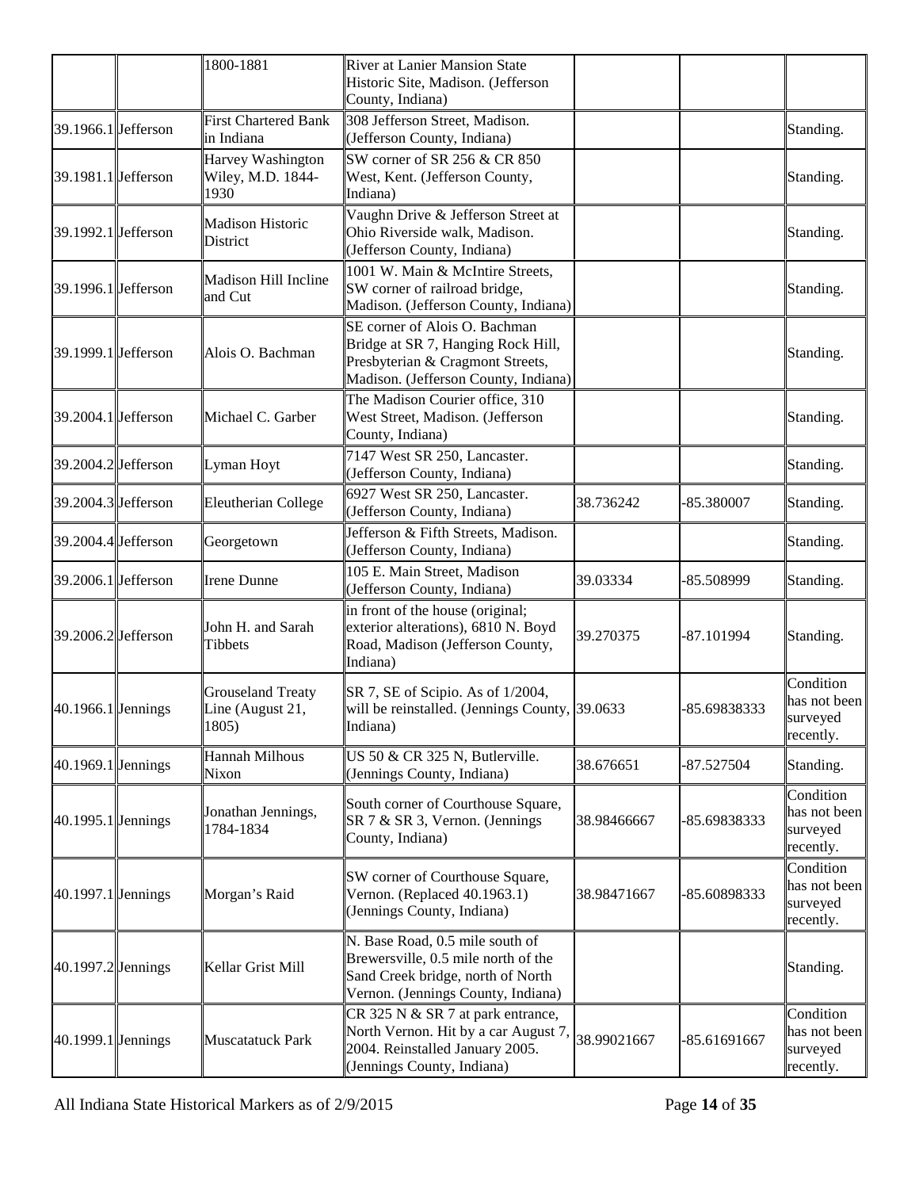| | | | | | | |
|---|---|---|---|---|---|---|
| | | 1800-1881 | River at Lanier Mansion State Historic Site, Madison. (Jefferson County, Indiana) | | | |
| 39.1966.1 | Jefferson | First Chartered Bank in Indiana | 308 Jefferson Street, Madison. (Jefferson County, Indiana) | | | Standing. |
| 39.1981.1 | Jefferson | Harvey Washington Wiley, M.D. 1844-1930 | SW corner of SR 256 & CR 850 West, Kent. (Jefferson County, Indiana) | | | Standing. |
| 39.1992.1 | Jefferson | Madison Historic District | Vaughn Drive & Jefferson Street at Ohio Riverside walk, Madison. (Jefferson County, Indiana) | | | Standing. |
| 39.1996.1 | Jefferson | Madison Hill Incline and Cut | 1001 W. Main & McIntire Streets, SW corner of railroad bridge, Madison. (Jefferson County, Indiana) | | | Standing. |
| 39.1999.1 | Jefferson | Alois O. Bachman | SE corner of Alois O. Bachman Bridge at SR 7, Hanging Rock Hill, Presbyterian & Cragmont Streets, Madison. (Jefferson County, Indiana) | | | Standing. |
| 39.2004.1 | Jefferson | Michael C. Garber | The Madison Courier office, 310 West Street, Madison. (Jefferson County, Indiana) | | | Standing. |
| 39.2004.2 | Jefferson | Lyman Hoyt | 7147 West SR 250, Lancaster. (Jefferson County, Indiana) | | | Standing. |
| 39.2004.3 | Jefferson | Eleutherian College | 6927 West SR 250, Lancaster. (Jefferson County, Indiana) | 38.736242 | -85.380007 | Standing. |
| 39.2004.4 | Jefferson | Georgetown | Jefferson & Fifth Streets, Madison. (Jefferson County, Indiana) | | | Standing. |
| 39.2006.1 | Jefferson | Irene Dunne | 105 E. Main Street, Madison (Jefferson County, Indiana) | 39.03334 | -85.508999 | Standing. |
| 39.2006.2 | Jefferson | John H. and Sarah Tibbets | in front of the house (original; exterior alterations), 6810 N. Boyd Road, Madison (Jefferson County, Indiana) | 39.270375 | -87.101994 | Standing. |
| 40.1966.1 | Jennings | Grouseland Treaty Line (August 21, 1805) | SR 7, SE of Scipio. As of 1/2004, will be reinstalled. (Jennings County, Indiana) | 39.0633 | -85.69838333 | Condition has not been surveyed recently. |
| 40.1969.1 | Jennings | Hannah Milhous Nixon | US 50 & CR 325 N, Butlerville. (Jennings County, Indiana) | 38.676651 | -87.527504 | Standing. |
| 40.1995.1 | Jennings | Jonathan Jennings, 1784-1834 | South corner of Courthouse Square, SR 7 & SR 3, Vernon. (Jennings County, Indiana) | 38.98466667 | -85.69838333 | Condition has not been surveyed recently. |
| 40.1997.1 | Jennings | Morgan's Raid | SW corner of Courthouse Square, Vernon. (Replaced 40.1963.1) (Jennings County, Indiana) | 38.98471667 | -85.60898333 | Condition has not been surveyed recently. |
| 40.1997.2 | Jennings | Kellar Grist Mill | N. Base Road, 0.5 mile south of Brewersville, 0.5 mile north of the Sand Creek bridge, north of North Vernon. (Jennings County, Indiana) | | | Standing. |
| 40.1999.1 | Jennings | Muscatatuck Park | CR 325 N & SR 7 at park entrance, North Vernon. Hit by a car August 7, 2004. Reinstalled January 2005. (Jennings County, Indiana) | 38.99021667 | -85.61691667 | Condition has not been surveyed recently. |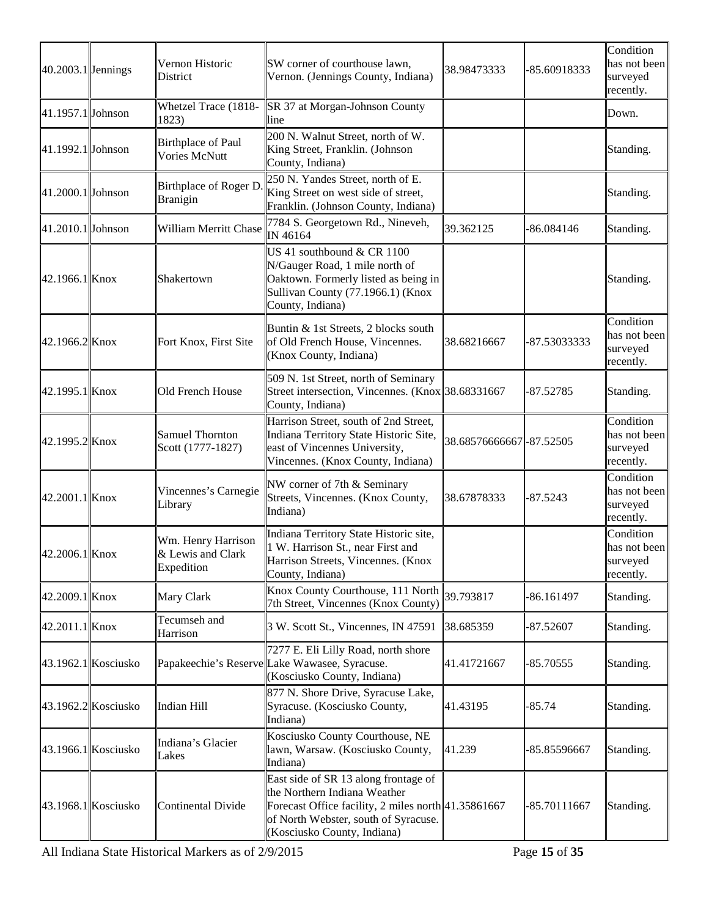| 40.2003.1 | Jennings | Vernon Historic District | SW corner of courthouse lawn, Vernon. (Jennings County, Indiana) | 38.98473333 | -85.60918333 | Condition has not been surveyed recently. |
|---|---|---|---|---|---|---|
| 41.1957.1 | Johnson | Whetzel Trace (1818-1823) | SR 37 at Morgan-Johnson County line | | | Down. |
| 41.1992.1 | Johnson | Birthplace of Paul Vories McNutt | 200 N. Walnut Street, north of W. King Street, Franklin. (Johnson County, Indiana) | | | Standing. |
| 41.2000.1 | Johnson | Birthplace of Roger D. Branigin | 250 N. Yandes Street, north of E. King Street on west side of street, Franklin. (Johnson County, Indiana) | | | Standing. |
| 41.2010.1 | Johnson | William Merritt Chase | 7784 S. Georgetown Rd., Nineveh, IN 46164 | 39.362125 | -86.084146 | Standing. |
| 42.1966.1 | Knox | Shakertown | US 41 southbound & CR 1100 N/Gauger Road, 1 mile north of Oaktown. Formerly listed as being in Sullivan County (77.1966.1) (Knox County, Indiana) | | | Standing. |
| 42.1966.2 | Knox | Fort Knox, First Site | Buntin & 1st Streets, 2 blocks south of Old French House, Vincennes. (Knox County, Indiana) | 38.68216667 | -87.53033333 | Condition has not been surveyed recently. |
| 42.1995.1 | Knox | Old French House | 509 N. 1st Street, north of Seminary Street intersection, Vincennes. (Knox County, Indiana) | 38.68331667 | -87.52785 | Standing. |
| 42.1995.2 | Knox | Samuel Thornton Scott (1777-1827) | Harrison Street, south of 2nd Street, Indiana Territory State Historic Site, east of Vincennes University, Vincennes. (Knox County, Indiana) | 38.68576666667 | -87.52505 | Condition has not been surveyed recently. |
| 42.2001.1 | Knox | Vincennes's Carnegie Library | NW corner of 7th & Seminary Streets, Vincennes. (Knox County, Indiana) | 38.67878333 | -87.5243 | Condition has not been surveyed recently. |
| 42.2006.1 | Knox | Wm. Henry Harrison & Lewis and Clark Expedition | Indiana Territory State Historic site, 1 W. Harrison St., near First and Harrison Streets, Vincennes. (Knox County, Indiana) | | | Condition has not been surveyed recently. |
| 42.2009.1 | Knox | Mary Clark | Knox County Courthouse, 111 North 7th Street, Vincennes (Knox County) | 39.793817 | -86.161497 | Standing. |
| 42.2011.1 | Knox | Tecumseh and Harrison | 3 W. Scott St., Vincennes, IN 47591 | 38.685359 | -87.52607 | Standing. |
| 43.1962.1 | Kosciusko | Papakeechie's Reserve | 7277 E. Eli Lilly Road, north shore Lake Wawasee, Syracuse. (Kosciusko County, Indiana) | 41.41721667 | -85.70555 | Standing. |
| 43.1962.2 | Kosciusko | Indian Hill | 877 N. Shore Drive, Syracuse Lake, Syracuse. (Kosciusko County, Indiana) | 41.43195 | -85.74 | Standing. |
| 43.1966.1 | Kosciusko | Indiana's Glacier Lakes | Kosciusko County Courthouse, NE lawn, Warsaw. (Kosciusko County, Indiana) | 41.239 | -85.85596667 | Standing. |
| 43.1968.1 | Kosciusko | Continental Divide | East side of SR 13 along frontage of the Northern Indiana Weather Forecast Office facility, 2 miles north of North Webster, south of Syracuse. (Kosciusko County, Indiana) | 41.35861667 | -85.70111667 | Standing. |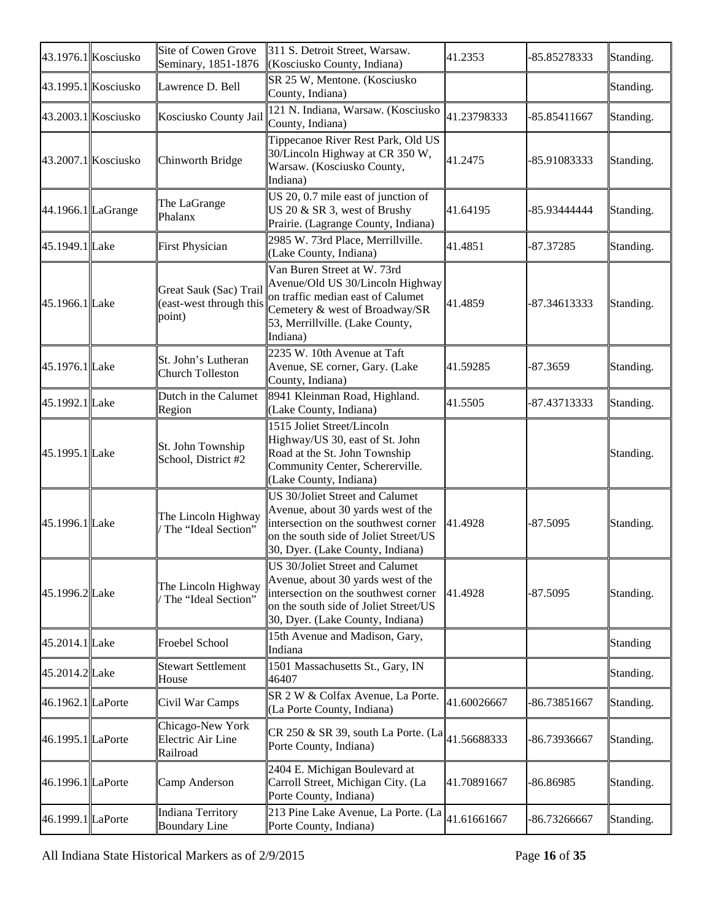| | | | | | | |
|---|---|---|---|---|---|---|
| 43.1976.1 | Kosciusko | Site of Cowen Grove Seminary, 1851-1876 | 311 S. Detroit Street, Warsaw. (Kosciusko County, Indiana) | 41.2353 | -85.85278333 | Standing. |
| 43.1995.1 | Kosciusko | Lawrence D. Bell | SR 25 W, Mentone. (Kosciusko County, Indiana) | | | Standing. |
| 43.2003.1 | Kosciusko | Kosciusko County Jail | 121 N. Indiana, Warsaw. (Kosciusko County, Indiana) | 41.23798333 | -85.85411667 | Standing. |
| 43.2007.1 | Kosciusko | Chinworth Bridge | Tippecanoe River Rest Park, Old US 30/Lincoln Highway at CR 350 W, Warsaw. (Kosciusko County, Indiana) | 41.2475 | -85.91083333 | Standing. |
| 44.1966.1 | LaGrange | The LaGrange Phalanx | US 20, 0.7 mile east of junction of US 20 & SR 3, west of Brushy Prairie. (Lagrange County, Indiana) | 41.64195 | -85.93444444 | Standing. |
| 45.1949.1 | Lake | First Physician | 2985 W. 73rd Place, Merrillville. (Lake County, Indiana) | 41.4851 | -87.37285 | Standing. |
| 45.1966.1 | Lake | Great Sauk (Sac) Trail (east-west through this point) | Van Buren Street at W. 73rd Avenue/Old US 30/Lincoln Highway on traffic median east of Calumet Cemetery & west of Broadway/SR 53, Merrillville. (Lake County, Indiana) | 41.4859 | -87.34613333 | Standing. |
| 45.1976.1 | Lake | St. John's Lutheran Church Tolleston | 2235 W. 10th Avenue at Taft Avenue, SE corner, Gary. (Lake County, Indiana) | 41.59285 | -87.3659 | Standing. |
| 45.1992.1 | Lake | Dutch in the Calumet Region | 8941 Kleinman Road, Highland. (Lake County, Indiana) | 41.5505 | -87.43713333 | Standing. |
| 45.1995.1 | Lake | St. John Township School, District #2 | 1515 Joliet Street/Lincoln Highway/US 30, east of St. John Road at the St. John Township Community Center, Schererville. (Lake County, Indiana) | | | Standing. |
| 45.1996.1 | Lake | The Lincoln Highway / The "Ideal Section" | US 30/Joliet Street and Calumet Avenue, about 30 yards west of the intersection on the southwest corner on the south side of Joliet Street/US 30, Dyer. (Lake County, Indiana) | 41.4928 | -87.5095 | Standing. |
| 45.1996.2 | Lake | The Lincoln Highway / The "Ideal Section" | US 30/Joliet Street and Calumet Avenue, about 30 yards west of the intersection on the southwest corner on the south side of Joliet Street/US 30, Dyer. (Lake County, Indiana) | 41.4928 | -87.5095 | Standing. |
| 45.2014.1 | Lake | Froebel School | 15th Avenue and Madison, Gary, Indiana | | | Standing |
| 45.2014.2 | Lake | Stewart Settlement House | 1501 Massachusetts St., Gary, IN 46407 | | | Standing. |
| 46.1962.1 | LaPorte | Civil War Camps | SR 2 W & Colfax Avenue, La Porte. (La Porte County, Indiana) | 41.60026667 | -86.73851667 | Standing. |
| 46.1995.1 | LaPorte | Chicago-New York Electric Air Line Railroad | CR 250 & SR 39, south La Porte. (La Porte County, Indiana) | 41.56688333 | -86.73936667 | Standing. |
| 46.1996.1 | LaPorte | Camp Anderson | 2404 E. Michigan Boulevard at Carroll Street, Michigan City. (La Porte County, Indiana) | 41.70891667 | -86.86985 | Standing. |
| 46.1999.1 | LaPorte | Indiana Territory Boundary Line | 213 Pine Lake Avenue, La Porte. (La Porte County, Indiana) | 41.61661667 | -86.73266667 | Standing. |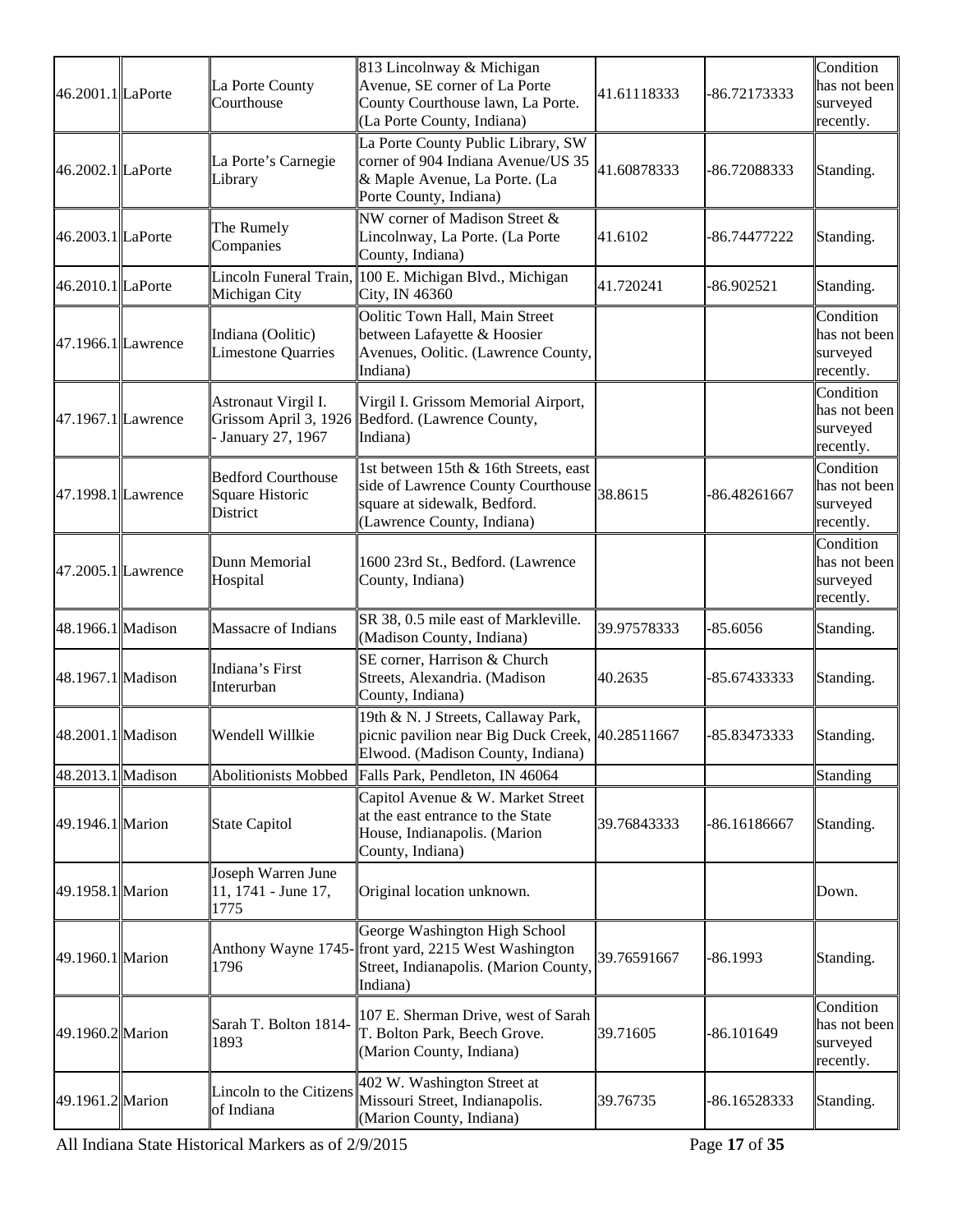| 46.2001.1 | LaPorte | La Porte County Courthouse | 813 Lincolnway & Michigan Avenue, SE corner of La Porte County Courthouse lawn, La Porte. (La Porte County, Indiana) | 41.61118333 | -86.72173333 | Condition has not been surveyed recently. |
|---|---|---|---|---|---|---|
| 46.2002.1 | LaPorte | La Porte's Carnegie Library | La Porte County Public Library, SW corner of 904 Indiana Avenue/US 35 & Maple Avenue, La Porte. (La Porte County, Indiana) | 41.60878333 | -86.72088333 | Standing. |
| 46.2003.1 | LaPorte | The Rumely Companies | NW corner of Madison Street & Lincolnway, La Porte. (La Porte County, Indiana) | 41.6102 | -86.74477222 | Standing. |
| 46.2010.1 | LaPorte | Lincoln Funeral Train, Michigan City | 100 E. Michigan Blvd., Michigan City, IN 46360 | 41.720241 | -86.902521 | Standing. |
| 47.1966.1 | Lawrence | Indiana (Oolitic) Limestone Quarries | Oolitic Town Hall, Main Street between Lafayette & Hoosier Avenues, Oolitic. (Lawrence County, Indiana) | | | Condition has not been surveyed recently. |
| 47.1967.1 | Lawrence | Astronaut Virgil I. Grissom April 3, 1926 - January 27, 1967 | Virgil I. Grissom Memorial Airport, Bedford. (Lawrence County, Indiana) | | | Condition has not been surveyed recently. |
| 47.1998.1 | Lawrence | Bedford Courthouse Square Historic District | 1st between 15th & 16th Streets, east side of Lawrence County Courthouse square at sidewalk, Bedford. (Lawrence County, Indiana) | 38.8615 | -86.48261667 | Condition has not been surveyed recently. |
| 47.2005.1 | Lawrence | Dunn Memorial Hospital | 1600 23rd St., Bedford. (Lawrence County, Indiana) | | | Condition has not been surveyed recently. |
| 48.1966.1 | Madison | Massacre of Indians | SR 38, 0.5 mile east of Markleville. (Madison County, Indiana) | 39.97578333 | -85.6056 | Standing. |
| 48.1967.1 | Madison | Indiana's First Interurban | SE corner, Harrison & Church Streets, Alexandria. (Madison County, Indiana) | 40.2635 | -85.67433333 | Standing. |
| 48.2001.1 | Madison | Wendell Willkie | 19th & N. J Streets, Callaway Park, picnic pavilion near Big Duck Creek, Elwood. (Madison County, Indiana) | 40.28511667 | -85.83473333 | Standing. |
| 48.2013.1 | Madison | Abolitionists Mobbed | Falls Park, Pendleton, IN 46064 | | | Standing |
| 49.1946.1 | Marion | State Capitol | Capitol Avenue & W. Market Street at the east entrance to the State House, Indianapolis. (Marion County, Indiana) | 39.76843333 | -86.16186667 | Standing. |
| 49.1958.1 | Marion | Joseph Warren June 11, 1741 - June 17, 1775 | Original location unknown. | | | Down. |
| 49.1960.1 | Marion | Anthony Wayne 1745-1796 | George Washington High School front yard, 2215 West Washington Street, Indianapolis. (Marion County, Indiana) | 39.76591667 | -86.1993 | Standing. |
| 49.1960.2 | Marion | Sarah T. Bolton 1814-1893 | 107 E. Sherman Drive, west of Sarah T. Bolton Park, Beech Grove. (Marion County, Indiana) | 39.71605 | -86.101649 | Condition has not been surveyed recently. |
| 49.1961.2 | Marion | Lincoln to the Citizens of Indiana | 402 W. Washington Street at Missouri Street, Indianapolis. (Marion County, Indiana) | 39.76735 | -86.16528333 | Standing. |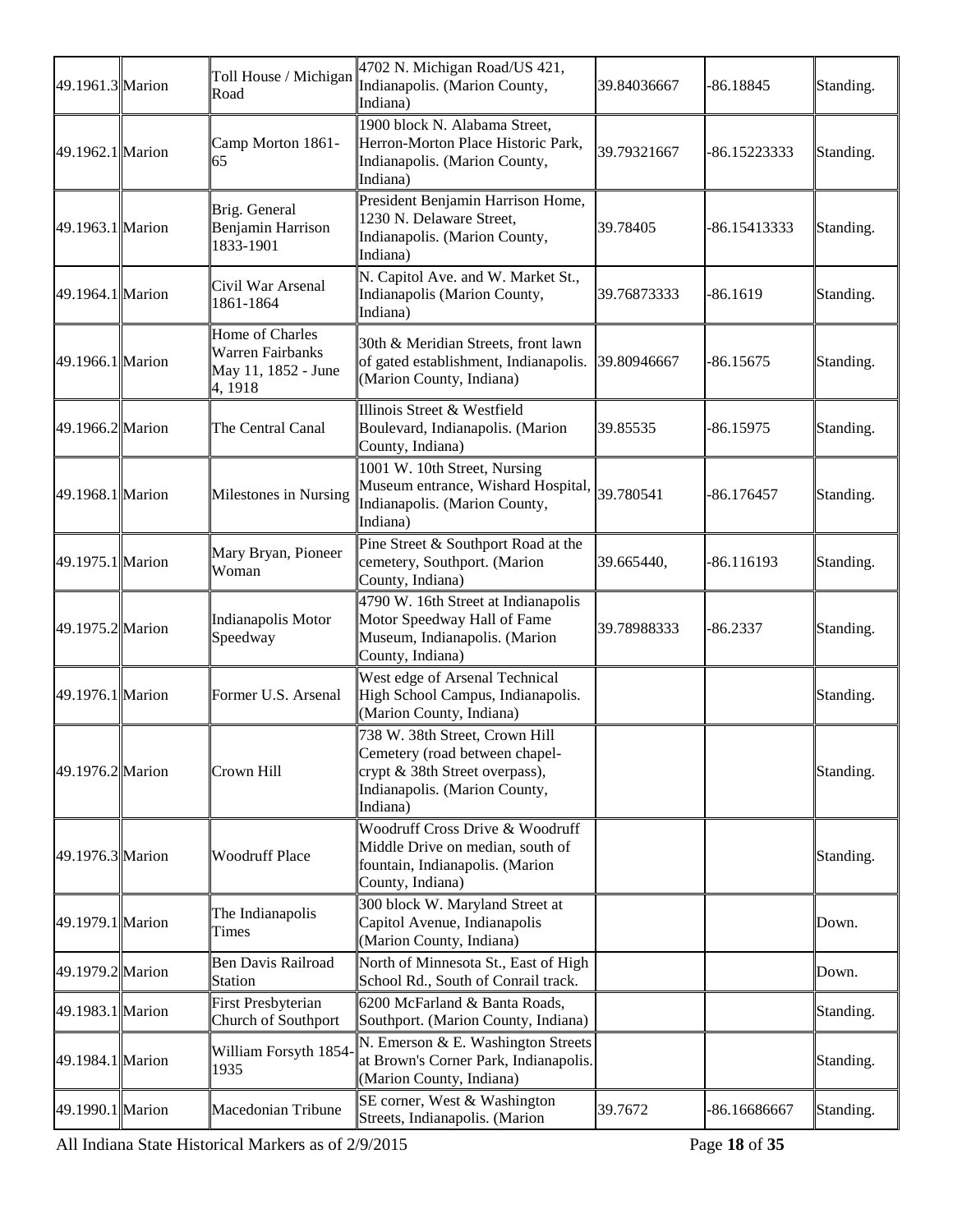| | | | | | | |
|---|---|---|---|---|---|---|
| 49.1961.3 | Marion | Toll House / Michigan Road | 4702 N. Michigan Road/US 421, Indianapolis. (Marion County, Indiana) | 39.84036667 | -86.18845 | Standing. |
| 49.1962.1 | Marion | Camp Morton 1861-65 | 1900 block N. Alabama Street, Herron-Morton Place Historic Park, Indianapolis. (Marion County, Indiana) | 39.79321667 | -86.15223333 | Standing. |
| 49.1963.1 | Marion | Brig. General Benjamin Harrison 1833-1901 | President Benjamin Harrison Home, 1230 N. Delaware Street, Indianapolis. (Marion County, Indiana) | 39.78405 | -86.15413333 | Standing. |
| 49.1964.1 | Marion | Civil War Arsenal 1861-1864 | N. Capitol Ave. and W. Market St., Indianapolis (Marion County, Indiana) | 39.76873333 | -86.1619 | Standing. |
| 49.1966.1 | Marion | Home of Charles Warren Fairbanks May 11, 1852 - June 4, 1918 | 30th & Meridian Streets, front lawn of gated establishment, Indianapolis. (Marion County, Indiana) | 39.80946667 | -86.15675 | Standing. |
| 49.1966.2 | Marion | The Central Canal | Illinois Street & Westfield Boulevard, Indianapolis. (Marion County, Indiana) | 39.85535 | -86.15975 | Standing. |
| 49.1968.1 | Marion | Milestones in Nursing | 1001 W. 10th Street, Nursing Museum entrance, Wishard Hospital, Indianapolis. (Marion County, Indiana) | 39.780541 | -86.176457 | Standing. |
| 49.1975.1 | Marion | Mary Bryan, Pioneer Woman | Pine Street & Southport Road at the cemetery, Southport. (Marion County, Indiana) | 39.665440, | -86.116193 | Standing. |
| 49.1975.2 | Marion | Indianapolis Motor Speedway | 4790 W. 16th Street at Indianapolis Motor Speedway Hall of Fame Museum, Indianapolis. (Marion County, Indiana) | 39.78988333 | -86.2337 | Standing. |
| 49.1976.1 | Marion | Former U.S. Arsenal | West edge of Arsenal Technical High School Campus, Indianapolis. (Marion County, Indiana) | | | Standing. |
| 49.1976.2 | Marion | Crown Hill | 738 W. 38th Street, Crown Hill Cemetery (road between chapel-crypt & 38th Street overpass), Indianapolis. (Marion County, Indiana) | | | Standing. |
| 49.1976.3 | Marion | Woodruff Place | Woodruff Cross Drive & Woodruff Middle Drive on median, south of fountain, Indianapolis. (Marion County, Indiana) | | | Standing. |
| 49.1979.1 | Marion | The Indianapolis Times | 300 block W. Maryland Street at Capitol Avenue, Indianapolis (Marion County, Indiana) | | | Down. |
| 49.1979.2 | Marion | Ben Davis Railroad Station | North of Minnesota St., East of High School Rd., South of Conrail track. | | | Down. |
| 49.1983.1 | Marion | First Presbyterian Church of Southport | 6200 McFarland & Banta Roads, Southport. (Marion County, Indiana) | | | Standing. |
| 49.1984.1 | Marion | William Forsyth 1854-1935 | N. Emerson & E. Washington Streets at Brown's Corner Park, Indianapolis. (Marion County, Indiana) | | | Standing. |
| 49.1990.1 | Marion | Macedonian Tribune | SE corner, West & Washington Streets, Indianapolis. (Marion | 39.7672 | -86.16686667 | Standing. |

All Indiana State Historical Markers as of 2/9/2015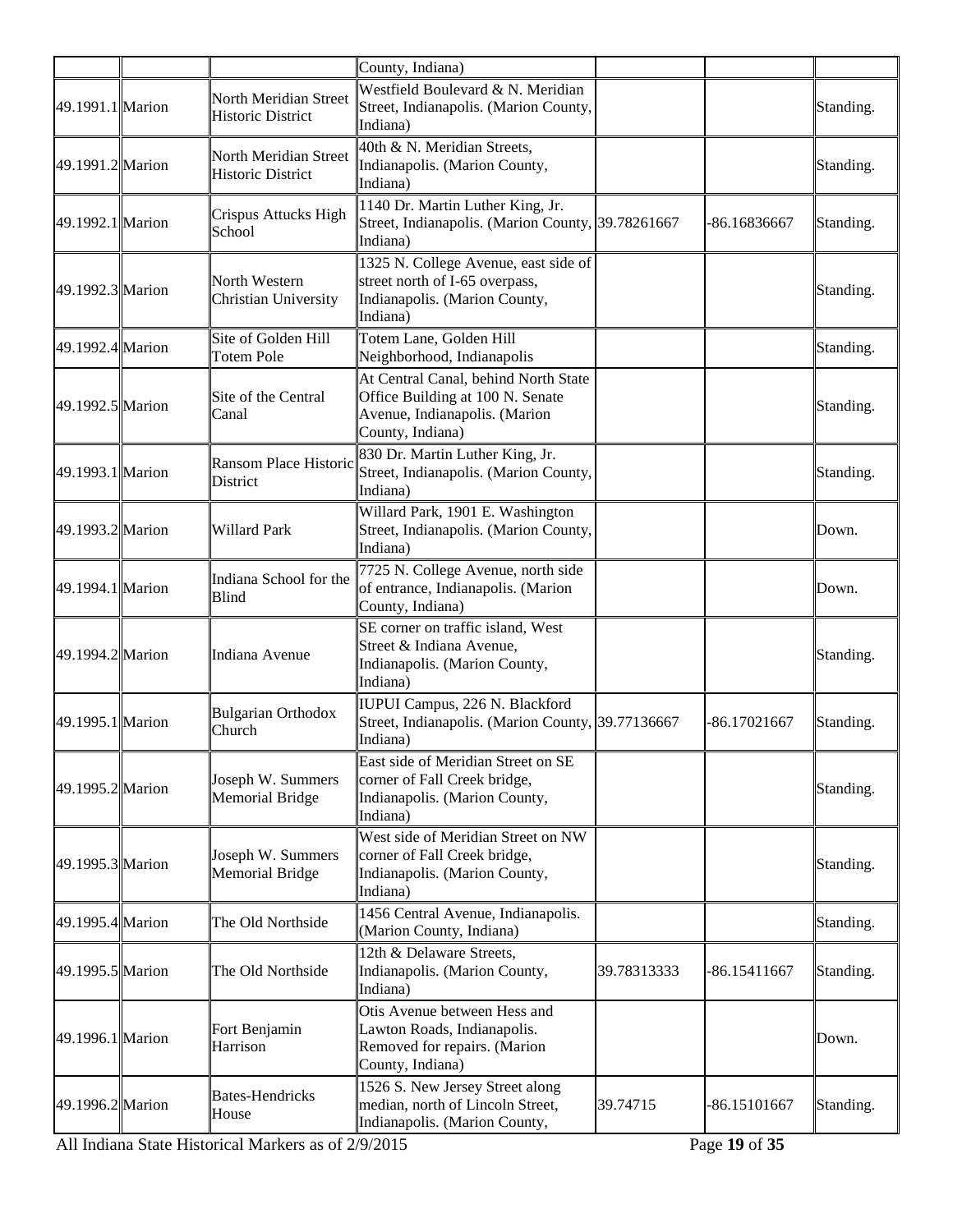| | | | County, Indiana) | | | |
|---|---|---|---|---|---|---|
| 49.1991.1 | Marion | North Meridian Street Historic District | Westfield Boulevard & N. Meridian Street, Indianapolis. (Marion County, Indiana) | | | Standing. |
| 49.1991.2 | Marion | North Meridian Street Historic District | 40th & N. Meridian Streets, Indianapolis. (Marion County, Indiana) | | | Standing. |
| 49.1992.1 | Marion | Crispus Attucks High School | 1140 Dr. Martin Luther King, Jr. Street, Indianapolis. (Marion County, Indiana) | 39.78261667 | -86.16836667 | Standing. |
| 49.1992.3 | Marion | North Western Christian University | 1325 N. College Avenue, east side of street north of I-65 overpass, Indianapolis. (Marion County, Indiana) | | | Standing. |
| 49.1992.4 | Marion | Site of Golden Hill Totem Pole | Totem Lane, Golden Hill Neighborhood, Indianapolis | | | Standing. |
| 49.1992.5 | Marion | Site of the Central Canal | At Central Canal, behind North State Office Building at 100 N. Senate Avenue, Indianapolis. (Marion County, Indiana) | | | Standing. |
| 49.1993.1 | Marion | Ransom Place Historic District | 830 Dr. Martin Luther King, Jr. Street, Indianapolis. (Marion County, Indiana) | | | Standing. |
| 49.1993.2 | Marion | Willard Park | Willard Park, 1901 E. Washington Street, Indianapolis. (Marion County, Indiana) | | | Down. |
| 49.1994.1 | Marion | Indiana School for the Blind | 7725 N. College Avenue, north side of entrance, Indianapolis. (Marion County, Indiana) | | | Down. |
| 49.1994.2 | Marion | Indiana Avenue | SE corner on traffic island, West Street & Indiana Avenue, Indianapolis. (Marion County, Indiana) | | | Standing. |
| 49.1995.1 | Marion | Bulgarian Orthodox Church | IUPUI Campus, 226 N. Blackford Street, Indianapolis. (Marion County, Indiana) | 39.77136667 | -86.17021667 | Standing. |
| 49.1995.2 | Marion | Joseph W. Summers Memorial Bridge | East side of Meridian Street on SE corner of Fall Creek bridge, Indianapolis. (Marion County, Indiana) | | | Standing. |
| 49.1995.3 | Marion | Joseph W. Summers Memorial Bridge | West side of Meridian Street on NW corner of Fall Creek bridge, Indianapolis. (Marion County, Indiana) | | | Standing. |
| 49.1995.4 | Marion | The Old Northside | 1456 Central Avenue, Indianapolis. (Marion County, Indiana) | | | Standing. |
| 49.1995.5 | Marion | The Old Northside | 12th & Delaware Streets, Indianapolis. (Marion County, Indiana) | 39.78313333 | -86.15411667 | Standing. |
| 49.1996.1 | Marion | Fort Benjamin Harrison | Otis Avenue between Hess and Lawton Roads, Indianapolis. Removed for repairs. (Marion County, Indiana) | | | Down. |
| 49.1996.2 | Marion | Bates-Hendricks House | 1526 S. New Jersey Street along median, north of Lincoln Street, Indianapolis. (Marion County, | 39.74715 | -86.15101667 | Standing. |

All Indiana State Historical Markers as of 2/9/2015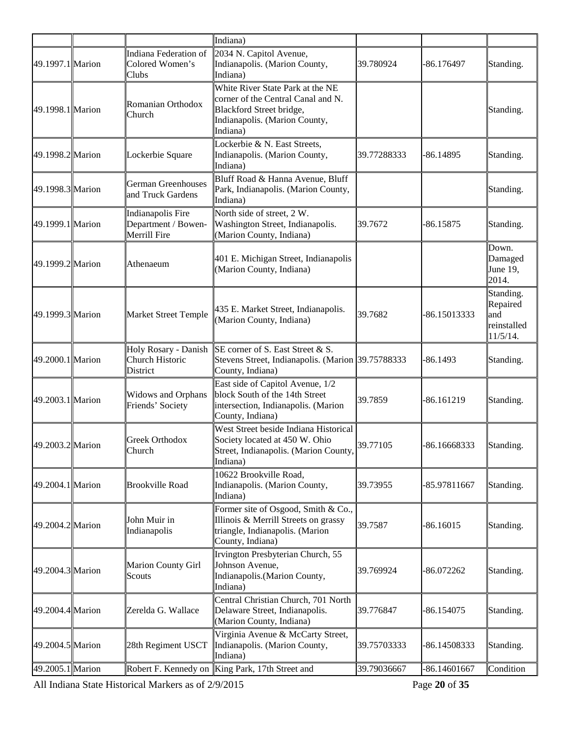| | | | Indiana) | | | |
|---|---|---|---|---|---|---|
| 49.1997.1 | Marion | Indiana Federation of Colored Women's Clubs | 2034 N. Capitol Avenue, Indianapolis. (Marion County, Indiana) | 39.780924 | -86.176497 | Standing. |
| 49.1998.1 | Marion | Romanian Orthodox Church | White River State Park at the NE corner of the Central Canal and N. Blackford Street bridge, Indianapolis. (Marion County, Indiana) | | | Standing. |
| 49.1998.2 | Marion | Lockerbie Square | Lockerbie & N. East Streets, Indianapolis. (Marion County, Indiana) | 39.77288333 | -86.14895 | Standing. |
| 49.1998.3 | Marion | German Greenhouses and Truck Gardens | Bluff Road & Hanna Avenue, Bluff Park, Indianapolis. (Marion County, Indiana) | | | Standing. |
| 49.1999.1 | Marion | Indianapolis Fire Department / Bowen-Merrill Fire | North side of street, 2 W. Washington Street, Indianapolis. (Marion County, Indiana) | 39.7672 | -86.15875 | Standing. |
| 49.1999.2 | Marion | Athenaeum | 401 E. Michigan Street, Indianapolis (Marion County, Indiana) | | | Down. Damaged June 19, 2014. |
| 49.1999.3 | Marion | Market Street Temple | 435 E. Market Street, Indianapolis. (Marion County, Indiana) | 39.7682 | -86.15013333 | Standing. Repaired and reinstalled 11/5/14. |
| 49.2000.1 | Marion | Holy Rosary - Danish Church Historic District | SE corner of S. East Street & S. Stevens Street, Indianapolis. (Marion County, Indiana) | 39.75788333 | -86.1493 | Standing. |
| 49.2003.1 | Marion | Widows and Orphans Friends' Society | East side of Capitol Avenue, 1/2 block South of the 14th Street intersection, Indianapolis. (Marion County, Indiana) | 39.7859 | -86.161219 | Standing. |
| 49.2003.2 | Marion | Greek Orthodox Church | West Street beside Indiana Historical Society located at 450 W. Ohio Street, Indianapolis. (Marion County, Indiana) | 39.77105 | -86.16668333 | Standing. |
| 49.2004.1 | Marion | Brookville Road | 10622 Brookville Road, Indianapolis. (Marion County, Indiana) | 39.73955 | -85.97811667 | Standing. |
| 49.2004.2 | Marion | John Muir in Indianapolis | Former site of Osgood, Smith & Co., Illinois & Merrill Streets on grassy triangle, Indianapolis. (Marion County, Indiana) | 39.7587 | -86.16015 | Standing. |
| 49.2004.3 | Marion | Marion County Girl Scouts | Irvington Presbyterian Church, 55 Johnson Avenue, Indianapolis.(Marion County, Indiana) | 39.769924 | -86.072262 | Standing. |
| 49.2004.4 | Marion | Zerelda G. Wallace | Central Christian Church, 701 North Delaware Street, Indianapolis. (Marion County, Indiana) | 39.776847 | -86.154075 | Standing. |
| 49.2004.5 | Marion | 28th Regiment USCT | Virginia Avenue & McCarty Street, Indianapolis. (Marion County, Indiana) | 39.75703333 | -86.14508333 | Standing. |
| 49.2005.1 | Marion | Robert F. Kennedy on | King Park, 17th Street and | 39.79036667 | -86.14601667 | Condition |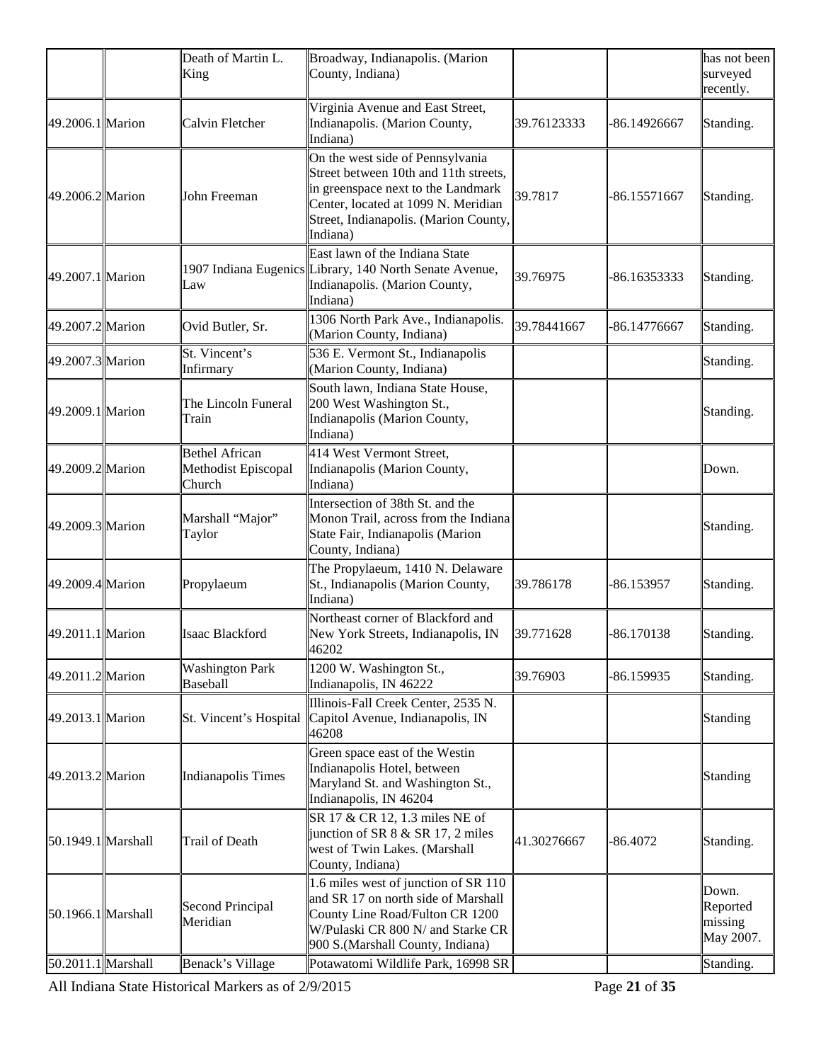| | | | | | | |
|---|---|---|---|---|---|---|
| | | Death of Martin L. King | Broadway, Indianapolis. (Marion County, Indiana) | | | has not been surveyed recently. |
| 49.2006.1 | Marion | Calvin Fletcher | Virginia Avenue and East Street, Indianapolis. (Marion County, Indiana) | 39.76123333 | -86.14926667 | Standing. |
| 49.2006.2 | Marion | John Freeman | On the west side of Pennsylvania Street between 10th and 11th streets, in greenspace next to the Landmark Center, located at 1099 N. Meridian Street, Indianapolis. (Marion County, Indiana) | 39.7817 | -86.15571667 | Standing. |
| 49.2007.1 | Marion | 1907 Indiana Eugenics Law | East lawn of the Indiana State Library, 140 North Senate Avenue, Indianapolis. (Marion County, Indiana) | 39.76975 | -86.16353333 | Standing. |
| 49.2007.2 | Marion | Ovid Butler, Sr. | 1306 North Park Ave., Indianapolis. (Marion County, Indiana) | 39.78441667 | -86.14776667 | Standing. |
| 49.2007.3 | Marion | St. Vincent's Infirmary | 536 E. Vermont St., Indianapolis (Marion County, Indiana) | | | Standing. |
| 49.2009.1 | Marion | The Lincoln Funeral Train | South lawn, Indiana State House, 200 West Washington St., Indianapolis (Marion County, Indiana) | | | Standing. |
| 49.2009.2 | Marion | Bethel African Methodist Episcopal Church | 414 West Vermont Street, Indianapolis (Marion County, Indiana) | | | Down. |
| 49.2009.3 | Marion | Marshall "Major" Taylor | Intersection of 38th St. and the Monon Trail, across from the Indiana State Fair, Indianapolis (Marion County, Indiana) | | | Standing. |
| 49.2009.4 | Marion | Propylaeum | The Propylaeum, 1410 N. Delaware St., Indianapolis (Marion County, Indiana) | 39.786178 | -86.153957 | Standing. |
| 49.2011.1 | Marion | Isaac Blackford | Northeast corner of Blackford and New York Streets, Indianapolis, IN 46202 | 39.771628 | -86.170138 | Standing. |
| 49.2011.2 | Marion | Washington Park Baseball | 1200 W. Washington St., Indianapolis, IN 46222 | 39.76903 | -86.159935 | Standing. |
| 49.2013.1 | Marion | St. Vincent's Hospital | Illinois-Fall Creek Center, 2535 N. Capitol Avenue, Indianapolis, IN 46208 | | | Standing |
| 49.2013.2 | Marion | Indianapolis Times | Green space east of the Westin Indianapolis Hotel, between Maryland St. and Washington St., Indianapolis, IN 46204 | | | Standing |
| 50.1949.1 | Marshall | Trail of Death | SR 17 & CR 12, 1.3 miles NE of junction of SR 8 & SR 17, 2 miles west of Twin Lakes. (Marshall County, Indiana) | 41.30276667 | -86.4072 | Standing. |
| 50.1966.1 | Marshall | Second Principal Meridian | 1.6 miles west of junction of SR 110 and SR 17 on north side of Marshall County Line Road/Fulton CR 1200 W/Pulaski CR 800 N/ and Starke CR 900 S.(Marshall County, Indiana) | | | Down. Reported missing May 2007. |
| 50.2011.1 | Marshall | Benack's Village | Potawatomi Wildlife Park, 16998 SR | | | Standing. |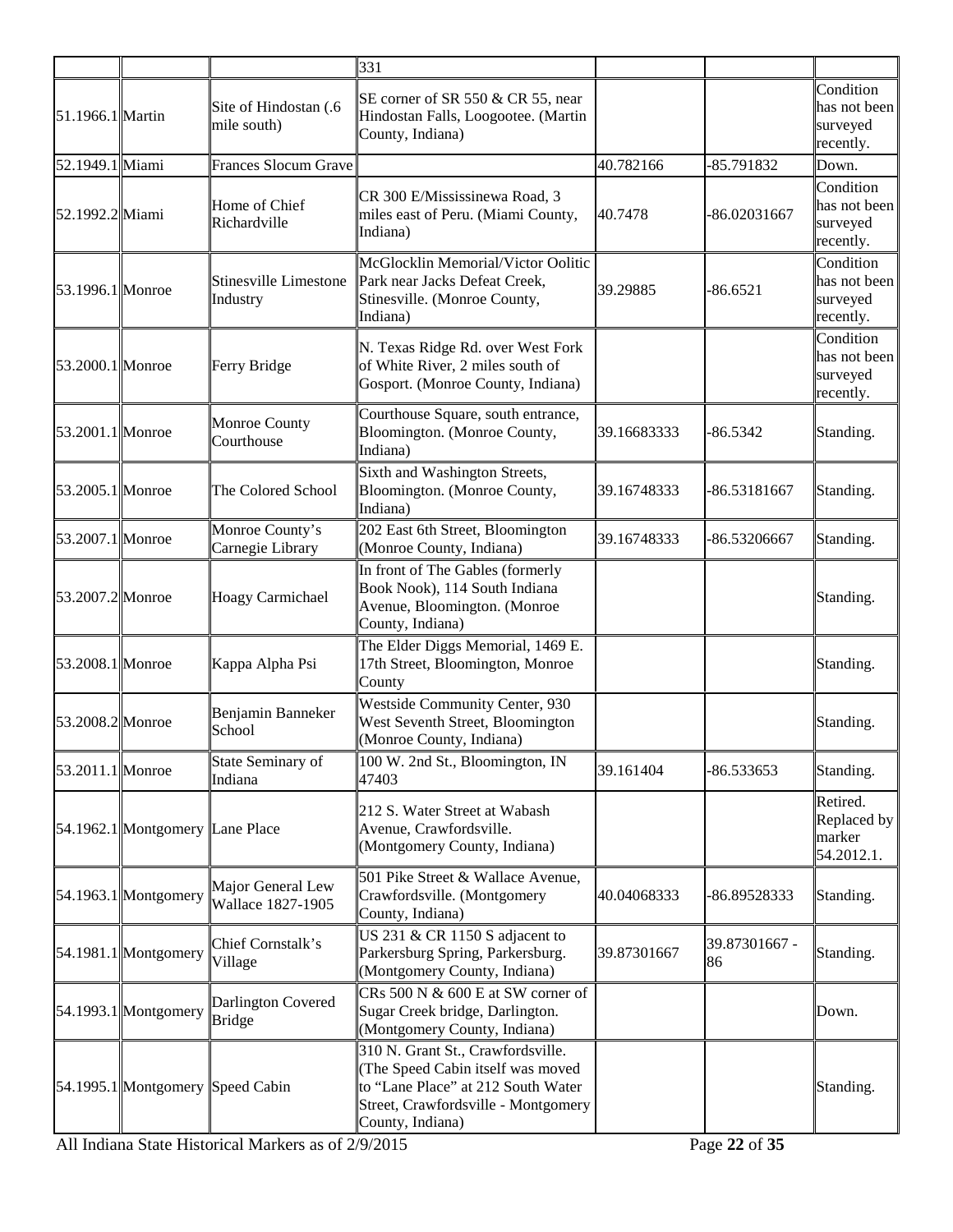| | | | 331 | | | |
|---|---|---|---|---|---|---|
| 51.1966.1 | Martin | Site of Hindostan (.6 mile south) | SE corner of SR 550 & CR 55, near Hindostan Falls, Loogootee. (Martin County, Indiana) | | | Condition has not been surveyed recently. |
| 52.1949.1 | Miami | Frances Slocum Grave | | 40.782166 | -85.791832 | Down. |
| 52.1992.2 | Miami | Home of Chief Richardville | CR 300 E/Mississinewa Road, 3 miles east of Peru. (Miami County, Indiana) | 40.7478 | -86.02031667 | Condition has not been surveyed recently. |
| 53.1996.1 | Monroe | Stinesville Limestone Industry | McGlocklin Memorial/Victor Oolitic Park near Jacks Defeat Creek, Stinesville. (Monroe County, Indiana) | 39.29885 | -86.6521 | Condition has not been surveyed recently. |
| 53.2000.1 | Monroe | Ferry Bridge | N. Texas Ridge Rd. over West Fork of White River, 2 miles south of Gosport. (Monroe County, Indiana) | | | Condition has not been surveyed recently. |
| 53.2001.1 | Monroe | Monroe County Courthouse | Courthouse Square, south entrance, Bloomington. (Monroe County, Indiana) | 39.16683333 | -86.5342 | Standing. |
| 53.2005.1 | Monroe | The Colored School | Sixth and Washington Streets, Bloomington. (Monroe County, Indiana) | 39.16748333 | -86.53181667 | Standing. |
| 53.2007.1 | Monroe | Monroe County's Carnegie Library | 202 East 6th Street, Bloomington (Monroe County, Indiana) | 39.16748333 | -86.53206667 | Standing. |
| 53.2007.2 | Monroe | Hoagy Carmichael | In front of The Gables (formerly Book Nook), 114 South Indiana Avenue, Bloomington. (Monroe County, Indiana) | | | Standing. |
| 53.2008.1 | Monroe | Kappa Alpha Psi | The Elder Diggs Memorial, 1469 E. 17th Street, Bloomington, Monroe County | | | Standing. |
| 53.2008.2 | Monroe | Benjamin Banneker School | Westside Community Center, 930 West Seventh Street, Bloomington (Monroe County, Indiana) | | | Standing. |
| 53.2011.1 | Monroe | State Seminary of Indiana | 100 W. 2nd St., Bloomington, IN 47403 | 39.161404 | -86.533653 | Standing. |
| 54.1962.1 | Montgomery | Lane Place | 212 S. Water Street at Wabash Avenue, Crawfordsville. (Montgomery County, Indiana) | | | Retired. Replaced by marker 54.2012.1. |
| 54.1963.1 | Montgomery | Major General Lew Wallace 1827-1905 | 501 Pike Street & Wallace Avenue, Crawfordsville. (Montgomery County, Indiana) | 40.04068333 | -86.89528333 | Standing. |
| 54.1981.1 | Montgomery | Chief Cornstalk's Village | US 231 & CR 1150 S adjacent to Parkersburg Spring, Parkersburg. (Montgomery County, Indiana) | 39.87301667 | 39.87301667 - 86 | Standing. |
| 54.1993.1 | Montgomery | Darlington Covered Bridge | CRs 500 N & 600 E at SW corner of Sugar Creek bridge, Darlington. (Montgomery County, Indiana) | | | Down. |
| 54.1995.1 | Montgomery | Speed Cabin | 310 N. Grant St., Crawfordsville. (The Speed Cabin itself was moved to "Lane Place" at 212 South Water Street, Crawfordsville - Montgomery County, Indiana) | | | Standing. |

All Indiana State Historical Markers as of 2/9/2015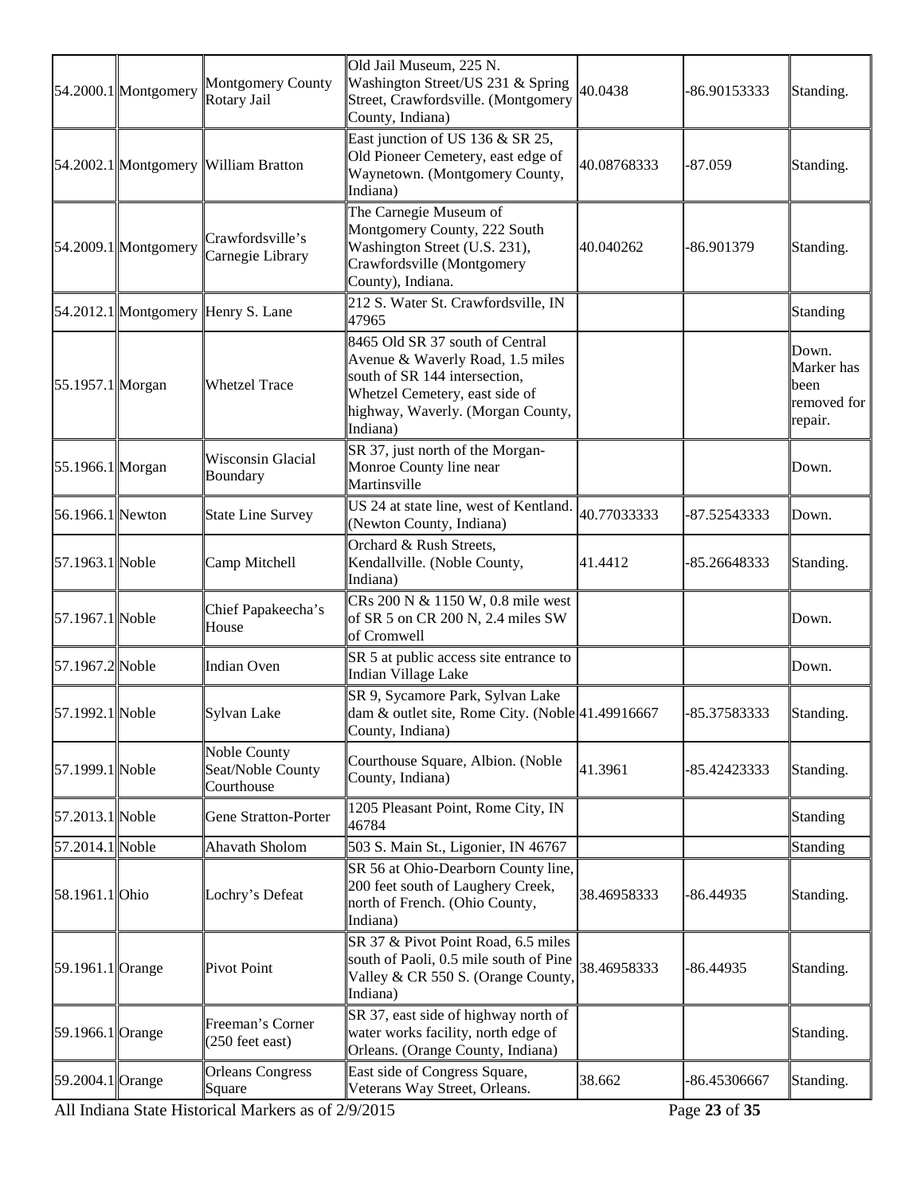| 54.2000.1 | Montgomery | Montgomery County Rotary Jail | Old Jail Museum, 225 N. Washington Street/US 231 & Spring Street, Crawfordsville. (Montgomery County, Indiana) | 40.0438 | -86.90153333 | Standing. |
|---|---|---|---|---|---|---|
| 54.2002.1 | Montgomery | William Bratton | East junction of US 136 & SR 25, Old Pioneer Cemetery, east edge of Waynetown. (Montgomery County, Indiana) | 40.08768333 | -87.059 | Standing. |
| 54.2009.1 | Montgomery | Crawfordsville's Carnegie Library | The Carnegie Museum of Montgomery County, 222 South Washington Street (U.S. 231), Crawfordsville (Montgomery County), Indiana. | 40.040262 | -86.901379 | Standing. |
| 54.2012.1 | Montgomery | Henry S. Lane | 212 S. Water St. Crawfordsville, IN 47965 | | | Standing |
| 55.1957.1 | Morgan | Whetzel Trace | 8465 Old SR 37 south of Central Avenue & Waverly Road, 1.5 miles south of SR 144 intersection, Whetzel Cemetery, east side of highway, Waverly. (Morgan County, Indiana) | | | Down. Marker has been removed for repair. |
| 55.1966.1 | Morgan | Wisconsin Glacial Boundary | SR 37, just north of the Morgan-Monroe County line near Martinsville | | | Down. |
| 56.1966.1 | Newton | State Line Survey | US 24 at state line, west of Kentland. (Newton County, Indiana) | 40.77033333 | -87.52543333 | Down. |
| 57.1963.1 | Noble | Camp Mitchell | Orchard & Rush Streets, Kendallville. (Noble County, Indiana) | 41.4412 | -85.26648333 | Standing. |
| 57.1967.1 | Noble | Chief Papakeecha's House | CRs 200 N & 1150 W, 0.8 mile west of SR 5 on CR 200 N, 2.4 miles SW of Cromwell | | | Down. |
| 57.1967.2 | Noble | Indian Oven | SR 5 at public access site entrance to Indian Village Lake | | | Down. |
| 57.1992.1 | Noble | Sylvan Lake | SR 9, Sycamore Park, Sylvan Lake dam & outlet site, Rome City. (Noble County, Indiana) | 41.49916667 | -85.37583333 | Standing. |
| 57.1999.1 | Noble | Noble County Seat/Noble County Courthouse | Courthouse Square, Albion. (Noble County, Indiana) | 41.3961 | -85.42423333 | Standing. |
| 57.2013.1 | Noble | Gene Stratton-Porter | 1205 Pleasant Point, Rome City, IN 46784 | | | Standing |
| 57.2014.1 | Noble | Ahavath Sholom | 503 S. Main St., Ligonier, IN 46767 | | | Standing |
| 58.1961.1 | Ohio | Lochry's Defeat | SR 56 at Ohio-Dearborn County line, 200 feet south of Laughery Creek, north of French. (Ohio County, Indiana) | 38.46958333 | -86.44935 | Standing. |
| 59.1961.1 | Orange | Pivot Point | SR 37 & Pivot Point Road, 6.5 miles south of Paoli, 0.5 mile south of Pine Valley & CR 550 S. (Orange County, Indiana) | 38.46958333 | -86.44935 | Standing. |
| 59.1966.1 | Orange | Freeman's Corner (250 feet east) | SR 37, east side of highway north of water works facility, north edge of Orleans. (Orange County, Indiana) | | | Standing. |
| 59.2004.1 | Orange | Orleans Congress Square | East side of Congress Square, Veterans Way Street, Orleans. | 38.662 | -86.45306667 | Standing. |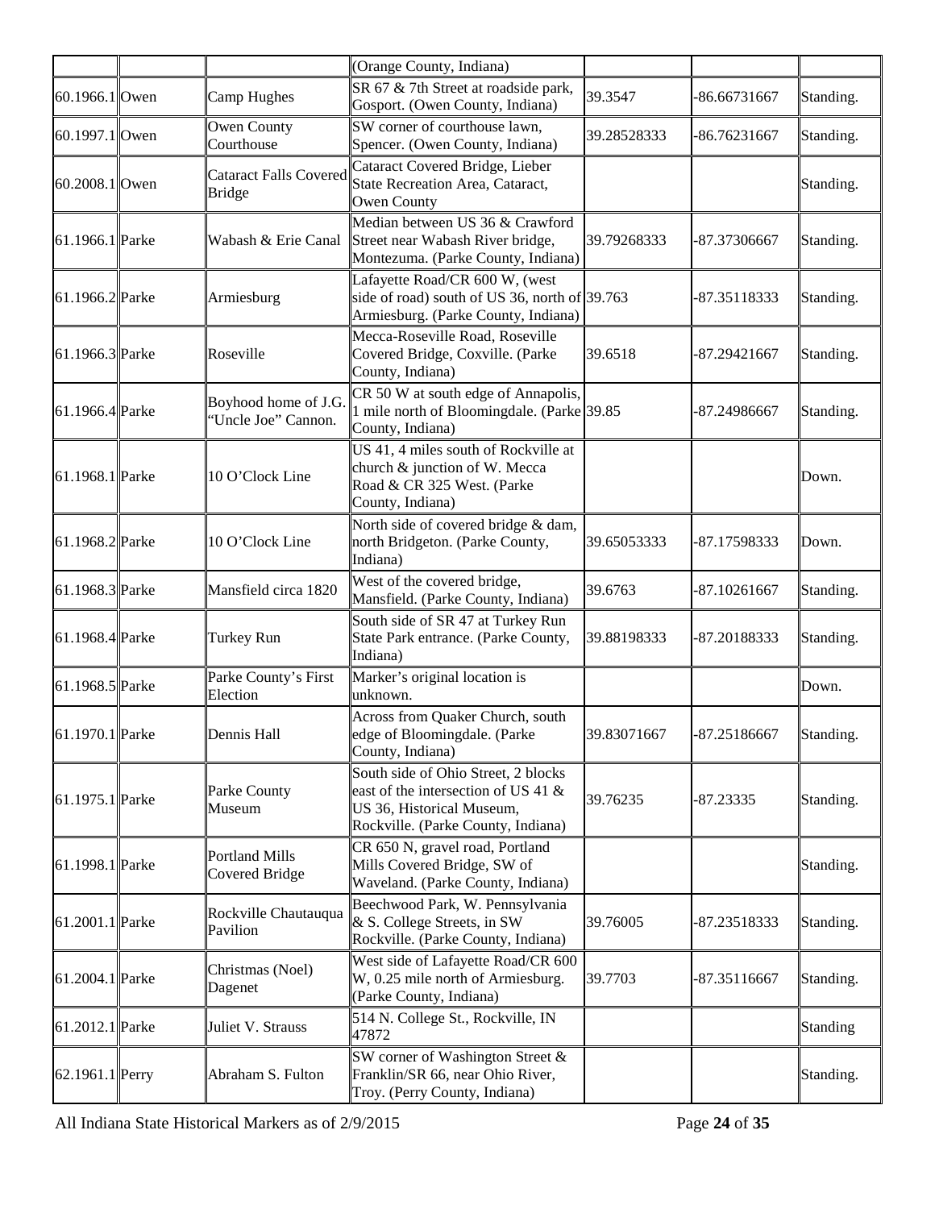| | | | (Orange County, Indiana) | | | |
|---|---|---|---|---|---|---|
| 60.1966.1 | Owen | Camp Hughes | SR 67 & 7th Street at roadside park, Gosport. (Owen County, Indiana) | 39.3547 | -86.66731667 | Standing. |
| 60.1997.1 | Owen | Owen County Courthouse | SW corner of courthouse lawn, Spencer. (Owen County, Indiana) | 39.28528333 | -86.76231667 | Standing. |
| 60.2008.1 | Owen | Cataract Falls Covered Bridge | Cataract Covered Bridge, Lieber State Recreation Area, Cataract, Owen County | | | Standing. |
| 61.1966.1 | Parke | Wabash & Erie Canal | Median between US 36 & Crawford Street near Wabash River bridge, Montezuma. (Parke County, Indiana) | 39.79268333 | -87.37306667 | Standing. |
| 61.1966.2 | Parke | Armiesburg | Lafayette Road/CR 600 W, (west side of road) south of US 36, north of Armiesburg. (Parke County, Indiana) | 39.763 | -87.35118333 | Standing. |
| 61.1966.3 | Parke | Roseville | Mecca-Roseville Road, Roseville Covered Bridge, Coxville. (Parke County, Indiana) | 39.6518 | -87.29421667 | Standing. |
| 61.1966.4 | Parke | Boyhood home of J.G. "Uncle Joe" Cannon. | CR 50 W at south edge of Annapolis, 1 mile north of Bloomingdale. (Parke County, Indiana) | 39.85 | -87.24986667 | Standing. |
| 61.1968.1 | Parke | 10 O'Clock Line | US 41, 4 miles south of Rockville at church & junction of W. Mecca Road & CR 325 West. (Parke County, Indiana) | | | Down. |
| 61.1968.2 | Parke | 10 O'Clock Line | North side of covered bridge & dam, north Bridgeton. (Parke County, Indiana) | 39.65053333 | -87.17598333 | Down. |
| 61.1968.3 | Parke | Mansfield circa 1820 | West of the covered bridge, Mansfield. (Parke County, Indiana) | 39.6763 | -87.10261667 | Standing. |
| 61.1968.4 | Parke | Turkey Run | South side of SR 47 at Turkey Run State Park entrance. (Parke County, Indiana) | 39.88198333 | -87.20188333 | Standing. |
| 61.1968.5 | Parke | Parke County's First Election | Marker's original location is unknown. | | | Down. |
| 61.1970.1 | Parke | Dennis Hall | Across from Quaker Church, south edge of Bloomingdale. (Parke County, Indiana) | 39.83071667 | -87.25186667 | Standing. |
| 61.1975.1 | Parke | Parke County Museum | South side of Ohio Street, 2 blocks east of the intersection of US 41 & US 36, Historical Museum, Rockville. (Parke County, Indiana) | 39.76235 | -87.23335 | Standing. |
| 61.1998.1 | Parke | Portland Mills Covered Bridge | CR 650 N, gravel road, Portland Mills Covered Bridge, SW of Waveland. (Parke County, Indiana) | | | Standing. |
| 61.2001.1 | Parke | Rockville Chautauqua Pavilion | Beechwood Park, W. Pennsylvania & S. College Streets, in SW Rockville. (Parke County, Indiana) | 39.76005 | -87.23518333 | Standing. |
| 61.2004.1 | Parke | Christmas (Noel) Dagenet | West side of Lafayette Road/CR 600 W, 0.25 mile north of Armiesburg. (Parke County, Indiana) | 39.7703 | -87.35116667 | Standing. |
| 61.2012.1 | Parke | Juliet V. Strauss | 514 N. College St., Rockville, IN 47872 | | | Standing |
| 62.1961.1 | Perry | Abraham S. Fulton | SW corner of Washington Street & Franklin/SR 66, near Ohio River, Troy. (Perry County, Indiana) | | | Standing. |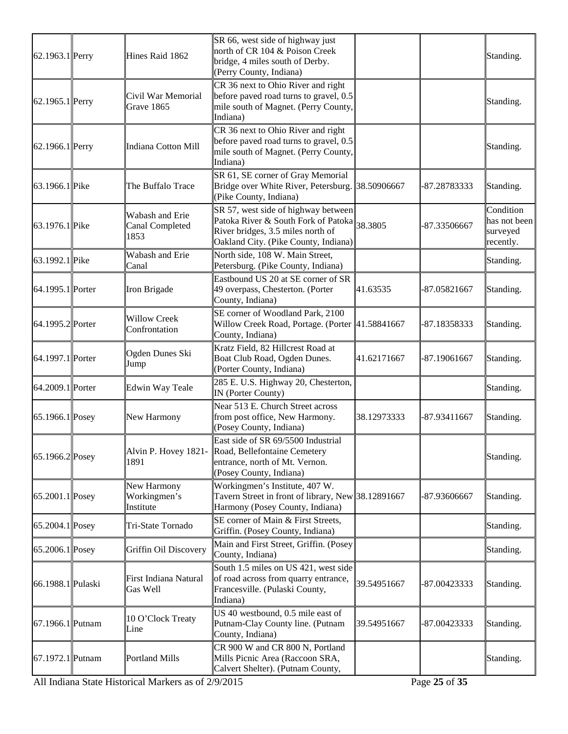| 62.1963.1 | Perry | Hines Raid 1862 | SR 66, west side of highway just north of CR 104 & Poison Creek bridge, 4 miles south of Derby. (Perry County, Indiana) | | | Standing. |
|---|---|---|---|---|---|---|
| 62.1965.1 | Perry | Civil War Memorial Grave 1865 | CR 36 next to Ohio River and right before paved road turns to gravel, 0.5 mile south of Magnet. (Perry County, Indiana) | | | Standing. |
| 62.1966.1 | Perry | Indiana Cotton Mill | CR 36 next to Ohio River and right before paved road turns to gravel, 0.5 mile south of Magnet. (Perry County, Indiana) | | | Standing. |
| 63.1966.1 | Pike | The Buffalo Trace | SR 61, SE corner of Gray Memorial Bridge over White River, Petersburg. (Pike County, Indiana) | 38.50906667 | -87.28783333 | Standing. |
| 63.1976.1 | Pike | Wabash and Erie Canal Completed 1853 | SR 57, west side of highway between Patoka River & South Fork of Patoka River bridges, 3.5 miles north of Oakland City. (Pike County, Indiana) | 38.3805 | -87.33506667 | Condition has not been surveyed recently. |
| 63.1992.1 | Pike | Wabash and Erie Canal | North side, 108 W. Main Street, Petersburg. (Pike County, Indiana) | | | Standing. |
| 64.1995.1 | Porter | Iron Brigade | Eastbound US 20 at SE corner of SR 49 overpass, Chesterton. (Porter County, Indiana) | 41.63535 | -87.05821667 | Standing. |
| 64.1995.2 | Porter | Willow Creek Confrontation | SE corner of Woodland Park, 2100 Willow Creek Road, Portage. (Porter County, Indiana) | 41.58841667 | -87.18358333 | Standing. |
| 64.1997.1 | Porter | Ogden Dunes Ski Jump | Kratz Field, 82 Hillcrest Road at Boat Club Road, Ogden Dunes. (Porter County, Indiana) | 41.62171667 | -87.19061667 | Standing. |
| 64.2009.1 | Porter | Edwin Way Teale | 285 E. U.S. Highway 20, Chesterton, IN (Porter County) | | | Standing. |
| 65.1966.1 | Posey | New Harmony | Near 513 E. Church Street across from post office, New Harmony. (Posey County, Indiana) | 38.12973333 | -87.93411667 | Standing. |
| 65.1966.2 | Posey | Alvin P. Hovey 1821-1891 | East side of SR 69/5500 Industrial Road, Bellefontaine Cemetery entrance, north of Mt. Vernon. (Posey County, Indiana) | | | Standing. |
| 65.2001.1 | Posey | New Harmony Workingmen's Institute | Workingmen's Institute, 407 W. Tavern Street in front of library, New Harmony (Posey County, Indiana) | 38.12891667 | -87.93606667 | Standing. |
| 65.2004.1 | Posey | Tri-State Tornado | SE corner of Main & First Streets, Griffin. (Posey County, Indiana) | | | Standing. |
| 65.2006.1 | Posey | Griffin Oil Discovery | Main and First Street, Griffin. (Posey County, Indiana) | | | Standing. |
| 66.1988.1 | Pulaski | First Indiana Natural Gas Well | South 1.5 miles on US 421, west side of road across from quarry entrance, Francesville. (Pulaski County, Indiana) | 39.54951667 | -87.00423333 | Standing. |
| 67.1966.1 | Putnam | 10 O'Clock Treaty Line | US 40 westbound, 0.5 mile east of Putnam-Clay County line. (Putnam County, Indiana) | 39.54951667 | -87.00423333 | Standing. |
| 67.1972.1 | Putnam | Portland Mills | CR 900 W and CR 800 N, Portland Mills Picnic Area (Raccoon SRA, Calvert Shelter). (Putnam County, | | | Standing. |

All Indiana State Historical Markers as of 2/9/2015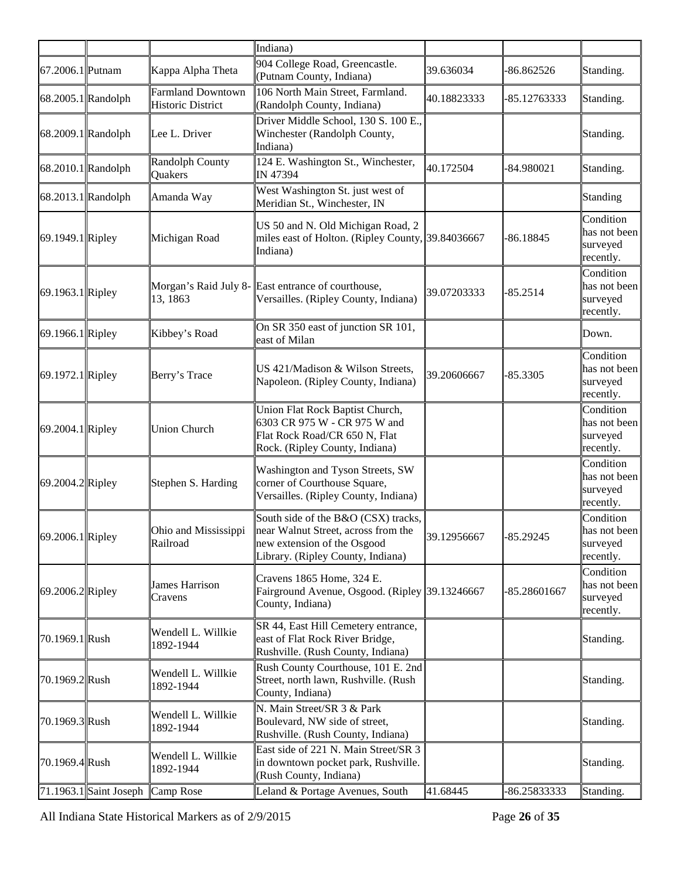| | | | Indiana) | | | |
|---|---|---|---|---|---|---|
| 67.2006.1 | Putnam | Kappa Alpha Theta | 904 College Road, Greencastle. (Putnam County, Indiana) | 39.636034 | -86.862526 | Standing. |
| 68.2005.1 | Randolph | Farmland Downtown Historic District | 106 North Main Street, Farmland. (Randolph County, Indiana) | 40.18823333 | -85.12763333 | Standing. |
| 68.2009.1 | Randolph | Lee L. Driver | Driver Middle School, 130 S. 100 E., Winchester (Randolph County, Indiana) | | | Standing. |
| 68.2010.1 | Randolph | Randolph County Quakers | 124 E. Washington St., Winchester, IN 47394 | 40.172504 | -84.980021 | Standing. |
| 68.2013.1 | Randolph | Amanda Way | West Washington St. just west of Meridian St., Winchester, IN | | | Standing |
| 69.1949.1 | Ripley | Michigan Road | US 50 and N. Old Michigan Road, 2 miles east of Holton. (Ripley County, Indiana) | 39.84036667 | -86.18845 | Condition has not been surveyed recently. |
| 69.1963.1 | Ripley | Morgan's Raid July 8-13, 1863 | East entrance of courthouse, Versailles. (Ripley County, Indiana) | 39.07203333 | -85.2514 | Condition has not been surveyed recently. |
| 69.1966.1 | Ripley | Kibbey's Road | On SR 350 east of junction SR 101, east of Milan | | | Down. |
| 69.1972.1 | Ripley | Berry's Trace | US 421/Madison & Wilson Streets, Napoleon. (Ripley County, Indiana) | 39.20606667 | -85.3305 | Condition has not been surveyed recently. |
| 69.2004.1 | Ripley | Union Church | Union Flat Rock Baptist Church, 6303 CR 975 W - CR 975 W and Flat Rock Road/CR 650 N, Flat Rock. (Ripley County, Indiana) | | | Condition has not been surveyed recently. |
| 69.2004.2 | Ripley | Stephen S. Harding | Washington and Tyson Streets, SW corner of Courthouse Square, Versailles. (Ripley County, Indiana) | | | Condition has not been surveyed recently. |
| 69.2006.1 | Ripley | Ohio and Mississippi Railroad | South side of the B&O (CSX) tracks, near Walnut Street, across from the new extension of the Osgood Library. (Ripley County, Indiana) | 39.12956667 | -85.29245 | Condition has not been surveyed recently. |
| 69.2006.2 | Ripley | James Harrison Cravens | Cravens 1865 Home, 324 E. Fairground Avenue, Osgood. (Ripley County, Indiana) | 39.13246667 | -85.28601667 | Condition has not been surveyed recently. |
| 70.1969.1 | Rush | Wendell L. Willkie 1892-1944 | SR 44, East Hill Cemetery entrance, east of Flat Rock River Bridge, Rushville. (Rush County, Indiana) | | | Standing. |
| 70.1969.2 | Rush | Wendell L. Willkie 1892-1944 | Rush County Courthouse, 101 E. 2nd Street, north lawn, Rushville. (Rush County, Indiana) | | | Standing. |
| 70.1969.3 | Rush | Wendell L. Willkie 1892-1944 | N. Main Street/SR 3 & Park Boulevard, NW side of street, Rushville. (Rush County, Indiana) | | | Standing. |
| 70.1969.4 | Rush | Wendell L. Willkie 1892-1944 | East side of 221 N. Main Street/SR 3 in downtown pocket park, Rushville. (Rush County, Indiana) | | | Standing. |
| 71.1963.1 | Saint Joseph | Camp Rose | Leland & Portage Avenues, South | 41.68445 | -86.25833333 | Standing. |

All Indiana State Historical Markers as of 2/9/2015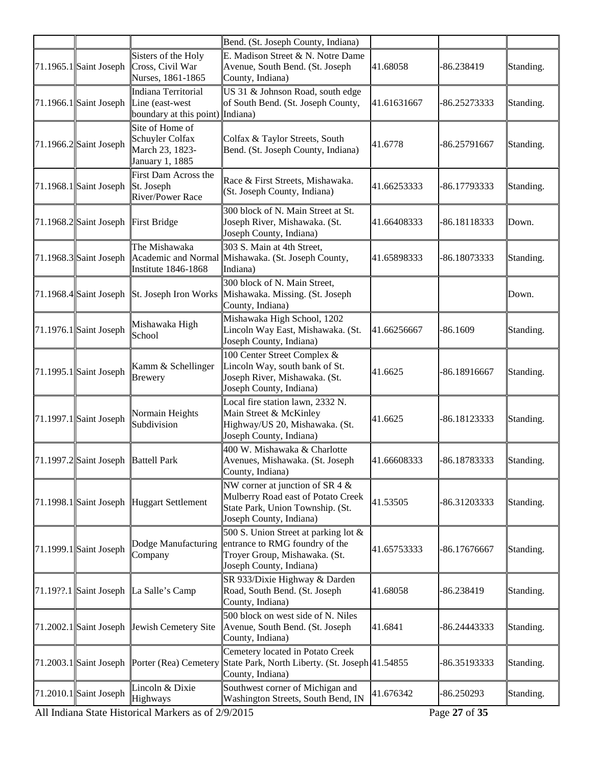|  |  |  | Bend. (St. Joseph County, Indiana) |  |  |  |
| --- | --- | --- | --- | --- | --- | --- |
| 71.1965.1 | Saint Joseph | Sisters of the Holy Cross, Civil War Nurses, 1861-1865 | E. Madison Street & N. Notre Dame Avenue, South Bend. (St. Joseph County, Indiana) | 41.68058 | -86.238419 | Standing. |
| 71.1966.1 | Saint Joseph | Indiana Territorial Line (east-west boundary at this point) | US 31 & Johnson Road, south edge of South Bend. (St. Joseph County, Indiana) | 41.61631667 | -86.25273333 | Standing. |
| 71.1966.2 | Saint Joseph | Site of Home of Schuyler Colfax March 23, 1823-January 1, 1885 | Colfax & Taylor Streets, South Bend. (St. Joseph County, Indiana) | 41.6778 | -86.25791667 | Standing. |
| 71.1968.1 | Saint Joseph | First Dam Across the St. Joseph River/Power Race | Race & First Streets, Mishawaka. (St. Joseph County, Indiana) | 41.66253333 | -86.17793333 | Standing. |
| 71.1968.2 | Saint Joseph | First Bridge | 300 block of N. Main Street at St. Joseph River, Mishawaka. (St. Joseph County, Indiana) | 41.66408333 | -86.18118333 | Down. |
| 71.1968.3 | Saint Joseph | The Mishawaka Academic and Normal Institute 1846-1868 | 303 S. Main at 4th Street, Mishawaka. (St. Joseph County, Indiana) | 41.65898333 | -86.18073333 | Standing. |
| 71.1968.4 | Saint Joseph | St. Joseph Iron Works | 300 block of N. Main Street, Mishawaka. Missing. (St. Joseph County, Indiana) |  |  | Down. |
| 71.1976.1 | Saint Joseph | Mishawaka High School | Mishawaka High School, 1202 Lincoln Way East, Mishawaka. (St. Joseph County, Indiana) | 41.66256667 | -86.1609 | Standing. |
| 71.1995.1 | Saint Joseph | Kamm & Schellinger Brewery | 100 Center Street Complex & Lincoln Way, south bank of St. Joseph River, Mishawaka. (St. Joseph County, Indiana) | 41.6625 | -86.18916667 | Standing. |
| 71.1997.1 | Saint Joseph | Normain Heights Subdivision | Local fire station lawn, 2332 N. Main Street & McKinley Highway/US 20, Mishawaka. (St. Joseph County, Indiana) | 41.6625 | -86.18123333 | Standing. |
| 71.1997.2 | Saint Joseph | Battell Park | 400 W. Mishawaka & Charlotte Avenues, Mishawaka. (St. Joseph County, Indiana) | 41.66608333 | -86.18783333 | Standing. |
| 71.1998.1 | Saint Joseph | Huggart Settlement | NW corner at junction of SR 4 & Mulberry Road east of Potato Creek State Park, Union Township. (St. Joseph County, Indiana) | 41.53505 | -86.31203333 | Standing. |
| 71.1999.1 | Saint Joseph | Dodge Manufacturing Company | 500 S. Union Street at parking lot & entrance to RMG foundry of the Troyer Group, Mishawaka. (St. Joseph County, Indiana) | 41.65753333 | -86.17676667 | Standing. |
| 71.19??.1 | Saint Joseph | La Salle's Camp | SR 933/Dixie Highway & Darden Road, South Bend. (St. Joseph County, Indiana) | 41.68058 | -86.238419 | Standing. |
| 71.2002.1 | Saint Joseph | Jewish Cemetery Site | 500 block on west side of N. Niles Avenue, South Bend. (St. Joseph County, Indiana) | 41.6841 | -86.24443333 | Standing. |
| 71.2003.1 | Saint Joseph | Porter (Rea) Cemetery | Cemetery located in Potato Creek State Park, North Liberty. (St. Joseph County, Indiana) | 41.54855 | -86.35193333 | Standing. |
| 71.2010.1 | Saint Joseph | Lincoln & Dixie Highways | Southwest corner of Michigan and Washington Streets, South Bend, IN | 41.676342 | -86.250293 | Standing. |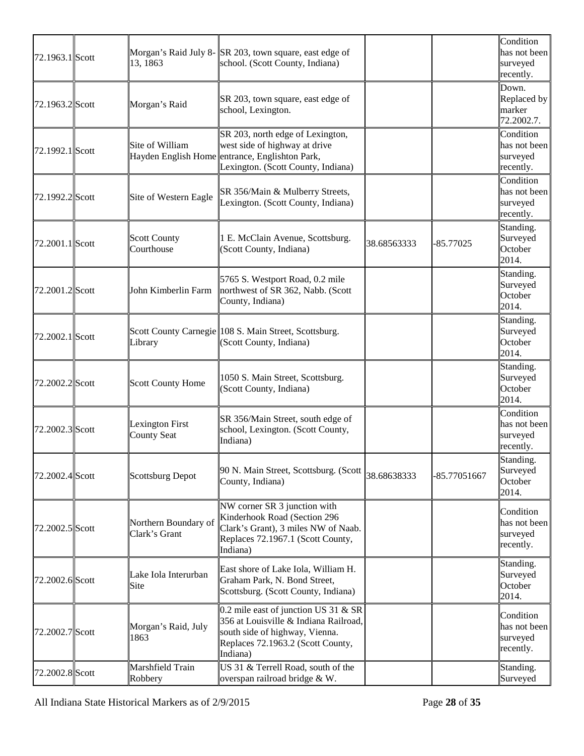| 72.1963.1 | Scott | Morgan's Raid July 8-13, 1863 | SR 203, town square, east edge of school. (Scott County, Indiana) | | | Condition has not been surveyed recently. |
|---|---|---|---|---|---|---|
| 72.1963.2 | Scott | Morgan's Raid | SR 203, town square, east edge of school, Lexington. | | | Down. Replaced by marker 72.2002.7. |
| 72.1992.1 | Scott | Site of William Hayden English Home | SR 203, north edge of Lexington, west side of highway at drive entrance, Englishton Park, Lexington. (Scott County, Indiana) | | | Condition has not been surveyed recently. |
| 72.1992.2 | Scott | Site of Western Eagle | SR 356/Main & Mulberry Streets, Lexington. (Scott County, Indiana) | | | Condition has not been surveyed recently. |
| 72.2001.1 | Scott | Scott County Courthouse | 1 E. McClain Avenue, Scottsburg. (Scott County, Indiana) | 38.68563333 | -85.77025 | Standing. Surveyed October 2014. |
| 72.2001.2 | Scott | John Kimberlin Farm | 5765 S. Westport Road, 0.2 mile northwest of SR 362, Nabb. (Scott County, Indiana) | | | Standing. Surveyed October 2014. |
| 72.2002.1 | Scott | Scott County Carnegie Library | 108 S. Main Street, Scottsburg. (Scott County, Indiana) | | | Standing. Surveyed October 2014. |
| 72.2002.2 | Scott | Scott County Home | 1050 S. Main Street, Scottsburg. (Scott County, Indiana) | | | Standing. Surveyed October 2014. |
| 72.2002.3 | Scott | Lexington First County Seat | SR 356/Main Street, south edge of school, Lexington. (Scott County, Indiana) | | | Condition has not been surveyed recently. |
| 72.2002.4 | Scott | Scottsburg Depot | 90 N. Main Street, Scottsburg. (Scott County, Indiana) | 38.68638333 | -85.77051667 | Standing. Surveyed October 2014. |
| 72.2002.5 | Scott | Northern Boundary of Clark's Grant | NW corner SR 3 junction with Kinderhook Road (Section 296 Clark's Grant), 3 miles NW of Naab. Replaces 72.1967.1 (Scott County, Indiana) | | | Condition has not been surveyed recently. |
| 72.2002.6 | Scott | Lake Iola Interurban Site | East shore of Lake Iola, William H. Graham Park, N. Bond Street, Scottsburg. (Scott County, Indiana) | | | Standing. Surveyed October 2014. |
| 72.2002.7 | Scott | Morgan's Raid, July 1863 | 0.2 mile east of junction US 31 & SR 356 at Louisville & Indiana Railroad, south side of highway, Vienna. Replaces 72.1963.2 (Scott County, Indiana) | | | Condition has not been surveyed recently. |
| 72.2002.8 | Scott | Marshfield Train Robbery | US 31 & Terrell Road, south of the overspan railroad bridge & W. | | | Standing. Surveyed |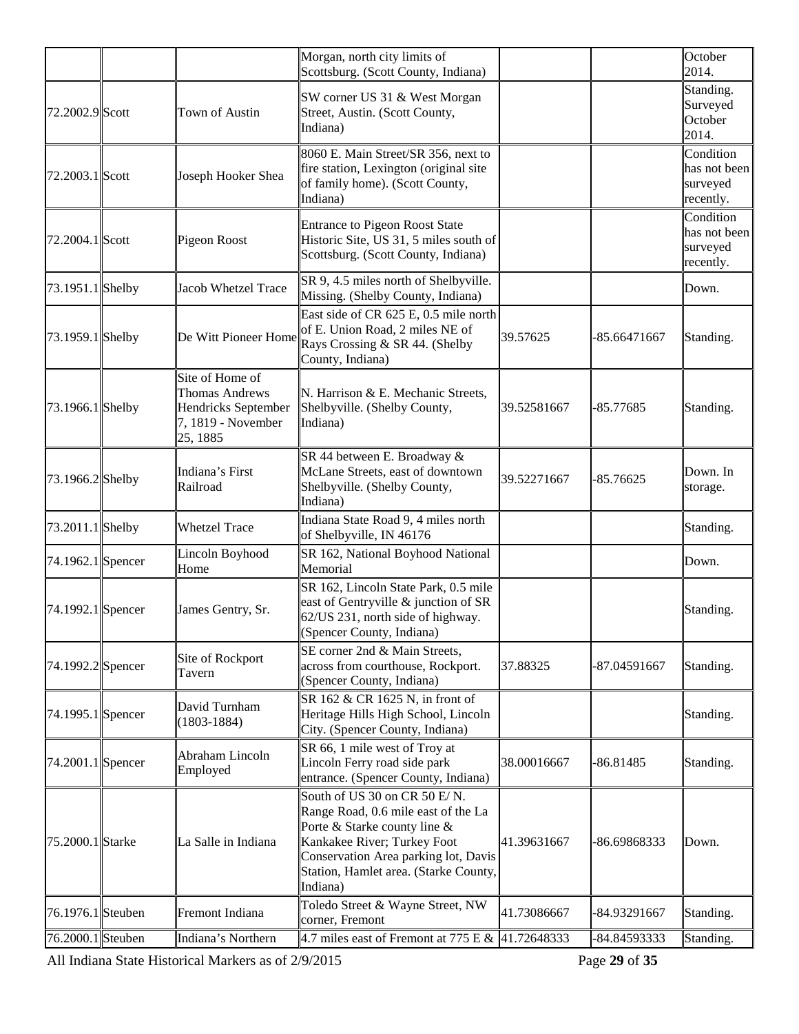|  |  |  | Morgan, north city limits of Scottsburg. (Scott County, Indiana) |  |  | October 2014. |
|---|---|---|---|---|---|---|
| 72.2002.9 | Scott | Town of Austin | SW corner US 31 & West Morgan Street, Austin. (Scott County, Indiana) |  |  | Standing. Surveyed October 2014. |
| 72.2003.1 | Scott | Joseph Hooker Shea | 8060 E. Main Street/SR 356, next to fire station, Lexington (original site of family home). (Scott County, Indiana) |  |  | Condition has not been surveyed recently. |
| 72.2004.1 | Scott | Pigeon Roost | Entrance to Pigeon Roost State Historic Site, US 31, 5 miles south of Scottsburg. (Scott County, Indiana) |  |  | Condition has not been surveyed recently. |
| 73.1951.1 | Shelby | Jacob Whetzel Trace | SR 9, 4.5 miles north of Shelbyville. Missing. (Shelby County, Indiana) |  |  | Down. |
| 73.1959.1 | Shelby | De Witt Pioneer Home | East side of CR 625 E, 0.5 mile north of E. Union Road, 2 miles NE of Rays Crossing & SR 44. (Shelby County, Indiana) | 39.57625 | -85.66471667 | Standing. |
| 73.1966.1 | Shelby | Site of Home of Thomas Andrews Hendricks September 7, 1819 - November 25, 1885 | N. Harrison & E. Mechanic Streets, Shelbyville. (Shelby County, Indiana) | 39.52581667 | -85.77685 | Standing. |
| 73.1966.2 | Shelby | Indiana's First Railroad | SR 44 between E. Broadway & McLane Streets, east of downtown Shelbyville. (Shelby County, Indiana) | 39.52271667 | -85.76625 | Down. In storage. |
| 73.2011.1 | Shelby | Whetzel Trace | Indiana State Road 9, 4 miles north of Shelbyville, IN 46176 |  |  | Standing. |
| 74.1962.1 | Spencer | Lincoln Boyhood Home | SR 162, National Boyhood National Memorial |  |  | Down. |
| 74.1992.1 | Spencer | James Gentry, Sr. | SR 162, Lincoln State Park, 0.5 mile east of Gentryville & junction of SR 62/US 231, north side of highway. (Spencer County, Indiana) |  |  | Standing. |
| 74.1992.2 | Spencer | Site of Rockport Tavern | SE corner 2nd & Main Streets, across from courthouse, Rockport. (Spencer County, Indiana) | 37.88325 | -87.04591667 | Standing. |
| 74.1995.1 | Spencer | David Turnham (1803-1884) | SR 162 & CR 1625 N, in front of Heritage Hills High School, Lincoln City. (Spencer County, Indiana) |  |  | Standing. |
| 74.2001.1 | Spencer | Abraham Lincoln Employed | SR 66, 1 mile west of Troy at Lincoln Ferry road side park entrance. (Spencer County, Indiana) | 38.00016667 | -86.81485 | Standing. |
| 75.2000.1 | Starke | La Salle in Indiana | South of US 30 on CR 50 E/ N. Range Road, 0.6 mile east of the La Porte & Starke county line & Kankakee River; Turkey Foot Conservation Area parking lot, Davis Station, Hamlet area. (Starke County, Indiana) | 41.39631667 | -86.69868333 | Down. |
| 76.1976.1 | Steuben | Fremont Indiana | Toledo Street & Wayne Street, NW corner, Fremont | 41.73086667 | -84.93291667 | Standing. |
| 76.2000.1 | Steuben | Indiana's Northern | 4.7 miles east of Fremont at 775 E & | 41.72648333 | -84.84593333 | Standing. |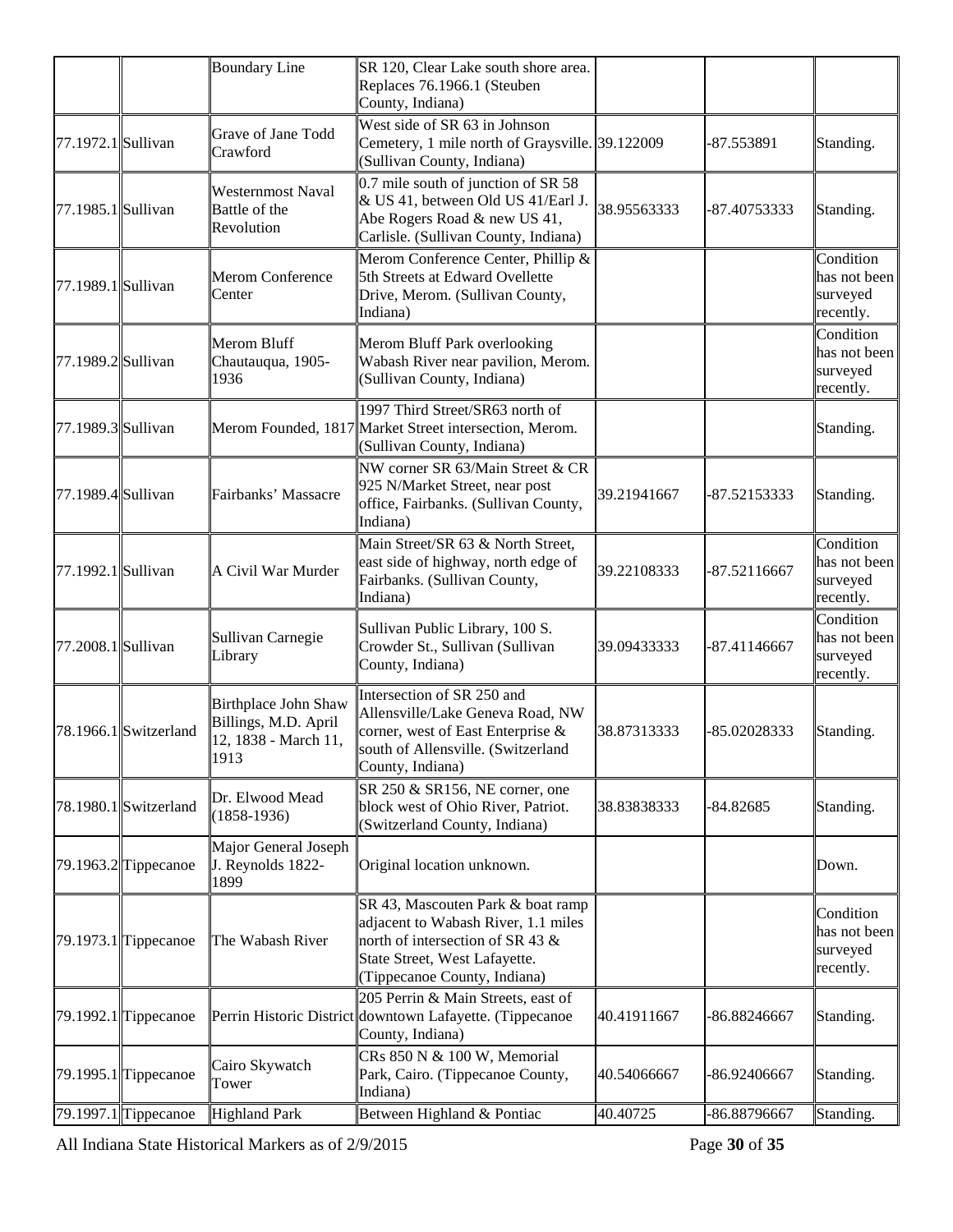| | | Boundary Line | SR 120, Clear Lake south shore area. Replaces 76.1966.1 (Steuben County, Indiana) | | | |
|---|---|---|---|---|---|---|
| 77.1972.1 | Sullivan | Grave of Jane Todd Crawford | West side of SR 63 in Johnson Cemetery, 1 mile north of Graysville. (Sullivan County, Indiana) | 39.122009 | -87.553891 | Standing. |
| 77.1985.1 | Sullivan | Westernmost Naval Battle of the Revolution | 0.7 mile south of junction of SR 58 & US 41, between Old US 41/Earl J. Abe Rogers Road & new US 41, Carlisle. (Sullivan County, Indiana) | 38.95563333 | -87.40753333 | Standing. |
| 77.1989.1 | Sullivan | Merom Conference Center | Merom Conference Center, Phillip & 5th Streets at Edward Ovellette Drive, Merom. (Sullivan County, Indiana) | | | Condition has not been surveyed recently. |
| 77.1989.2 | Sullivan | Merom Bluff Chautauqua, 1905-1936 | Merom Bluff Park overlooking Wabash River near pavilion, Merom. (Sullivan County, Indiana) | | | Condition has not been surveyed recently. |
| 77.1989.3 | Sullivan | Merom Founded, 1817 | 1997 Third Street/SR63 north of Market Street intersection, Merom. (Sullivan County, Indiana) | | | Standing. |
| 77.1989.4 | Sullivan | Fairbanks' Massacre | NW corner SR 63/Main Street & CR 925 N/Market Street, near post office, Fairbanks. (Sullivan County, Indiana) | 39.21941667 | -87.52153333 | Standing. |
| 77.1992.1 | Sullivan | A Civil War Murder | Main Street/SR 63 & North Street, east side of highway, north edge of Fairbanks. (Sullivan County, Indiana) | 39.22108333 | -87.52116667 | Condition has not been surveyed recently. |
| 77.2008.1 | Sullivan | Sullivan Carnegie Library | Sullivan Public Library, 100 S. Crowder St., Sullivan (Sullivan County, Indiana) | 39.09433333 | -87.41146667 | Condition has not been surveyed recently. |
| 78.1966.1 | Switzerland | Birthplace John Shaw Billings, M.D. April 12, 1838 - March 11, 1913 | Intersection of SR 250 and Allensville/Lake Geneva Road, NW corner, west of East Enterprise & south of Allensville. (Switzerland County, Indiana) | 38.87313333 | -85.02028333 | Standing. |
| 78.1980.1 | Switzerland | Dr. Elwood Mead (1858-1936) | SR 250 & SR156, NE corner, one block west of Ohio River, Patriot. (Switzerland County, Indiana) | 38.83838333 | -84.82685 | Standing. |
| 79.1963.2 | Tippecanoe | Major General Joseph J. Reynolds 1822-1899 | Original location unknown. | | | Down. |
| 79.1973.1 | Tippecanoe | The Wabash River | SR 43, Mascouten Park & boat ramp adjacent to Wabash River, 1.1 miles north of intersection of SR 43 & State Street, West Lafayette. (Tippecanoe County, Indiana) | | | Condition has not been surveyed recently. |
| 79.1992.1 | Tippecanoe | Perrin Historic District | 205 Perrin & Main Streets, east of downtown Lafayette. (Tippecanoe County, Indiana) | 40.41911667 | -86.88246667 | Standing. |
| 79.1995.1 | Tippecanoe | Cairo Skywatch Tower | CRs 850 N & 100 W, Memorial Park, Cairo. (Tippecanoe County, Indiana) | 40.54066667 | -86.92406667 | Standing. |
| 79.1997.1 | Tippecanoe | Highland Park | Between Highland & Pontiac | 40.40725 | -86.88796667 | Standing. |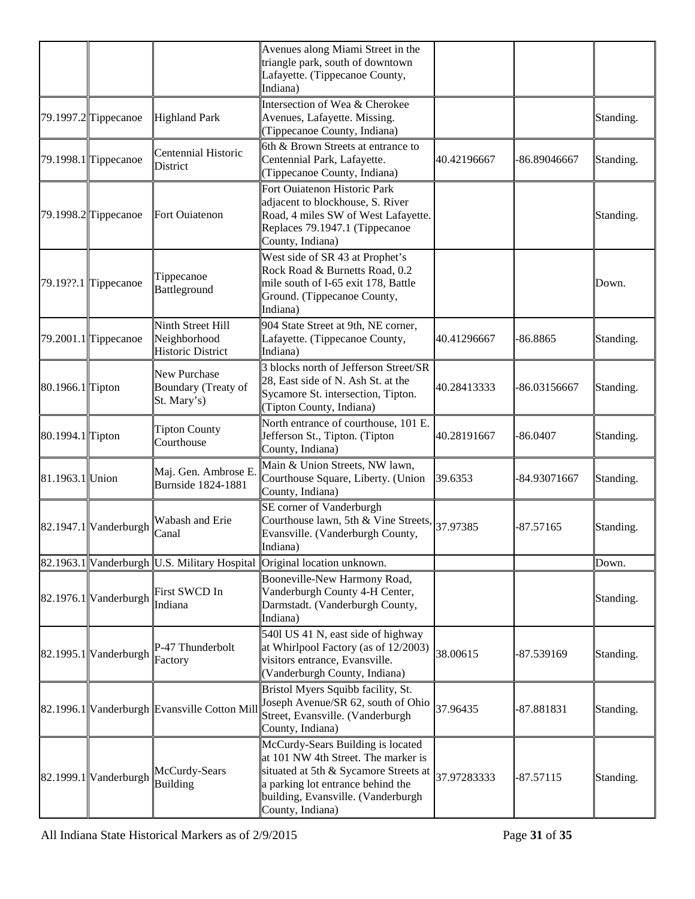| | | | Avenues along Miami Street in the triangle park, south of downtown Lafayette. (Tippecanoe County, Indiana) | | | |
|---|---|---|---|---|---|---|
| 79.1997.2 | Tippecanoe | Highland Park | Intersection of Wea & Cherokee Avenues, Lafayette. Missing. (Tippecanoe County, Indiana) | | | Standing. |
| 79.1998.1 | Tippecanoe | Centennial Historic District | 6th & Brown Streets at entrance to Centennial Park, Lafayette. (Tippecanoe County, Indiana) | 40.42196667 | -86.89046667 | Standing. |
| 79.1998.2 | Tippecanoe | Fort Ouiatenon | Fort Ouiatenon Historic Park adjacent to blockhouse, S. River Road, 4 miles SW of West Lafayette. Replaces 79.1947.1 (Tippecanoe County, Indiana) | | | Standing. |
| 79.19??.1 | Tippecanoe | Tippecanoe Battleground | West side of SR 43 at Prophet's Rock Road & Burnetts Road, 0.2 mile south of I-65 exit 178, Battle Ground. (Tippecanoe County, Indiana) | | | Down. |
| 79.2001.1 | Tippecanoe | Ninth Street Hill Neighborhood Historic District | 904 State Street at 9th, NE corner, Lafayette. (Tippecanoe County, Indiana) | 40.41296667 | -86.8865 | Standing. |
| 80.1966.1 | Tipton | New Purchase Boundary (Treaty of St. Mary's) | 3 blocks north of Jefferson Street/SR 28, East side of N. Ash St. at the Sycamore St. intersection, Tipton. (Tipton County, Indiana) | 40.28413333 | -86.03156667 | Standing. |
| 80.1994.1 | Tipton | Tipton County Courthouse | North entrance of courthouse, 101 E. Jefferson St., Tipton. (Tipton County, Indiana) | 40.28191667 | -86.0407 | Standing. |
| 81.1963.1 | Union | Maj. Gen. Ambrose E. Burnside 1824-1881 | Main & Union Streets, NW lawn, Courthouse Square, Liberty. (Union County, Indiana) | 39.6353 | -84.93071667 | Standing. |
| 82.1947.1 | Vanderburgh | Wabash and Erie Canal | SE corner of Vanderburgh Courthouse lawn, 5th & Vine Streets, Evansville. (Vanderburgh County, Indiana) | 37.97385 | -87.57165 | Standing. |
| 82.1963.1 | Vanderburgh | U.S. Military Hospital | Original location unknown. | | | Down. |
| 82.1976.1 | Vanderburgh | First SWCD In Indiana | Booneville-New Harmony Road, Vanderburgh County 4-H Center, Darmstadt. (Vanderburgh County, Indiana) | | | Standing. |
| 82.1995.1 | Vanderburgh | P-47 Thunderbolt Factory | 540l US 41 N, east side of highway at Whirlpool Factory (as of 12/2003) visitors entrance, Evansville. (Vanderburgh County, Indiana) | 38.00615 | -87.539169 | Standing. |
| 82.1996.1 | Vanderburgh | Evansville Cotton Mill | Bristol Myers Squibb facility, St. Joseph Avenue/SR 62, south of Ohio Street, Evansville. (Vanderburgh County, Indiana) | 37.96435 | -87.881831 | Standing. |
| 82.1999.1 | Vanderburgh | McCurdy-Sears Building | McCurdy-Sears Building is located at 101 NW 4th Street. The marker is situated at 5th & Sycamore Streets at a parking lot entrance behind the building, Evansville. (Vanderburgh County, Indiana) | 37.97283333 | -87.57115 | Standing. |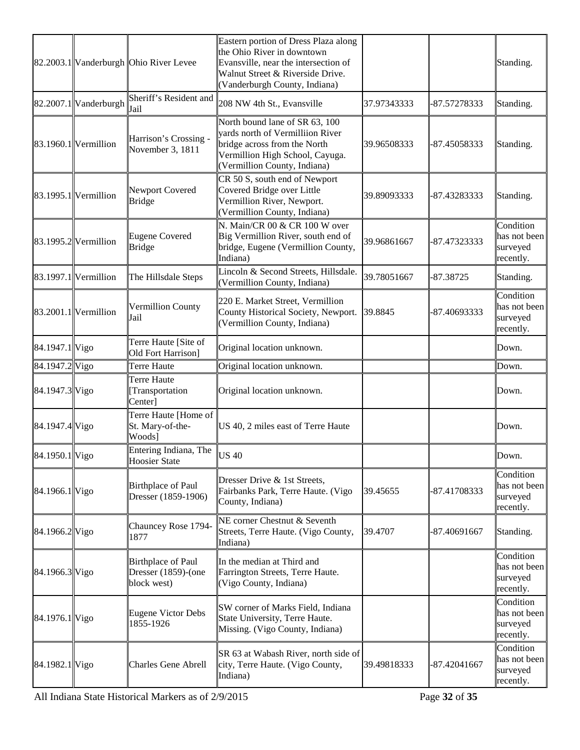| | | | | | | |
|---|---|---|---|---|---|---|
| 82.2003.1 | Vanderburgh | Ohio River Levee | Eastern portion of Dress Plaza along the Ohio River in downtown Evansville, near the intersection of Walnut Street & Riverside Drive. (Vanderburgh County, Indiana) | | | Standing. |
| 82.2007.1 | Vanderburgh | Sheriff's Resident and Jail | 208 NW 4th St., Evansville | 37.97343333 | -87.57278333 | Standing. |
| 83.1960.1 | Vermillion | Harrison's Crossing - November 3, 1811 | North bound lane of SR 63, 100 yards north of Vermilliion River bridge across from the North Vermillion High School, Cayuga. (Vermillion County, Indiana) | 39.96508333 | -87.45058333 | Standing. |
| 83.1995.1 | Vermillion | Newport Covered Bridge | CR 50 S, south end of Newport Covered Bridge over Little Vermillion River, Newport. (Vermillion County, Indiana) | 39.89093333 | -87.43283333 | Standing. |
| 83.1995.2 | Vermillion | Eugene Covered Bridge | N. Main/CR 00 & CR 100 W over Big Vermillion River, south end of bridge, Eugene (Vermillion County, Indiana) | 39.96861667 | -87.47323333 | Condition has not been surveyed recently. |
| 83.1997.1 | Vermillion | The Hillsdale Steps | Lincoln & Second Streets, Hillsdale. (Vermillion County, Indiana) | 39.78051667 | -87.38725 | Standing. |
| 83.2001.1 | Vermillion | Vermillion County Jail | 220 E. Market Street, Vermillion County Historical Society, Newport. (Vermillion County, Indiana) | 39.8845 | -87.40693333 | Condition has not been surveyed recently. |
| 84.1947.1 | Vigo | Terre Haute [Site of Old Fort Harrison] | Original location unknown. | | | Down. |
| 84.1947.2 | Vigo | Terre Haute | Original location unknown. | | | Down. |
| 84.1947.3 | Vigo | Terre Haute [Transportation Center] | Original location unknown. | | | Down. |
| 84.1947.4 | Vigo | Terre Haute [Home of St. Mary-of-the-Woods] | US 40, 2 miles east of Terre Haute | | | Down. |
| 84.1950.1 | Vigo | Entering Indiana, The Hoosier State | US 40 | | | Down. |
| 84.1966.1 | Vigo | Birthplace of Paul Dresser (1859-1906) | Dresser Drive & 1st Streets, Fairbanks Park, Terre Haute. (Vigo County, Indiana) | 39.45655 | -87.41708333 | Condition has not been surveyed recently. |
| 84.1966.2 | Vigo | Chauncey Rose 1794-1877 | NE corner Chestnut & Seventh Streets, Terre Haute. (Vigo County, Indiana) | 39.4707 | -87.40691667 | Standing. |
| 84.1966.3 | Vigo | Birthplace of Paul Dresser (1859)-(one block west) | In the median at Third and Farrington Streets, Terre Haute. (Vigo County, Indiana) | | | Condition has not been surveyed recently. |
| 84.1976.1 | Vigo | Eugene Victor Debs 1855-1926 | SW corner of Marks Field, Indiana State University, Terre Haute. Missing. (Vigo County, Indiana) | | | Condition has not been surveyed recently. |
| 84.1982.1 | Vigo | Charles Gene Abrell | SR 63 at Wabash River, north side of city, Terre Haute. (Vigo County, Indiana) | 39.49818333 | -87.42041667 | Condition has not been surveyed recently. |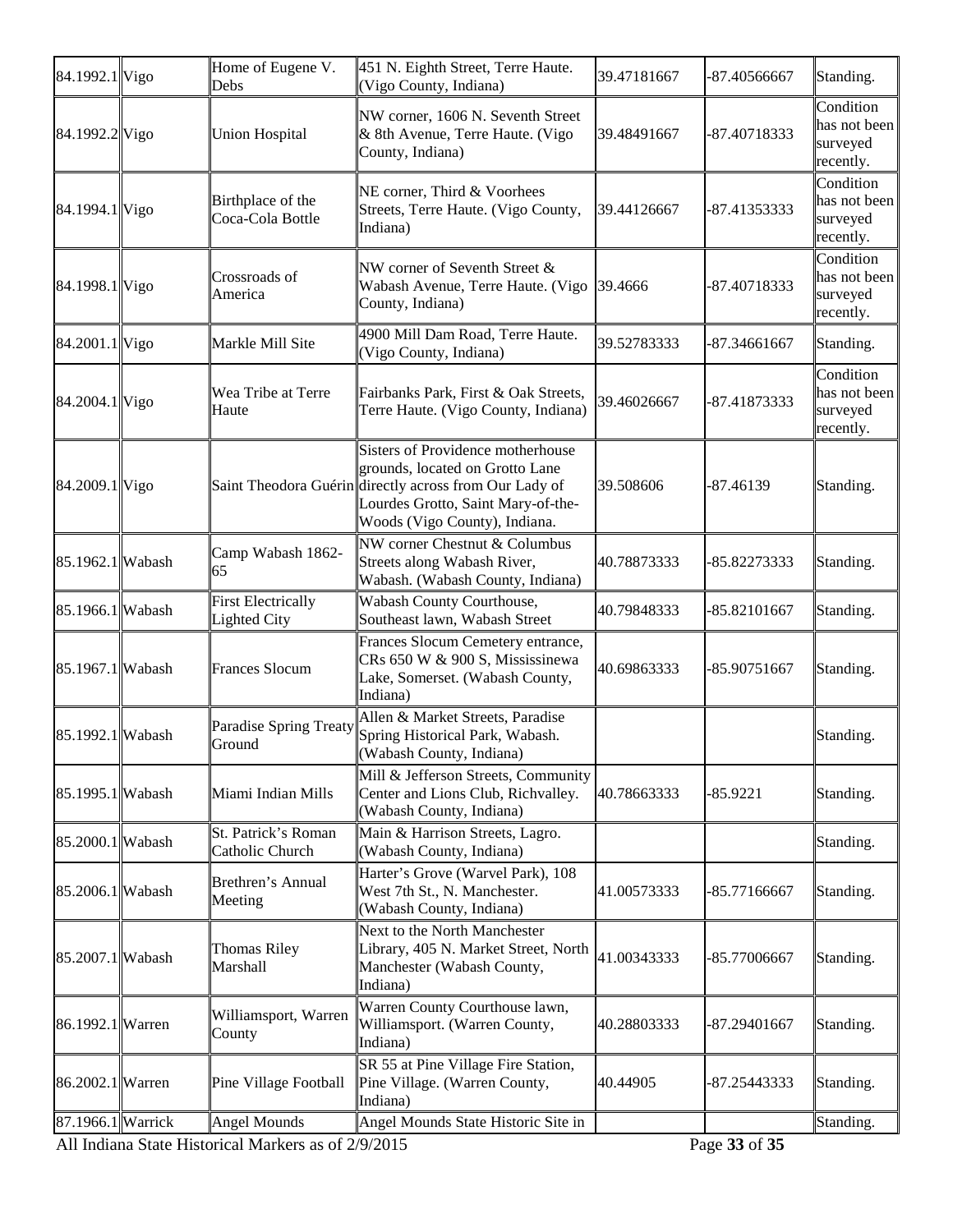| | | | | | | |
|---|---|---|---|---|---|---|
| 84.1992.1 | Vigo | Home of Eugene V. Debs | 451 N. Eighth Street, Terre Haute. (Vigo County, Indiana) | 39.47181667 | -87.40566667 | Standing. |
| 84.1992.2 | Vigo | Union Hospital | NW corner, 1606 N. Seventh Street & 8th Avenue, Terre Haute. (Vigo County, Indiana) | 39.48491667 | -87.40718333 | Condition has not been surveyed recently. |
| 84.1994.1 | Vigo | Birthplace of the Coca-Cola Bottle | NE corner, Third & Voorhees Streets, Terre Haute. (Vigo County, Indiana) | 39.44126667 | -87.41353333 | Condition has not been surveyed recently. |
| 84.1998.1 | Vigo | Crossroads of America | NW corner of Seventh Street & Wabash Avenue, Terre Haute. (Vigo County, Indiana) | 39.4666 | -87.40718333 | Condition has not been surveyed recently. |
| 84.2001.1 | Vigo | Markle Mill Site | 4900 Mill Dam Road, Terre Haute. (Vigo County, Indiana) | 39.52783333 | -87.34661667 | Standing. |
| 84.2004.1 | Vigo | Wea Tribe at Terre Haute | Fairbanks Park, First & Oak Streets, Terre Haute. (Vigo County, Indiana) | 39.46026667 | -87.41873333 | Condition has not been surveyed recently. |
| 84.2009.1 | Vigo | Saint Theodora Guérin | Sisters of Providence motherhouse grounds, located on Grotto Lane directly across from Our Lady of Lourdes Grotto, Saint Mary-of-the-Woods (Vigo County), Indiana. | 39.508606 | -87.46139 | Standing. |
| 85.1962.1 | Wabash | Camp Wabash 1862-65 | NW corner Chestnut & Columbus Streets along Wabash River, Wabash. (Wabash County, Indiana) | 40.78873333 | -85.82273333 | Standing. |
| 85.1966.1 | Wabash | First Electrically Lighted City | Wabash County Courthouse, Southeast lawn, Wabash Street | 40.79848333 | -85.82101667 | Standing. |
| 85.1967.1 | Wabash | Frances Slocum | Frances Slocum Cemetery entrance, CRs 650 W & 900 S, Mississinewa Lake, Somerset. (Wabash County, Indiana) | 40.69863333 | -85.90751667 | Standing. |
| 85.1992.1 | Wabash | Paradise Spring Treaty Ground | Allen & Market Streets, Paradise Spring Historical Park, Wabash. (Wabash County, Indiana) | | | Standing. |
| 85.1995.1 | Wabash | Miami Indian Mills | Mill & Jefferson Streets, Community Center and Lions Club, Richvalley. (Wabash County, Indiana) | 40.78663333 | -85.9221 | Standing. |
| 85.2000.1 | Wabash | St. Patrick's Roman Catholic Church | Main & Harrison Streets, Lagro. (Wabash County, Indiana) | | | Standing. |
| 85.2006.1 | Wabash | Brethren's Annual Meeting | Harter's Grove (Warvel Park), 108 West 7th St., N. Manchester. (Wabash County, Indiana) | 41.00573333 | -85.77166667 | Standing. |
| 85.2007.1 | Wabash | Thomas Riley Marshall | Next to the North Manchester Library, 405 N. Market Street, North Manchester (Wabash County, Indiana) | 41.00343333 | -85.77006667 | Standing. |
| 86.1992.1 | Warren | Williamsport, Warren County | Warren County Courthouse lawn, Williamsport. (Warren County, Indiana) | 40.28803333 | -87.29401667 | Standing. |
| 86.2002.1 | Warren | Pine Village Football | SR 55 at Pine Village Fire Station, Pine Village. (Warren County, Indiana) | 40.44905 | -87.25443333 | Standing. |
| 87.1966.1 | Warrick | Angel Mounds | Angel Mounds State Historic Site in | | | Standing. |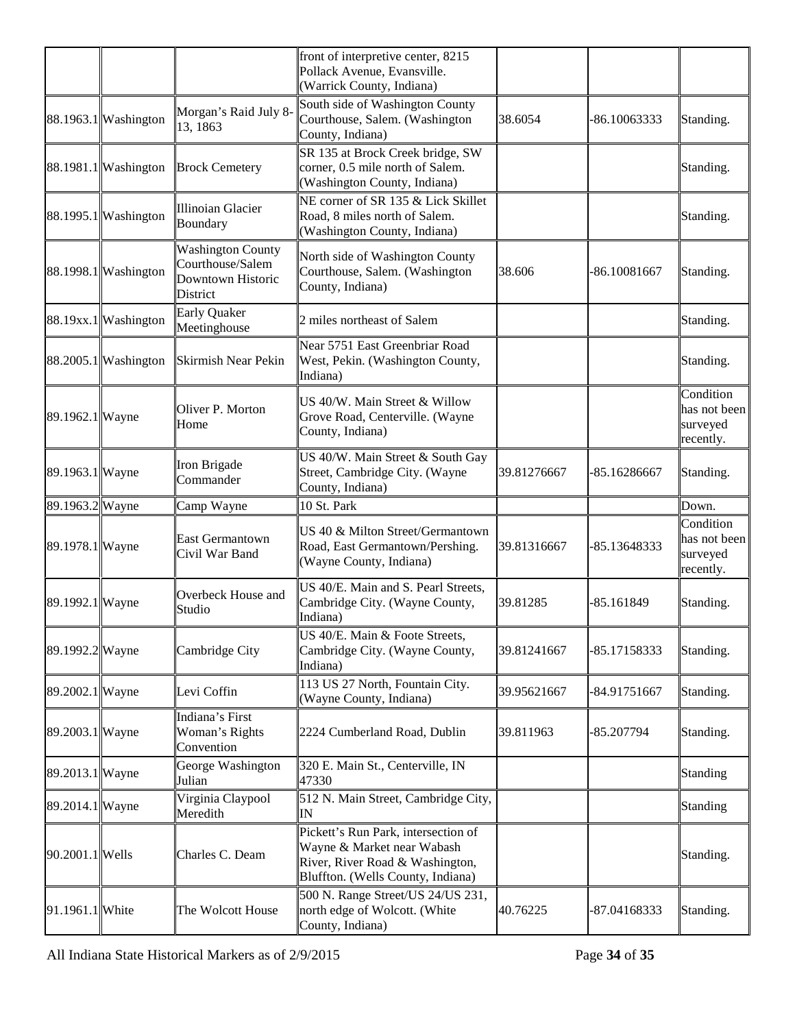|  |  |  | front of interpretive center, 8215 Pollack Avenue, Evansville. (Warrick County, Indiana) |  |  |  |
| --- | --- | --- | --- | --- | --- | --- |
| 88.1963.1 | Washington | Morgan's Raid July 8-13, 1863 | South side of Washington County Courthouse, Salem. (Washington County, Indiana) | 38.6054 | -86.10063333 | Standing. |
| 88.1981.1 | Washington | Brock Cemetery | SR 135 at Brock Creek bridge, SW corner, 0.5 mile north of Salem. (Washington County, Indiana) |  |  | Standing. |
| 88.1995.1 | Washington | Illinoian Glacier Boundary | NE corner of SR 135 & Lick Skillet Road, 8 miles north of Salem. (Washington County, Indiana) |  |  | Standing. |
| 88.1998.1 | Washington | Washington County Courthouse/Salem Downtown Historic District | North side of Washington County Courthouse, Salem. (Washington County, Indiana) | 38.606 | -86.10081667 | Standing. |
| 88.19xx.1 | Washington | Early Quaker Meetinghouse | 2 miles northeast of Salem |  |  | Standing. |
| 88.2005.1 | Washington | Skirmish Near Pekin | Near 5751 East Greenbriar Road West, Pekin. (Washington County, Indiana) |  |  | Standing. |
| 89.1962.1 | Wayne | Oliver P. Morton Home | US 40/W. Main Street & Willow Grove Road, Centerville. (Wayne County, Indiana) |  |  | Condition has not been surveyed recently. |
| 89.1963.1 | Wayne | Iron Brigade Commander | US 40/W. Main Street & South Gay Street, Cambridge City. (Wayne County, Indiana) | 39.81276667 | -85.16286667 | Standing. |
| 89.1963.2 | Wayne | Camp Wayne | 10 St. Park |  |  | Down. |
| 89.1978.1 | Wayne | East Germantown Civil War Band | US 40 & Milton Street/Germantown Road, East Germantown/Pershing. (Wayne County, Indiana) | 39.81316667 | -85.13648333 | Condition has not been surveyed recently. |
| 89.1992.1 | Wayne | Overbeck House and Studio | US 40/E. Main and S. Pearl Streets, Cambridge City. (Wayne County, Indiana) | 39.81285 | -85.161849 | Standing. |
| 89.1992.2 | Wayne | Cambridge City | US 40/E. Main & Foote Streets, Cambridge City. (Wayne County, Indiana) | 39.81241667 | -85.17158333 | Standing. |
| 89.2002.1 | Wayne | Levi Coffin | 113 US 27 North, Fountain City. (Wayne County, Indiana) | 39.95621667 | -84.91751667 | Standing. |
| 89.2003.1 | Wayne | Indiana's First Woman's Rights Convention | 2224 Cumberland Road, Dublin | 39.811963 | -85.207794 | Standing. |
| 89.2013.1 | Wayne | George Washington Julian | 320 E. Main St., Centerville, IN 47330 |  |  | Standing |
| 89.2014.1 | Wayne | Virginia Claypool Meredith | 512 N. Main Street, Cambridge City, IN |  |  | Standing |
| 90.2001.1 | Wells | Charles C. Deam | Pickett's Run Park, intersection of Wayne & Market near Wabash River, River Road & Washington, Bluffton. (Wells County, Indiana) |  |  | Standing. |
| 91.1961.1 | White | The Wolcott House | 500 N. Range Street/US 24/US 231, north edge of Wolcott. (White County, Indiana) | 40.76225 | -87.04168333 | Standing. |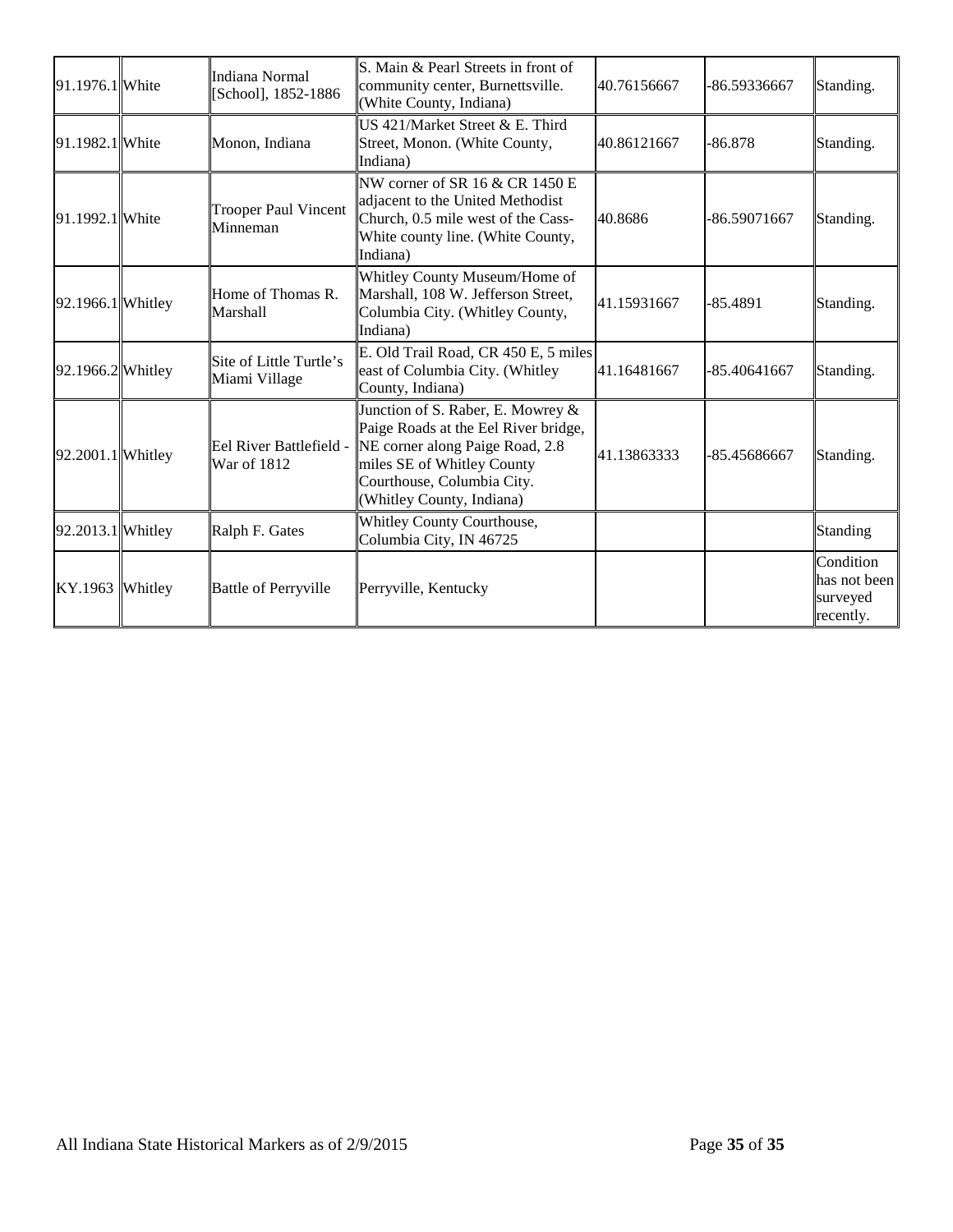| | | | | | | |
|---|---|---|---|---|---|---|
| 91.1976.1 | White | Indiana Normal [School], 1852-1886 | S. Main & Pearl Streets in front of community center, Burnettsville. (White County, Indiana) | 40.76156667 | -86.59336667 | Standing. |
| 91.1982.1 | White | Monon, Indiana | US 421/Market Street & E. Third Street, Monon. (White County, Indiana) | 40.86121667 | -86.878 | Standing. |
| 91.1992.1 | White | Trooper Paul Vincent Minneman | NW corner of SR 16 & CR 1450 E adjacent to the United Methodist Church, 0.5 mile west of the Cass-White county line. (White County, Indiana) | 40.8686 | -86.59071667 | Standing. |
| 92.1966.1 | Whitley | Home of Thomas R. Marshall | Whitley County Museum/Home of Marshall, 108 W. Jefferson Street, Columbia City. (Whitley County, Indiana) | 41.15931667 | -85.4891 | Standing. |
| 92.1966.2 | Whitley | Site of Little Turtle's Miami Village | E. Old Trail Road, CR 450 E, 5 miles east of Columbia City. (Whitley County, Indiana) | 41.16481667 | -85.40641667 | Standing. |
| 92.2001.1 | Whitley | Eel River Battlefield - War of 1812 | Junction of S. Raber, E. Mowrey & Paige Roads at the Eel River bridge, NE corner along Paige Road, 2.8 miles SE of Whitley County Courthouse, Columbia City. (Whitley County, Indiana) | 41.13863333 | -85.45686667 | Standing. |
| 92.2013.1 | Whitley | Ralph F. Gates | Whitley County Courthouse, Columbia City, IN 46725 | | | Standing |
| KY.1963 | Whitley | Battle of Perryville | Perryville, Kentucky | | | Condition has not been surveyed recently. |